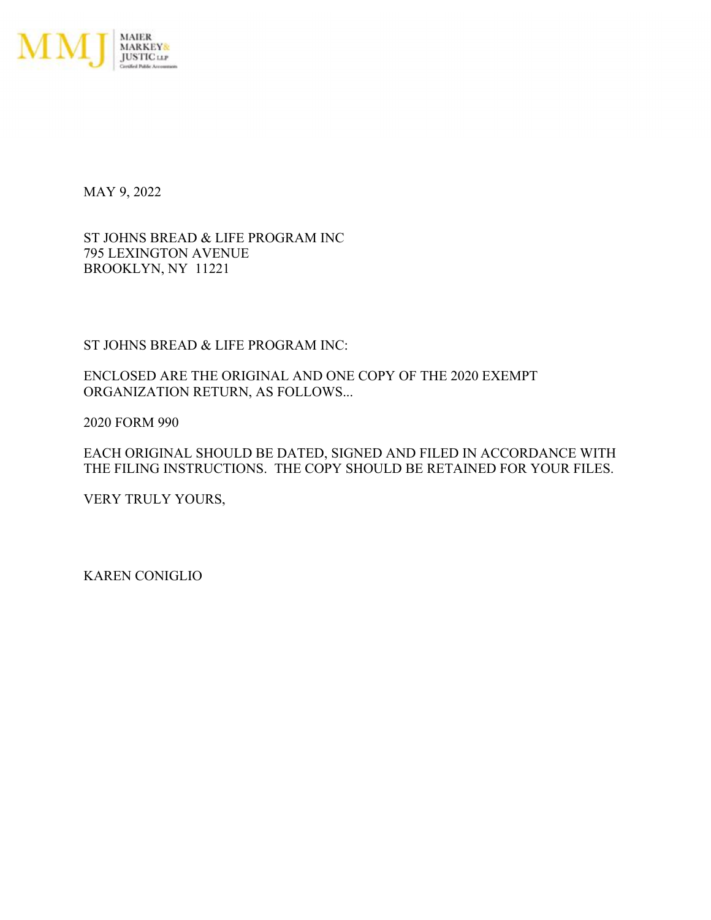MMJ MAIER MARKEY & JUSTIC LLP
Certified Public Accountants

MAY 9, 2022

ST JOHNS BREAD & LIFE PROGRAM INC
795 LEXINGTON AVENUE
BROOKLYN, NY 11221

ST JOHNS BREAD & LIFE PROGRAM INC:

ENCLOSED ARE THE ORIGINAL AND ONE COPY OF THE 2020 EXEMPT ORGANIZATION RETURN, AS FOLLOWS...

2020 FORM 990

EACH ORIGINAL SHOULD BE DATED, SIGNED AND FILED IN ACCORDANCE WITH THE FILING INSTRUCTIONS. THE COPY SHOULD BE RETAINED FOR YOUR FILES.

VERY TRULY YOURS,

KAREN CONIGLIO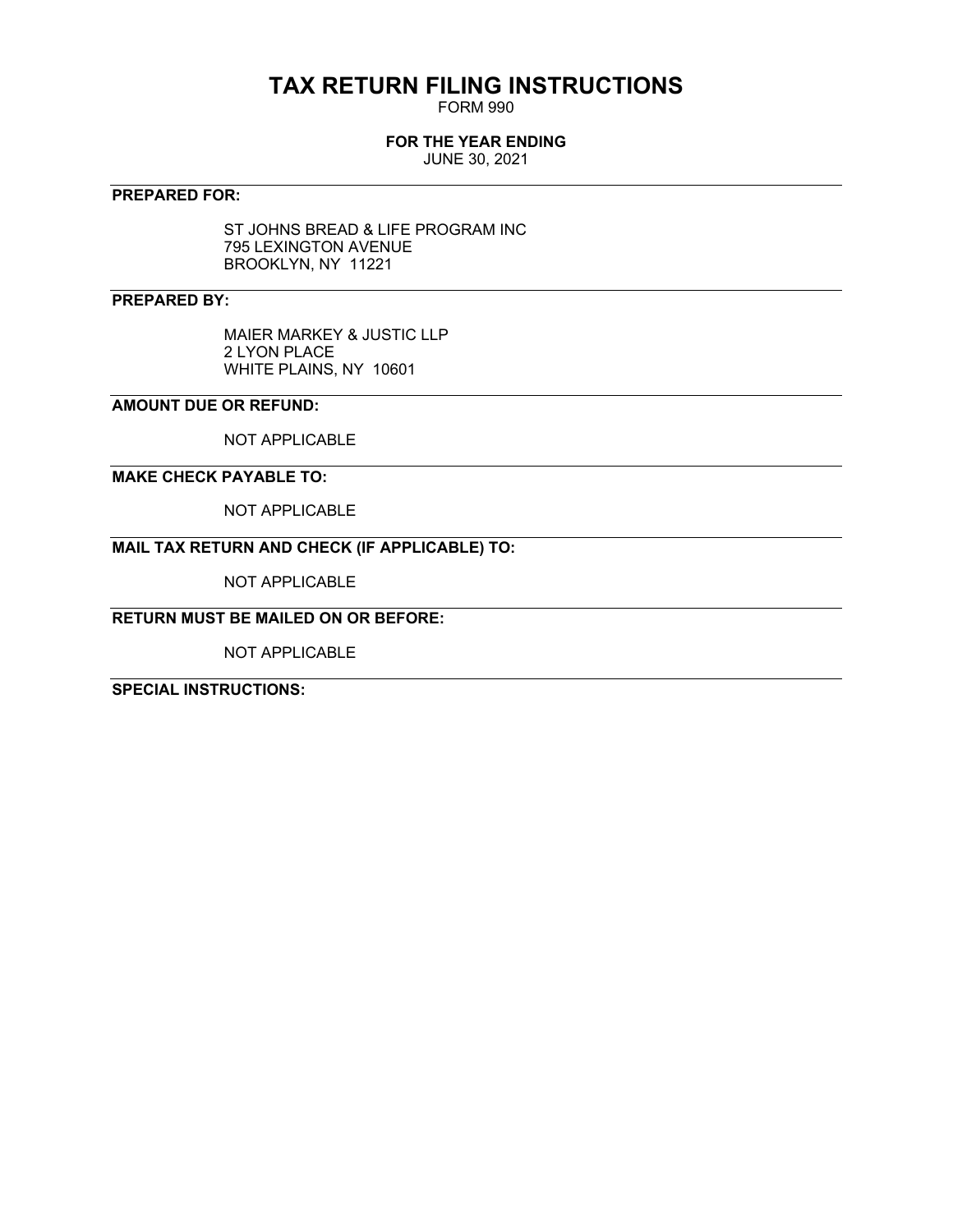# TAX RETURN FILING INSTRUCTIONS

FORM 990

**FOR THE YEAR ENDING**

JUNE 30, 2021

---

**PREPARED FOR:**

ST JOHNS BREAD & LIFE PROGRAM INC
795 LEXINGTON AVENUE
BROOKLYN, NY 11221

---

**PREPARED BY:**

MAIER MARKEY & JUSTIC LLP
2 LYON PLACE
WHITE PLAINS, NY 10601

---

**AMOUNT DUE OR REFUND:**

NOT APPLICABLE

---

**MAKE CHECK PAYABLE TO:**

NOT APPLICABLE

---

**MAIL TAX RETURN AND CHECK (IF APPLICABLE) TO:**

NOT APPLICABLE

---

**RETURN MUST BE MAILED ON OR BEFORE:**

NOT APPLICABLE

---

**SPECIAL INSTRUCTIONS:**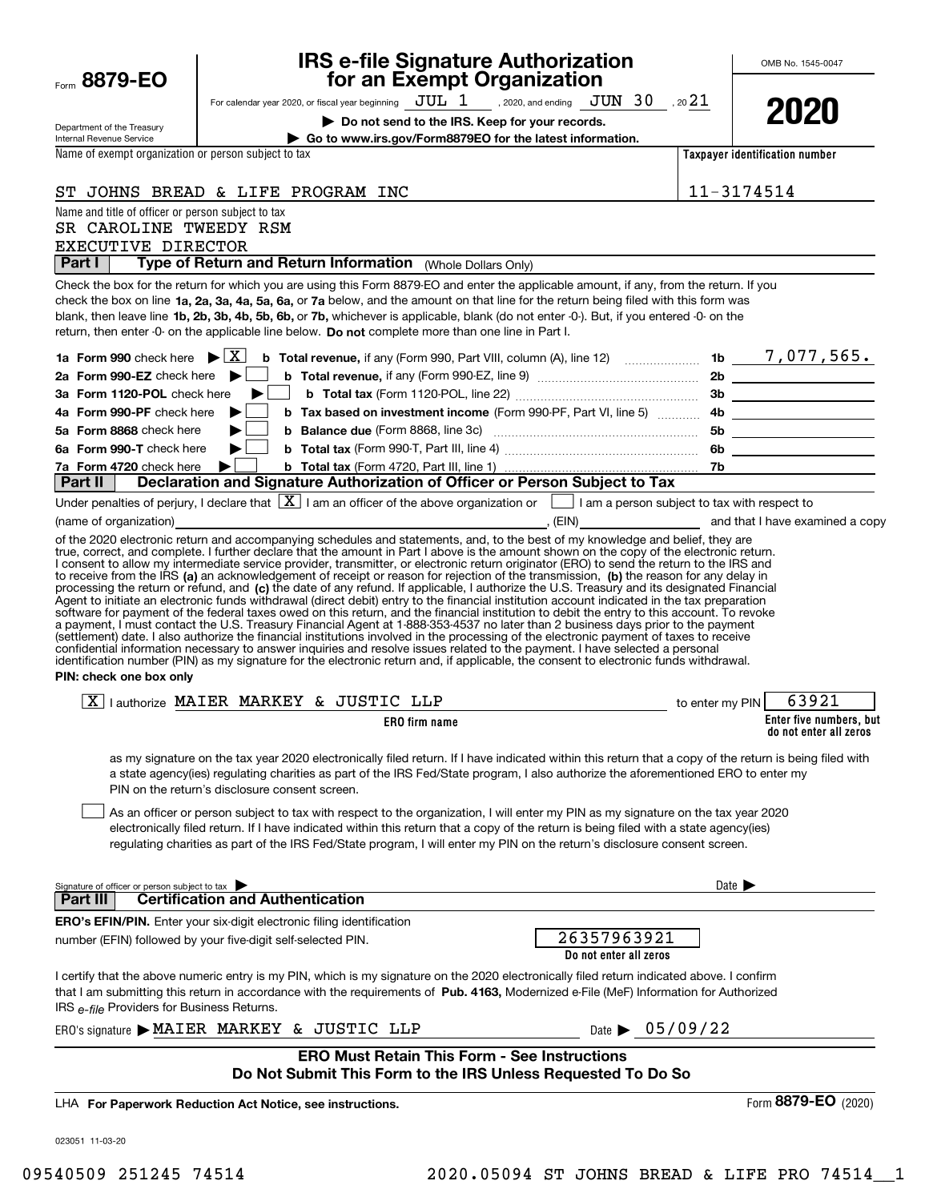Form **8879-EO**

Department of the Treasury
Internal Revenue Service

# IRS e-file Signature Authorization for an Exempt Organization

For calendar year 2020, or fiscal year beginning JUL 1, 2020, and ending JUN 30, 2021

▶ **Do not send to the IRS. Keep for your records.**

▶ **Go to www.irs.gov/Form8879EO for the latest information.**

OMB No. 1545-0047

**2020**

Name of exempt organization or person subject to tax: ST JOHNS BREAD & LIFE PROGRAM INC

**Taxpayer identification number:** 11-3174514

Name and title of officer or person subject to tax:
SR CAROLINE TWEEDY RSM
EXECUTIVE DIRECTOR

## Part I — Type of Return and Return Information (Whole Dollars Only)

Check the box for the return for which you are using this Form 8879-EO and enter the applicable amount, if any, from the return. If you check the box on line **1a, 2a, 3a, 4a, 5a, 6a,** or **7a** below, and the amount on that line for the return being filed with this form was blank, then leave line **1b, 2b, 3b, 4b, 5b, 6b,** or **7b,** whichever is applicable, blank (do not enter -0-). But, if you entered -0- on the return, then enter -0- on the applicable line below. **Do not** complete more than one line in Part I.

| | | | |
|---|---|---|---|
| **1a Form 990** check here ▶ [X] | **b Total revenue,** if any (Form 990, Part VIII, column (A), line 12) | 1b | 7,077,565. |
| **2a Form 990-EZ** check here ▶ [ ] | **b Total revenue,** if any (Form 990-EZ, line 9) | 2b | |
| **3a Form 1120-POL** check here ▶ [ ] | **b Total tax** (Form 1120-POL, line 22) | 3b | |
| **4a Form 990-PF** check here ▶ [ ] | **b Tax based on investment income** (Form 990-PF, Part VI, line 5) | 4b | |
| **5a Form 8868** check here ▶ [ ] | **b Balance due** (Form 8868, line 3c) | 5b | |
| **6a Form 990-T** check here ▶ [ ] | **b Total tax** (Form 990-T, Part III, line 4) | 6b | |
| **7a Form 4720** check here ▶ [ ] | **b Total tax** (Form 4720, Part III, line 1) | 7b | |

## Part II — Declaration and Signature Authorization of Officer or Person Subject to Tax

Under penalties of perjury, I declare that [X] I am an officer of the above organization or [ ] I am a person subject to tax with respect to (name of organization) ________, (EIN) ________ and that I have examined a copy of the 2020 electronic return and accompanying schedules and statements, and, to the best of my knowledge and belief, they are true, correct, and complete. I further declare that the amount in Part I above is the amount shown on the copy of the electronic return. I consent to allow my intermediate service provider, transmitter, or electronic return originator (ERO) to send the return to the IRS and to receive from the IRS **(a)** an acknowledgement of receipt or reason for rejection of the transmission, **(b)** the reason for any delay in processing the return or refund, and **(c)** the date of any refund. If applicable, I authorize the U.S. Treasury and its designated Financial Agent to initiate an electronic funds withdrawal (direct debit) entry to the financial institution account indicated in the tax preparation software for payment of the federal taxes owed on this return, and the financial institution to debit the entry to this account. To revoke a payment, I must contact the U.S. Treasury Financial Agent at 1-888-353-4537 no later than 2 business days prior to the payment (settlement) date. I also authorize the financial institutions involved in the processing of the electronic payment of taxes to receive confidential information necessary to answer inquiries and resolve issues related to the payment. I have selected a personal identification number (PIN) as my signature for the electronic return and, if applicable, the consent to electronic funds withdrawal.

**PIN: check one box only**

[X] I authorize MAIER MARKEY & JUSTIC LLP (**ERO firm name**) to enter my PIN 63921 (**Enter five numbers, but do not enter all zeros**)

as my signature on the tax year 2020 electronically filed return. If I have indicated within this return that a copy of the return is being filed with a state agency(ies) regulating charities as part of the IRS Fed/State program, I also authorize the aforementioned ERO to enter my PIN on the return's disclosure consent screen.

[ ] As an officer or person subject to tax with respect to the organization, I will enter my PIN as my signature on the tax year 2020 electronically filed return. If I have indicated within this return that a copy of the return is being filed with a state agency(ies) regulating charities as part of the IRS Fed/State program, I will enter my PIN on the return's disclosure consent screen.

Signature of officer or person subject to tax ▶ ________ Date ▶ ________

## Part III — Certification and Authentication

**ERO's EFIN/PIN.** Enter your six-digit electronic filing identification number (EFIN) followed by your five-digit self-selected PIN.

26357963921
**Do not enter all zeros**

I certify that the above numeric entry is my PIN, which is my signature on the 2020 electronically filed return indicated above. I confirm that I am submitting this return in accordance with the requirements of **Pub. 4163,** Modernized e-File (MeF) Information for Authorized IRS *e-file* Providers for Business Returns.

ERO's signature ▶ MAIER MARKEY & JUSTIC LLP Date ▶ 05/09/22

**ERO Must Retain This Form - See Instructions**
**Do Not Submit This Form to the IRS Unless Requested To Do So**

LHA **For Paperwork Reduction Act Notice, see instructions.**

Form **8879-EO** (2020)

023051 11-03-20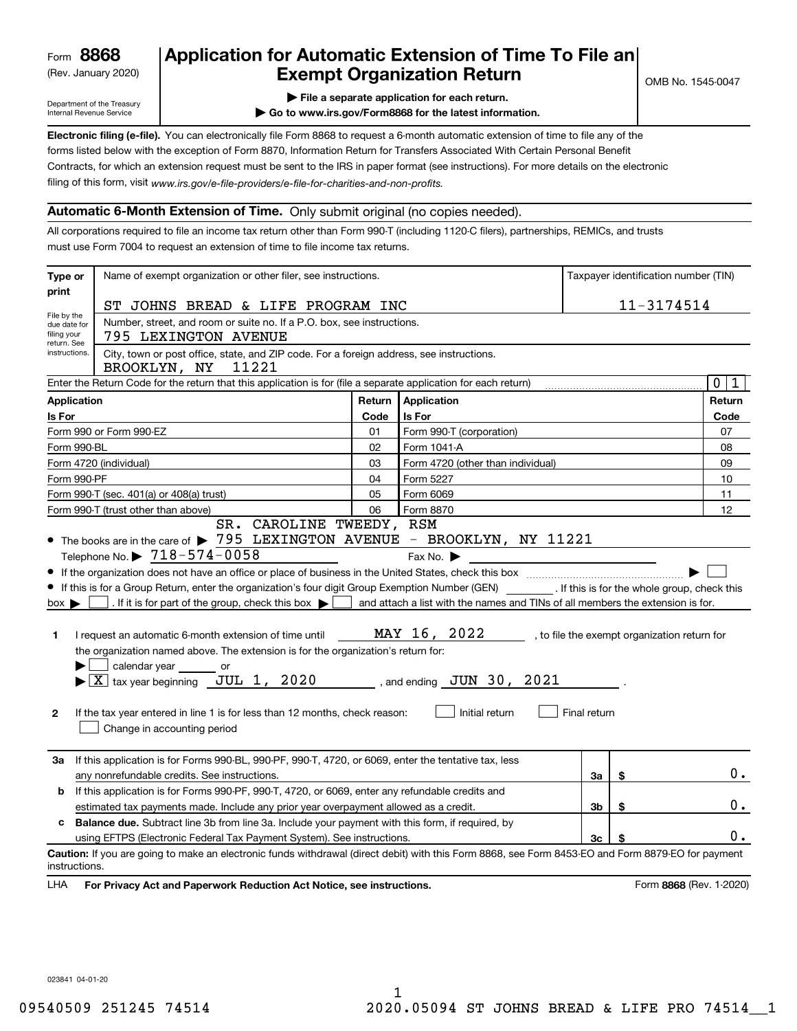Form **8868** (Rev. January 2020)

Department of the Treasury
Internal Revenue Service

# Application for Automatic Extension of Time To File an Exempt Organization Return

OMB No. 1545-0047

▶ File a separate application for each return.
▶ Go to www.irs.gov/Form8868 for the latest information.

**Electronic filing (e-file).** You can electronically file Form 8868 to request a 6-month automatic extension of time to file any of the forms listed below with the exception of Form 8870, Information Return for Transfers Associated With Certain Personal Benefit Contracts, for which an extension request must be sent to the IRS in paper format (see instructions). For more details on the electronic filing of this form, visit *www.irs.gov/e-file-providers/e-file-for-charities-and-non-profits.*

## Automatic 6-Month Extension of Time. Only submit original (no copies needed).

All corporations required to file an income tax return other than Form 990-T (including 1120-C filers), partnerships, REMICs, and trusts must use Form 7004 to request an extension of time to file income tax returns.

**Type or print**

File by the due date for filing your return. See instructions.

Name of exempt organization or other filer, see instructions.
ST JOHNS BREAD & LIFE PROGRAM INC

Taxpayer identification number (TIN)
11-3174514

Number, street, and room or suite no. If a P.O. box, see instructions.
795 LEXINGTON AVENUE

City, town or post office, state, and ZIP code. For a foreign address, see instructions.
BROOKLYN, NY 11221

Enter the Return Code for the return that this application is for (file a separate application for each return) 0 1

| Application Is For | Return Code | Application Is For | Return Code |
|---|---|---|---|
| Form 990 or Form 990-EZ | 01 | Form 990-T (corporation) | 07 |
| Form 990-BL | 02 | Form 1041-A | 08 |
| Form 4720 (individual) | 03 | Form 4720 (other than individual) | 09 |
| Form 990-PF | 04 | Form 5227 | 10 |
| Form 990-T (sec. 401(a) or 408(a) trust) | 05 | Form 6069 | 11 |
| Form 990-T (trust other than above) | 06 | Form 8870 | 12 |

- The books are in the care of ▶ SR. CAROLINE TWEEDY, RSM 795 LEXINGTON AVENUE - BROOKLYN, NY 11221
  Telephone No. ▶ 718-574-0058 Fax No. ▶
- If the organization does not have an office or place of business in the United States, check this box ▶ ☐
- If this is for a Group Return, enter the organization's four digit Group Exemption Number (GEN) ______ . If this is for the whole group, check this box ▶ ☐ . If it is for part of the group, check this box ▶ ☐ and attach a list with the names and TINs of all members the extension is for.

**1** I request an automatic 6-month extension of time until MAY 16, 2022 , to file the exempt organization return for the organization named above. The extension is for the organization's return for:
▶ ☐ calendar year ______ or
▶ ☒ tax year beginning JUL 1, 2020 , and ending JUN 30, 2021 .

**2** If the tax year entered in line 1 is for less than 12 months, check reason: ☐ Initial return ☐ Final return
☐ Change in accounting period

| | | | |
|---|---|---|---|
| **3a** | If this application is for Forms 990-BL, 990-PF, 990-T, 4720, or 6069, enter the tentative tax, less any nonrefundable credits. See instructions. | 3a | $ 0. |
| **b** | If this application is for Forms 990-PF, 990-T, 4720, or 6069, enter any refundable credits and estimated tax payments made. Include any prior year overpayment allowed as a credit. | 3b | $ 0. |
| **c** | **Balance due.** Subtract line 3b from line 3a. Include your payment with this form, if required, by using EFTPS (Electronic Federal Tax Payment System). See instructions. | 3c | $ 0. |

**Caution:** If you are going to make an electronic funds withdrawal (direct debit) with this Form 8868, see Form 8453-EO and Form 8879-EO for payment instructions.

LHA **For Privacy Act and Paperwork Reduction Act Notice, see instructions.** Form **8868** (Rev. 1-2020)

023841 04-01-20

09540509 251245 74514 2020.05094 ST JOHNS BREAD & LIFE PRO 74514__1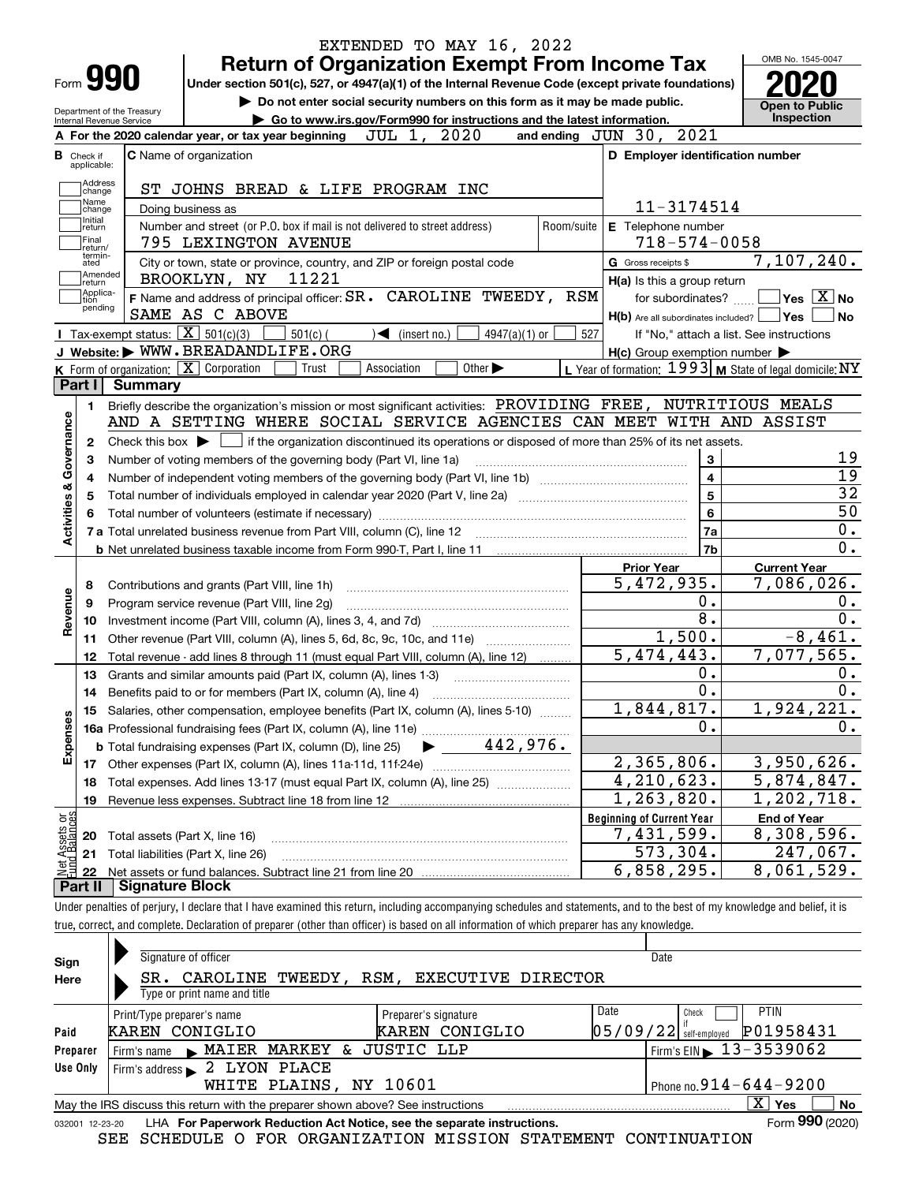EXTENDED TO MAY 16, 2022

# Form 990 — Return of Organization Exempt From Income Tax

**Under section 501(c), 527, or 4947(a)(1) of the Internal Revenue Code (except private foundations)**

▶ Do not enter social security numbers on this form as it may be made public.

▶ Go to www.irs.gov/Form990 for instructions and the latest information.

Department of the Treasury
Internal Revenue Service

OMB No. 1545-0047

**2020**

**Open to Public Inspection**

**A** For the 2020 calendar year, or tax year beginning JUL 1, 2020 and ending JUN 30, 2021

**B** Check if applicable: Address change, Name change, Initial return, Final return/terminated, Amended return, Application pending

**C** Name of organization: ST JOHNS BREAD & LIFE PROGRAM INC

Doing business as

Number and street (or P.O. box if mail is not delivered to street address): 795 LEXINGTON AVENUE — Room/suite

City or town, state or province, country, and ZIP or foreign postal code: BROOKLYN, NY 11221

**D** Employer identification number: 11-3174514

**E** Telephone number: 718-574-0058

**G** Gross receipts $ 7,107,240.

**F** Name and address of principal officer: SR. CAROLINE TWEEDY, RSM SAME AS C ABOVE

**H(a)** Is this a group return for subordinates? ☐ Yes ☒ No

**H(b)** Are all subordinates included? ☐ Yes ☐ No — If "No," attach a list. See instructions

**H(c)** Group exemption number ▶

**I** Tax-exempt status: ☒ 501(c)(3) ☐ 501(c) ( ) ◀ (insert no.) ☐ 4947(a)(1) or ☐ 527

**J** Website: ▶ WWW.BREADANDLIFE.ORG

**K** Form of organization: ☒ Corporation ☐ Trust ☐ Association ☐ Other ▶

**L** Year of formation: 1993 **M** State of legal domicile: NY

## Part I Summary

**Activities & Governance**

1 Briefly describe the organization's mission or most significant activities: PROVIDING FREE, NUTRITIOUS MEALS AND A SETTING WHERE SOCIAL SERVICE AGENCIES CAN MEET WITH AND ASSIST

2 Check this box ▶ ☐ if the organization discontinued its operations or disposed of more than 25% of its net assets.

| | | | |
|---|---|---|---|
| 3 | Number of voting members of the governing body (Part VI, line 1a) | 3 | 19 |
| 4 | Number of independent voting members of the governing body (Part VI, line 1b) | 4 | 19 |
| 5 | Total number of individuals employed in calendar year 2020 (Part V, line 2a) | 5 | 32 |
| 6 | Total number of volunteers (estimate if necessary) | 6 | 50 |
| 7a | Total unrelated business revenue from Part VIII, column (C), line 12 | 7a | 0. |
| b | Net unrelated business taxable income from Form 990-T, Part I, line 11 | 7b | 0. |

| | | Prior Year | Current Year |
|---|---|---|---|
| **Revenue** | | | |
| 8 | Contributions and grants (Part VIII, line 1h) | 5,472,935. | 7,086,026. |
| 9 | Program service revenue (Part VIII, line 2g) | 0. | 0. |
| 10 | Investment income (Part VIII, column (A), lines 3, 4, and 7d) | 8. | 0. |
| 11 | Other revenue (Part VIII, column (A), lines 5, 6d, 8c, 9c, 10c, and 11e) | 1,500. | -8,461. |
| 12 | Total revenue - add lines 8 through 11 (must equal Part VIII, column (A), line 12) | 5,474,443. | 7,077,565. |
| **Expenses** | | | |
| 13 | Grants and similar amounts paid (Part IX, column (A), lines 1-3) | 0. | 0. |
| 14 | Benefits paid to or for members (Part IX, column (A), line 4) | 0. | 0. |
| 15 | Salaries, other compensation, employee benefits (Part IX, column (A), lines 5-10) | 1,844,817. | 1,924,221. |
| 16a | Professional fundraising fees (Part IX, column (A), line 11e) | 0. | 0. |
| b | Total fundraising expenses (Part IX, column (D), line 25) ▶ 442,976. | | |
| 17 | Other expenses (Part IX, column (A), lines 11a-11d, 11f-24e) | 2,365,806. | 3,950,626. |
| 18 | Total expenses. Add lines 13-17 (must equal Part IX, column (A), line 25) | 4,210,623. | 5,874,847. |
| 19 | Revenue less expenses. Subtract line 18 from line 12 | 1,263,820. | 1,202,718. |

| | | Beginning of Current Year | End of Year |
|---|---|---|---|
| **Net Assets or Fund Balances** | | | |
| 20 | Total assets (Part X, line 16) | 7,431,599. | 8,308,596. |
| 21 | Total liabilities (Part X, line 26) | 573,304. | 247,067. |
| 22 | Net assets or fund balances. Subtract line 21 from line 20 | 6,858,295. | 8,061,529. |

## Part II Signature Block

Under penalties of perjury, I declare that I have examined this return, including accompanying schedules and statements, and to the best of my knowledge and belief, it is true, correct, and complete. Declaration of preparer (other than officer) is based on all information of which preparer has any knowledge.

**Sign Here**

Signature of officer — Date

SR. CAROLINE TWEEDY, RSM, EXECUTIVE DIRECTOR
Type or print name and title

**Paid Preparer Use Only**

| Print/Type preparer's name | Preparer's signature | Date | Check if self-employed | PTIN |
|---|---|---|---|---|
| KAREN CONIGLIO | KAREN CONIGLIO | 05/09/22 | ☐ | P01958431 |

Firm's name ▶ MAIER MARKEY & JUSTIC LLP — Firm's EIN ▶ 13-3539062

Firm's address ▶ 2 LYON PLACE WHITE PLAINS, NY 10601 — Phone no. 914-644-9200

May the IRS discuss this return with the preparer shown above? See instructions ☒ Yes ☐ No

032001 12-23-20 LHA For Paperwork Reduction Act Notice, see the separate instructions. Form **990** (2020)

SEE SCHEDULE O FOR ORGANIZATION MISSION STATEMENT CONTINUATION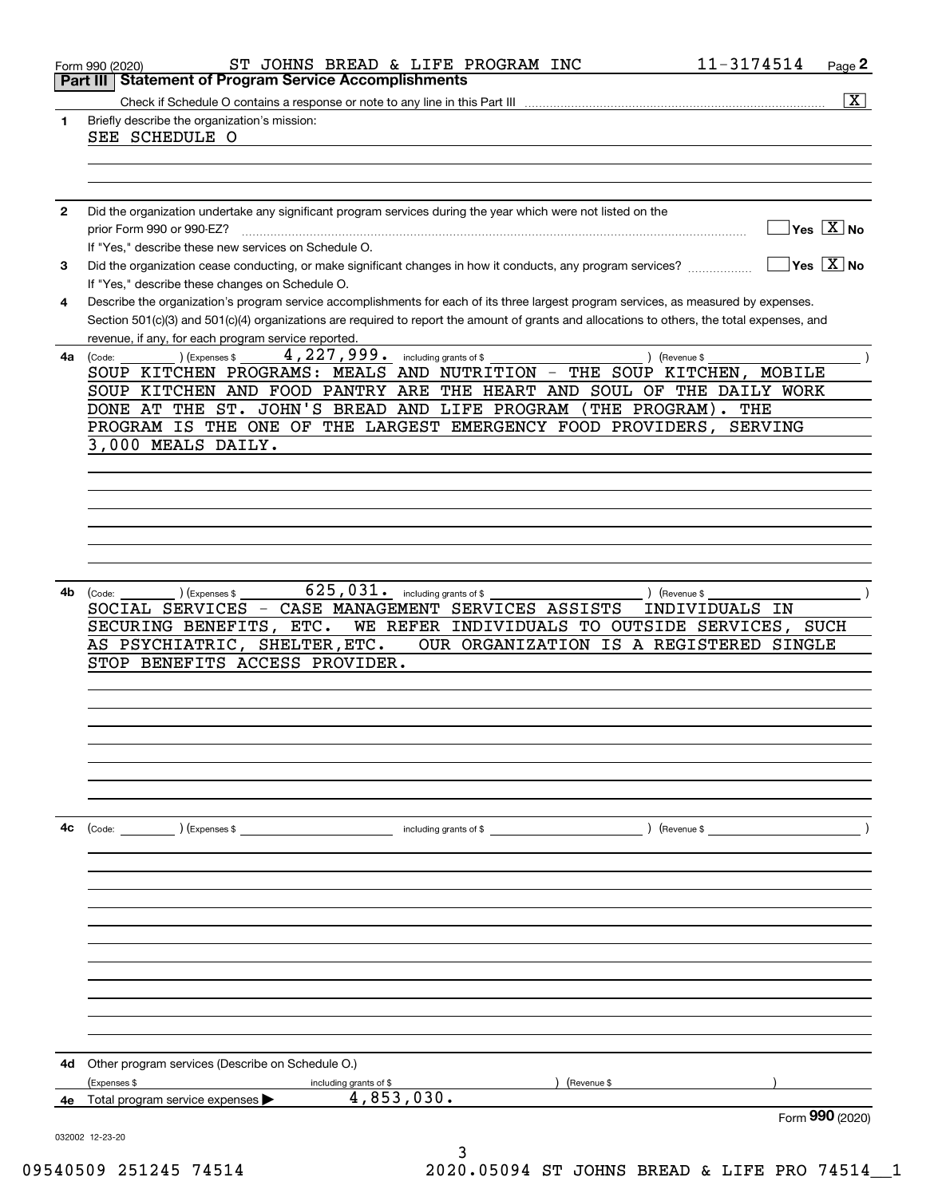Form 990 (2020) ST JOHNS BREAD & LIFE PROGRAM INC 11-3174514 Page 2

## Part III Statement of Program Service Accomplishments

Check if Schedule O contains a response or note to any line in this Part III .......... [X]

**1** Briefly describe the organization's mission:

SEE SCHEDULE O

**2** Did the organization undertake any significant program services during the year which were not listed on the prior Form 990 or 990-EZ? .......... [ ] Yes [X] No

If "Yes," describe these new services on Schedule O.

**3** Did the organization cease conducting, or make significant changes in how it conducts, any program services? .......... [ ] Yes [X] No

If "Yes," describe these changes on Schedule O.

**4** Describe the organization's program service accomplishments for each of its three largest program services, as measured by expenses. Section 501(c)(3) and 501(c)(4) organizations are required to report the amount of grants and allocations to others, the total expenses, and revenue, if any, for each program service reported.

**4a** (Code: ) (Expenses $ 4,227,999. including grants of $ ) (Revenue $ )

SOUP KITCHEN PROGRAMS: MEALS AND NUTRITION - THE SOUP KITCHEN, MOBILE SOUP KITCHEN AND FOOD PANTRY ARE THE HEART AND SOUL OF THE DAILY WORK DONE AT THE ST. JOHN'S BREAD AND LIFE PROGRAM (THE PROGRAM). THE PROGRAM IS THE ONE OF THE LARGEST EMERGENCY FOOD PROVIDERS, SERVING 3,000 MEALS DAILY.

**4b** (Code: ) (Expenses $ 625,031. including grants of $ ) (Revenue $ )

SOCIAL SERVICES - CASE MANAGEMENT SERVICES ASSISTS INDIVIDUALS IN SECURING BENEFITS, ETC. WE REFER INDIVIDUALS TO OUTSIDE SERVICES, SUCH AS PSYCHIATRIC, SHELTER,ETC. OUR ORGANIZATION IS A REGISTERED SINGLE STOP BENEFITS ACCESS PROVIDER.

**4c** (Code: ) (Expenses $ including grants of $ ) (Revenue $ )

**4d** Other program services (Describe on Schedule O.)

(Expenses $ including grants of $ ) (Revenue $ )

**4e** Total program service expenses ▶ 4,853,030.

Form **990** (2020)

032002 12-23-20

09540509 251245 74514 2020.05094 ST JOHNS BREAD & LIFE PRO 74514__1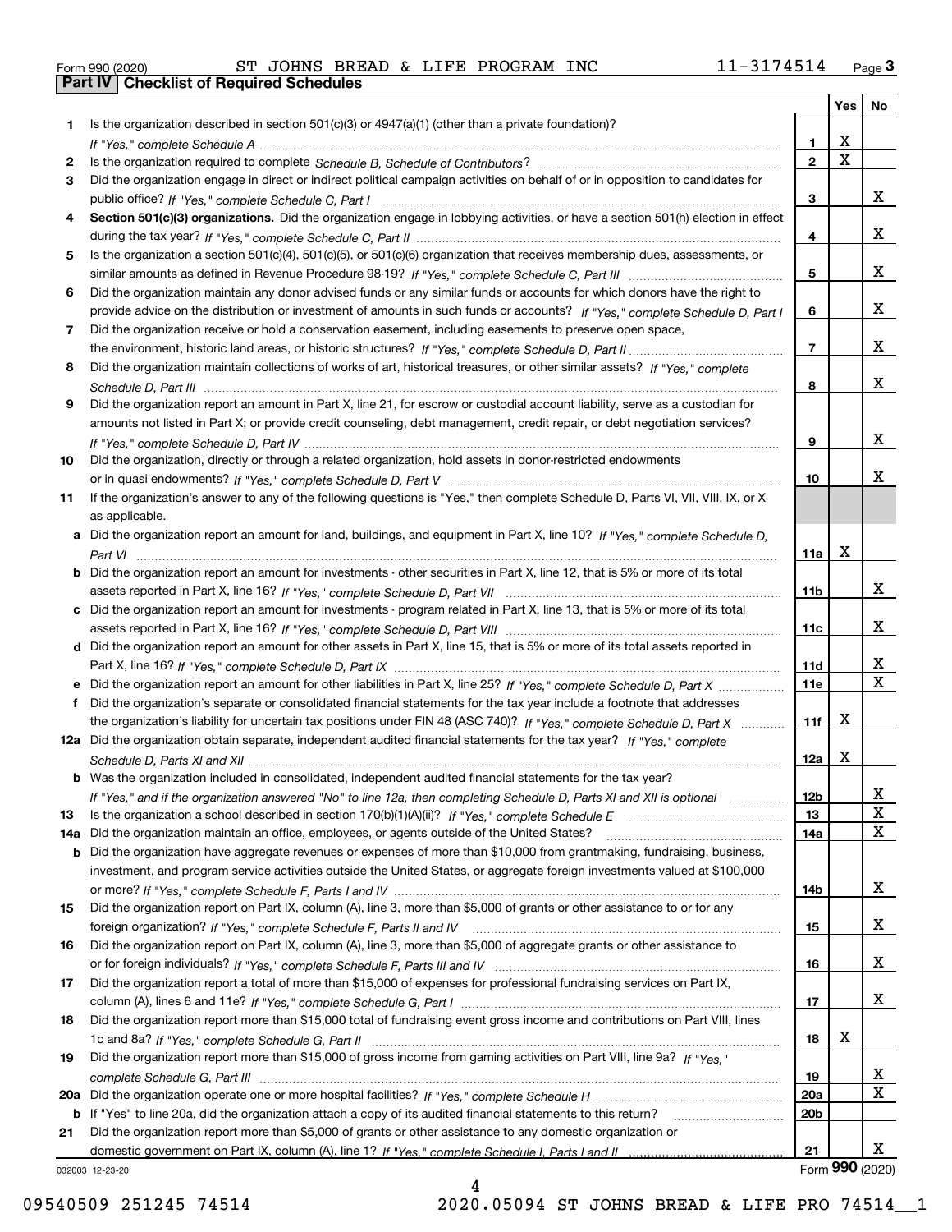Form 990 (2020) ST JOHNS BREAD & LIFE PROGRAM INC 11-3174514 Page 3

## Part IV Checklist of Required Schedules

| | | | Yes | No |
|---|---|---|---|---|
| 1 | Is the organization described in section 501(c)(3) or 4947(a)(1) (other than a private foundation)? *If "Yes," complete Schedule A* | 1 | X | |
| 2 | Is the organization required to complete *Schedule B, Schedule of Contributors*? | 2 | X | |
| 3 | Did the organization engage in direct or indirect political campaign activities on behalf of or in opposition to candidates for public office? *If "Yes," complete Schedule C, Part I* | 3 | | X |
| 4 | **Section 501(c)(3) organizations.** Did the organization engage in lobbying activities, or have a section 501(h) election in effect during the tax year? *If "Yes," complete Schedule C, Part II* | 4 | | X |
| 5 | Is the organization a section 501(c)(4), 501(c)(5), or 501(c)(6) organization that receives membership dues, assessments, or similar amounts as defined in Revenue Procedure 98-19? *If "Yes," complete Schedule C, Part III* | 5 | | X |
| 6 | Did the organization maintain any donor advised funds or any similar funds or accounts for which donors have the right to provide advice on the distribution or investment of amounts in such funds or accounts? *If "Yes," complete Schedule D, Part I* | 6 | | X |
| 7 | Did the organization receive or hold a conservation easement, including easements to preserve open space, the environment, historic land areas, or historic structures? *If "Yes," complete Schedule D, Part II* | 7 | | X |
| 8 | Did the organization maintain collections of works of art, historical treasures, or other similar assets? *If "Yes," complete Schedule D, Part III* | 8 | | X |
| 9 | Did the organization report an amount in Part X, line 21, for escrow or custodial account liability, serve as a custodian for amounts not listed in Part X; or provide credit counseling, debt management, credit repair, or debt negotiation services? *If "Yes," complete Schedule D, Part IV* | 9 | | X |
| 10 | Did the organization, directly or through a related organization, hold assets in donor-restricted endowments or in quasi endowments? *If "Yes," complete Schedule D, Part V* | 10 | | X |
| 11 | If the organization's answer to any of the following questions is "Yes," then complete Schedule D, Parts VI, VII, VIII, IX, or X as applicable. | | | |
| a | Did the organization report an amount for land, buildings, and equipment in Part X, line 10? *If "Yes," complete Schedule D, Part VI* | 11a | X | |
| b | Did the organization report an amount for investments - other securities in Part X, line 12, that is 5% or more of its total assets reported in Part X, line 16? *If "Yes," complete Schedule D, Part VII* | 11b | | X |
| c | Did the organization report an amount for investments - program related in Part X, line 13, that is 5% or more of its total assets reported in Part X, line 16? *If "Yes," complete Schedule D, Part VIII* | 11c | | X |
| d | Did the organization report an amount for other assets in Part X, line 15, that is 5% or more of its total assets reported in Part X, line 16? *If "Yes," complete Schedule D, Part IX* | 11d | | X |
| e | Did the organization report an amount for other liabilities in Part X, line 25? *If "Yes," complete Schedule D, Part X* | 11e | | X |
| f | Did the organization's separate or consolidated financial statements for the tax year include a footnote that addresses the organization's liability for uncertain tax positions under FIN 48 (ASC 740)? *If "Yes," complete Schedule D, Part X* | 11f | X | |
| 12a | Did the organization obtain separate, independent audited financial statements for the tax year? *If "Yes," complete Schedule D, Parts XI and XII* | 12a | X | |
| b | Was the organization included in consolidated, independent audited financial statements for the tax year? *If "Yes," and if the organization answered "No" to line 12a, then completing Schedule D, Parts XI and XII is optional* | 12b | | X |
| 13 | Is the organization a school described in section 170(b)(1)(A)(ii)? *If "Yes," complete Schedule E* | 13 | | X |
| 14a | Did the organization maintain an office, employees, or agents outside of the United States? | 14a | | X |
| b | Did the organization have aggregate revenues or expenses of more than $10,000 from grantmaking, fundraising, business, investment, and program service activities outside the United States, or aggregate foreign investments valued at $100,000 or more? *If "Yes," complete Schedule F, Parts I and IV* | 14b | | X |
| 15 | Did the organization report on Part IX, column (A), line 3, more than $5,000 of grants or other assistance to or for any foreign organization? *If "Yes," complete Schedule F, Parts II and IV* | 15 | | X |
| 16 | Did the organization report on Part IX, column (A), line 3, more than $5,000 of aggregate grants or other assistance to or for foreign individuals? *If "Yes," complete Schedule F, Parts III and IV* | 16 | | X |
| 17 | Did the organization report a total of more than $15,000 of expenses for professional fundraising services on Part IX, column (A), lines 6 and 11e? *If "Yes," complete Schedule G, Part I* | 17 | | X |
| 18 | Did the organization report more than $15,000 total of fundraising event gross income and contributions on Part VIII, lines 1c and 8a? *If "Yes," complete Schedule G, Part II* | 18 | X | |
| 19 | Did the organization report more than $15,000 of gross income from gaming activities on Part VIII, line 9a? *If "Yes," complete Schedule G, Part III* | 19 | | X |
| 20a | Did the organization operate one or more hospital facilities? *If "Yes," complete Schedule H* | 20a | | X |
| b | If "Yes" to line 20a, did the organization attach a copy of its audited financial statements to this return? | 20b | | |
| 21 | Did the organization report more than $5,000 of grants or other assistance to any domestic organization or domestic government on Part IX, column (A), line 1? *If "Yes," complete Schedule I, Parts I and II* | 21 | | X |

032003 12-23-20 Form **990** (2020)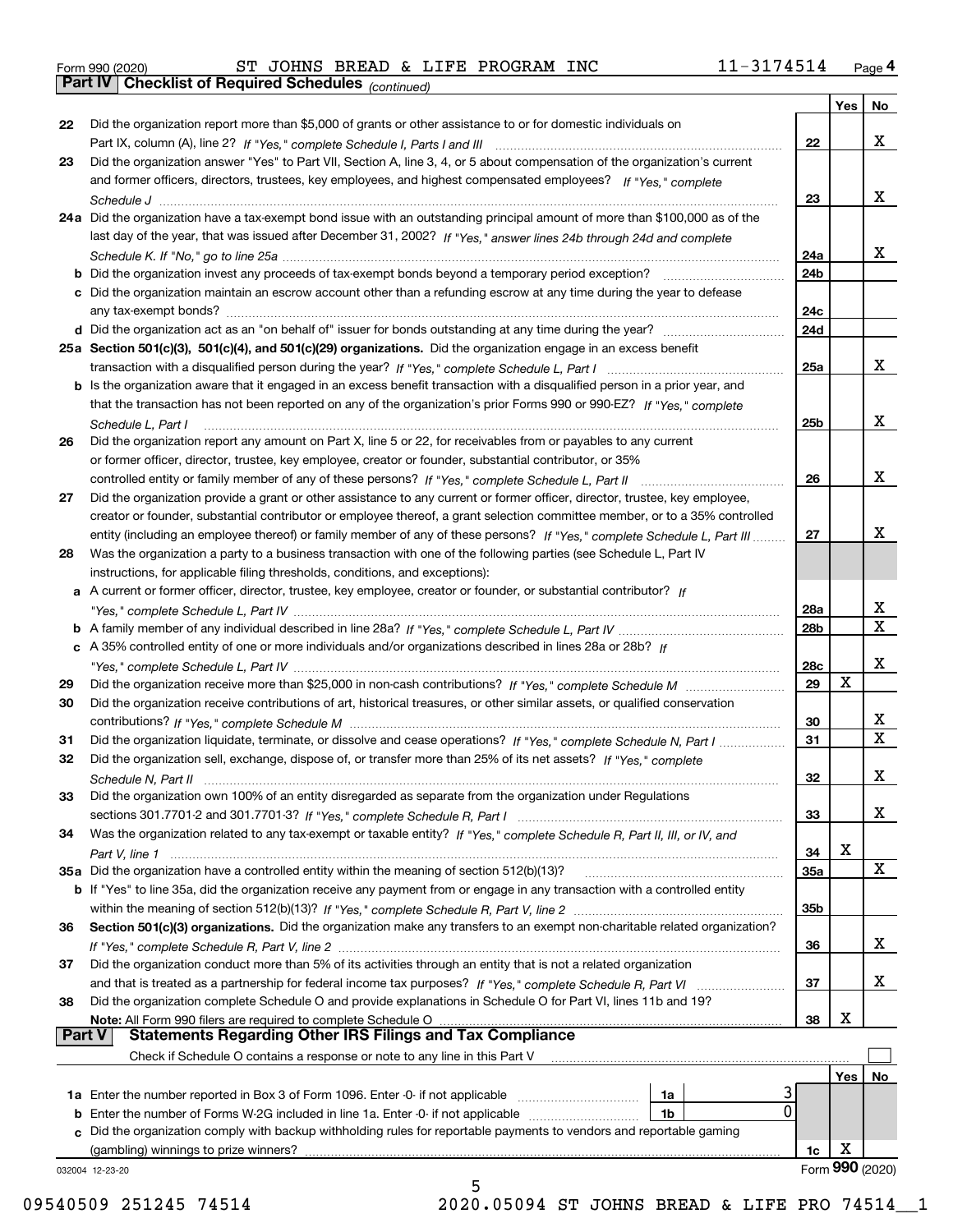Form 990 (2020) ST JOHNS BREAD & LIFE PROGRAM INC 11-3174514 Page **4**

**Part IV Checklist of Required Schedules** *(continued)*

| | | | Yes | No |
|---|---|---|---|---|
| **22** | Did the organization report more than $5,000 of grants or other assistance to or for domestic individuals on Part IX, column (A), line 2? *If "Yes," complete Schedule I, Parts I and III* | 22 | | X |
| **23** | Did the organization answer "Yes" to Part VII, Section A, line 3, 4, or 5 about compensation of the organization's current and former officers, directors, trustees, key employees, and highest compensated employees? *If "Yes," complete Schedule J* | 23 | | X |
| **24a** | Did the organization have a tax-exempt bond issue with an outstanding principal amount of more than $100,000 as of the last day of the year, that was issued after December 31, 2002? *If "Yes," answer lines 24b through 24d and complete Schedule K. If "No," go to line 25a* | 24a | | X |
| **b** | Did the organization invest any proceeds of tax-exempt bonds beyond a temporary period exception? | 24b | | |
| **c** | Did the organization maintain an escrow account other than a refunding escrow at any time during the year to defease any tax-exempt bonds? | 24c | | |
| **d** | Did the organization act as an "on behalf of" issuer for bonds outstanding at any time during the year? | 24d | | |
| **25a** | **Section 501(c)(3), 501(c)(4), and 501(c)(29) organizations.** Did the organization engage in an excess benefit transaction with a disqualified person during the year? *If "Yes," complete Schedule L, Part I* | 25a | | X |
| **b** | Is the organization aware that it engaged in an excess benefit transaction with a disqualified person in a prior year, and that the transaction has not been reported on any of the organization's prior Forms 990 or 990-EZ? *If "Yes," complete Schedule L, Part I* | 25b | | X |
| **26** | Did the organization report any amount on Part X, line 5 or 22, for receivables from or payables to any current or former officer, director, trustee, key employee, creator or founder, substantial contributor, or 35% controlled entity or family member of any of these persons? *If "Yes," complete Schedule L, Part II* | 26 | | X |
| **27** | Did the organization provide a grant or other assistance to any current or former officer, director, trustee, key employee, creator or founder, substantial contributor or employee thereof, a grant selection committee member, or to a 35% controlled entity (including an employee thereof) or family member of any of these persons? *If "Yes," complete Schedule L, Part III* | 27 | | X |
| **28** | Was the organization a party to a business transaction with one of the following parties (see Schedule L, Part IV instructions, for applicable filing thresholds, conditions, and exceptions): | | | |
| **a** | A current or former officer, director, trustee, key employee, creator or founder, or substantial contributor? *If "Yes," complete Schedule L, Part IV* | 28a | | X |
| **b** | A family member of any individual described in line 28a? *If "Yes," complete Schedule L, Part IV* | 28b | | X |
| **c** | A 35% controlled entity of one or more individuals and/or organizations described in lines 28a or 28b? *If "Yes," complete Schedule L, Part IV* | 28c | | X |
| **29** | Did the organization receive more than $25,000 in non-cash contributions? *If "Yes," complete Schedule M* | 29 | X | |
| **30** | Did the organization receive contributions of art, historical treasures, or other similar assets, or qualified conservation contributions? *If "Yes," complete Schedule M* | 30 | | X |
| **31** | Did the organization liquidate, terminate, or dissolve and cease operations? *If "Yes," complete Schedule N, Part I* | 31 | | X |
| **32** | Did the organization sell, exchange, dispose of, or transfer more than 25% of its net assets? *If "Yes," complete Schedule N, Part II* | 32 | | X |
| **33** | Did the organization own 100% of an entity disregarded as separate from the organization under Regulations sections 301.7701-2 and 301.7701-3? *If "Yes," complete Schedule R, Part I* | 33 | | X |
| **34** | Was the organization related to any tax-exempt or taxable entity? *If "Yes," complete Schedule R, Part II, III, or IV, and Part V, line 1* | 34 | X | |
| **35a** | Did the organization have a controlled entity within the meaning of section 512(b)(13)? | 35a | | X |
| **b** | If "Yes" to line 35a, did the organization receive any payment from or engage in any transaction with a controlled entity within the meaning of section 512(b)(13)? *If "Yes," complete Schedule R, Part V, line 2* | 35b | | |
| **36** | **Section 501(c)(3) organizations.** Did the organization make any transfers to an exempt non-charitable related organization? *If "Yes," complete Schedule R, Part V, line 2* | 36 | | X |
| **37** | Did the organization conduct more than 5% of its activities through an entity that is not a related organization and that is treated as a partnership for federal income tax purposes? *If "Yes," complete Schedule R, Part VI* | 37 | | X |
| **38** | Did the organization complete Schedule O and provide explanations in Schedule O for Part VI, lines 11b and 19? **Note:** All Form 990 filers are required to complete Schedule O | 38 | X | |

**Part V Statements Regarding Other IRS Filings and Tax Compliance**

Check if Schedule O contains a response or note to any line in this Part V ☐

| | | | | | Yes | No |
|---|---|---|---|---|---|---|
| **1a** | Enter the number reported in Box 3 of Form 1096. Enter -0- if not applicable | 1a | 3 | | | |
| **b** | Enter the number of Forms W-2G included in line 1a. Enter -0- if not applicable | 1b | 0 | | | |
| **c** | Did the organization comply with backup withholding rules for reportable payments to vendors and reportable gaming (gambling) winnings to prize winners? | | | 1c | X | |

032004 12-23-20 Form **990** (2020)

09540509 251245 74514 2020.05094 ST JOHNS BREAD & LIFE PRO 74514__1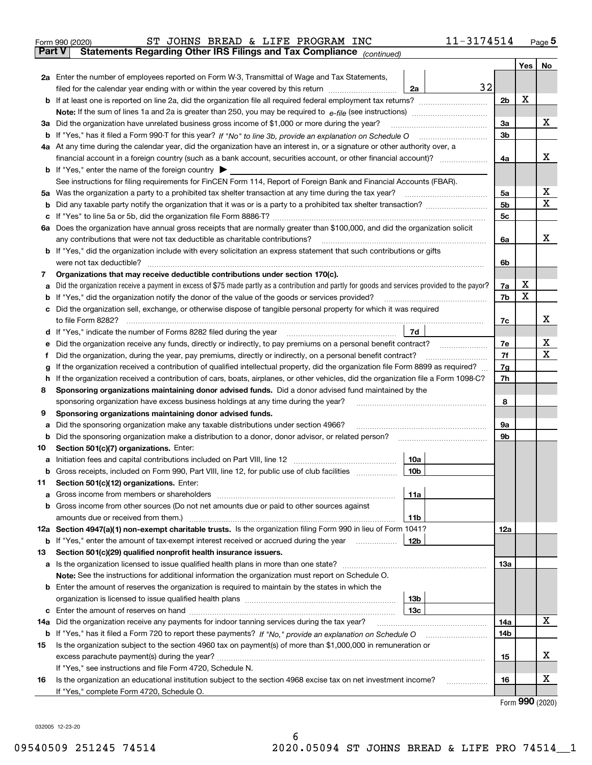Form 990 (2020) ST JOHNS BREAD & LIFE PROGRAM INC 11-3174514 Page 5

**Part V Statements Regarding Other IRS Filings and Tax Compliance** *(continued)*

| | | | | Yes | No |
|---|---|---|---|---|---|
| **2a** | Enter the number of employees reported on Form W-3, Transmittal of Wage and Tax Statements, filed for the calendar year ending with or within the year covered by this return | 2a | 32 | | |
| **b** | If at least one is reported on line 2a, did the organization file all required federal employment tax returns? | | 2b | X | |
| | **Note:** If the sum of lines 1a and 2a is greater than 250, you may be required to *e-file* (see instructions) | | | | |
| **3a** | Did the organization have unrelated business gross income of $1,000 or more during the year? | | 3a | | X |
| **b** | If "Yes," has it filed a Form 990-T for this year? *If "No" to line 3b, provide an explanation on Schedule O* | | 3b | | |
| **4a** | At any time during the calendar year, did the organization have an interest in, or a signature or other authority over, a financial account in a foreign country (such as a bank account, securities account, or other financial account)? | | 4a | | X |
| **b** | If "Yes," enter the name of the foreign country ▶ | | | | |
| | See instructions for filing requirements for FinCEN Form 114, Report of Foreign Bank and Financial Accounts (FBAR). | | | | |
| **5a** | Was the organization a party to a prohibited tax shelter transaction at any time during the tax year? | | 5a | | X |
| **b** | Did any taxable party notify the organization that it was or is a party to a prohibited tax shelter transaction? | | 5b | | X |
| **c** | If "Yes" to line 5a or 5b, did the organization file Form 8886-T? | | 5c | | |
| **6a** | Does the organization have annual gross receipts that are normally greater than $100,000, and did the organization solicit any contributions that were not tax deductible as charitable contributions? | | 6a | | X |
| **b** | If "Yes," did the organization include with every solicitation an express statement that such contributions or gifts were not tax deductible? | | 6b | | |
| **7** | **Organizations that may receive deductible contributions under section 170(c).** | | | | |
| **a** | Did the organization receive a payment in excess of $75 made partly as a contribution and partly for goods and services provided to the payor? | | 7a | X | |
| **b** | If "Yes," did the organization notify the donor of the value of the goods or services provided? | | 7b | X | |
| **c** | Did the organization sell, exchange, or otherwise dispose of tangible personal property for which it was required to file Form 8282? | | 7c | | X |
| **d** | If "Yes," indicate the number of Forms 8282 filed during the year | 7d | | | |
| **e** | Did the organization receive any funds, directly or indirectly, to pay premiums on a personal benefit contract? | | 7e | | X |
| **f** | Did the organization, during the year, pay premiums, directly or indirectly, on a personal benefit contract? | | 7f | | X |
| **g** | If the organization received a contribution of qualified intellectual property, did the organization file Form 8899 as required? | | 7g | | |
| **h** | If the organization received a contribution of cars, boats, airplanes, or other vehicles, did the organization file a Form 1098-C? | | 7h | | |
| **8** | **Sponsoring organizations maintaining donor advised funds.** Did a donor advised fund maintained by the sponsoring organization have excess business holdings at any time during the year? | | 8 | | |
| **9** | **Sponsoring organizations maintaining donor advised funds.** | | | | |
| **a** | Did the sponsoring organization make any taxable distributions under section 4966? | | 9a | | |
| **b** | Did the sponsoring organization make a distribution to a donor, donor advisor, or related person? | | 9b | | |
| **10** | **Section 501(c)(7) organizations.** Enter: | | | | |
| **a** | Initiation fees and capital contributions included on Part VIII, line 12 | 10a | | | |
| **b** | Gross receipts, included on Form 990, Part VIII, line 12, for public use of club facilities | 10b | | | |
| **11** | **Section 501(c)(12) organizations.** Enter: | | | | |
| **a** | Gross income from members or shareholders | 11a | | | |
| **b** | Gross income from other sources (Do not net amounts due or paid to other sources against amounts due or received from them.) | 11b | | | |
| **12a** | **Section 4947(a)(1) non-exempt charitable trusts.** Is the organization filing Form 990 in lieu of Form 1041? | | 12a | | |
| **b** | If "Yes," enter the amount of tax-exempt interest received or accrued during the year | 12b | | | |
| **13** | **Section 501(c)(29) qualified nonprofit health insurance issuers.** | | | | |
| **a** | Is the organization licensed to issue qualified health plans in more than one state? | | 13a | | |
| | **Note:** See the instructions for additional information the organization must report on Schedule O. | | | | |
| **b** | Enter the amount of reserves the organization is required to maintain by the states in which the organization is licensed to issue qualified health plans | 13b | | | |
| **c** | Enter the amount of reserves on hand | 13c | | | |
| **14a** | Did the organization receive any payments for indoor tanning services during the tax year? | | 14a | | X |
| **b** | If "Yes," has it filed a Form 720 to report these payments? *If "No," provide an explanation on Schedule O* | | 14b | | |
| **15** | Is the organization subject to the section 4960 tax on payment(s) of more than $1,000,000 in remuneration or excess parachute payment(s) during the year? | | 15 | | X |
| | If "Yes," see instructions and file Form 4720, Schedule N. | | | | |
| **16** | Is the organization an educational institution subject to the section 4968 excise tax on net investment income? | | 16 | | X |
| | If "Yes," complete Form 4720, Schedule O. | | | | |

Form **990** (2020)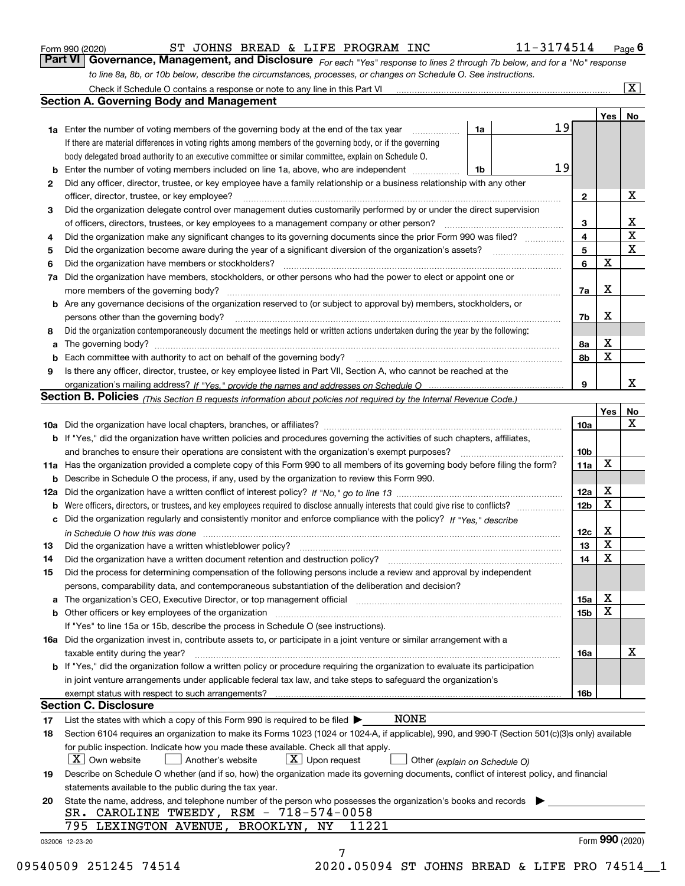Form 990 (2020) ST JOHNS BREAD & LIFE PROGRAM INC 11-3174514 Page 6

## Part VI Governance, Management, and Disclosure

*For each "Yes" response to lines 2 through 7b below, and for a "No" response to line 8a, 8b, or 10b below, describe the circumstances, processes, or changes on Schedule O. See instructions.*

Check if Schedule O contains a response or note to any line in this Part VI ..... [X]

### Section A. Governing Body and Management

| | | | | | Yes | No |
|---|---|---|---|---|---|---|
| 1a | Enter the number of voting members of the governing body at the end of the tax year. If there are material differences in voting rights among members of the governing body, or if the governing body delegated broad authority to an executive committee or similar committee, explain on Schedule O. | 1a | 19 | | | |
| b | Enter the number of voting members included on line 1a, above, who are independent | 1b | 19 | | | |
| 2 | Did any officer, director, trustee, or key employee have a family relationship or a business relationship with any other officer, director, trustee, or key employee? | | | 2 | | X |
| 3 | Did the organization delegate control over management duties customarily performed by or under the direct supervision of officers, directors, trustees, or key employees to a management company or other person? | | | 3 | | X |
| 4 | Did the organization make any significant changes to its governing documents since the prior Form 990 was filed? | | | 4 | | X |
| 5 | Did the organization become aware during the year of a significant diversion of the organization's assets? | | | 5 | | X |
| 6 | Did the organization have members or stockholders? | | | 6 | X | |
| 7a | Did the organization have members, stockholders, or other persons who had the power to elect or appoint one or more members of the governing body? | | | 7a | X | |
| b | Are any governance decisions of the organization reserved to (or subject to approval by) members, stockholders, or persons other than the governing body? | | | 7b | X | |
| 8 | Did the organization contemporaneously document the meetings held or written actions undertaken during the year by the following: | | | | | |
| a | The governing body? | | | 8a | X | |
| b | Each committee with authority to act on behalf of the governing body? | | | 8b | X | |
| 9 | Is there any officer, director, trustee, or key employee listed in Part VII, Section A, who cannot be reached at the organization's mailing address? *If "Yes," provide the names and addresses on Schedule O* | | | 9 | | X |

### Section B. Policies *(This Section B requests information about policies not required by the Internal Revenue Code.)*

| | | | Yes | No |
|---|---|---|---|---|
| 10a | Did the organization have local chapters, branches, or affiliates? | 10a | | X |
| b | If "Yes," did the organization have written policies and procedures governing the activities of such chapters, affiliates, and branches to ensure their operations are consistent with the organization's exempt purposes? | 10b | | |
| 11a | Has the organization provided a complete copy of this Form 990 to all members of its governing body before filing the form? | 11a | X | |
| b | Describe in Schedule O the process, if any, used by the organization to review this Form 990. | | | |
| 12a | Did the organization have a written conflict of interest policy? *If "No," go to line 13* | 12a | X | |
| b | Were officers, directors, or trustees, and key employees required to disclose annually interests that could give rise to conflicts? | 12b | X | |
| c | Did the organization regularly and consistently monitor and enforce compliance with the policy? *If "Yes," describe in Schedule O how this was done* | 12c | X | |
| 13 | Did the organization have a written whistleblower policy? | 13 | X | |
| 14 | Did the organization have a written document retention and destruction policy? | 14 | X | |
| 15 | Did the process for determining compensation of the following persons include a review and approval by independent persons, comparability data, and contemporaneous substantiation of the deliberation and decision? | | | |
| a | The organization's CEO, Executive Director, or top management official | 15a | X | |
| b | Other officers or key employees of the organization | 15b | X | |
| | If "Yes" to line 15a or 15b, describe the process in Schedule O (see instructions). | | | |
| 16a | Did the organization invest in, contribute assets to, or participate in a joint venture or similar arrangement with a taxable entity during the year? | 16a | | X |
| b | If "Yes," did the organization follow a written policy or procedure requiring the organization to evaluate its participation in joint venture arrangements under applicable federal tax law, and take steps to safeguard the organization's exempt status with respect to such arrangements? | 16b | | |

### Section C. Disclosure

17 List the states with which a copy of this Form 990 is required to be filed ▶ NONE

18 Section 6104 requires an organization to make its Forms 1023 (1024 or 1024-A, if applicable), 990, and 990-T (Section 501(c)(3)s only) available for public inspection. Indicate how you made these available. Check all that apply.

[X] Own website [ ] Another's website [X] Upon request [ ] Other *(explain on Schedule O)*

19 Describe on Schedule O whether (and if so, how) the organization made its governing documents, conflict of interest policy, and financial statements available to the public during the tax year.

20 State the name, address, and telephone number of the person who possesses the organization's books and records ▶

SR. CAROLINE TWEEDY, RSM - 718-574-0058
795 LEXINGTON AVENUE, BROOKLYN, NY 11221

032006 12-23-20 Form **990** (2020)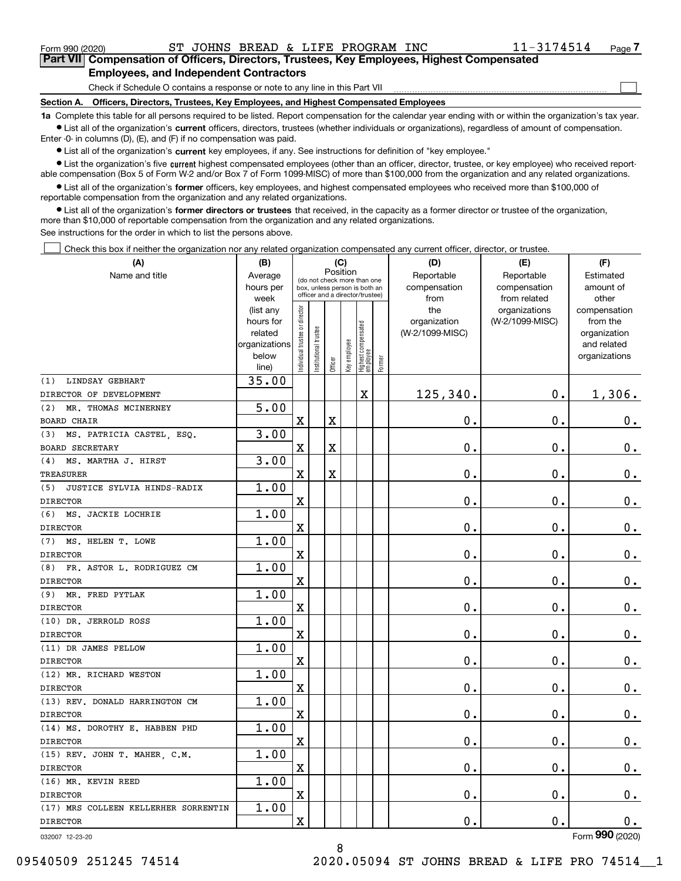Form 990 (2020) ST JOHNS BREAD & LIFE PROGRAM INC 11-3174514 Page 7

## Part VII Compensation of Officers, Directors, Trustees, Key Employees, Highest Compensated Employees, and Independent Contractors

Check if Schedule O contains a response or note to any line in this Part VII ☐

**Section A. Officers, Directors, Trustees, Key Employees, and Highest Compensated Employees**

**1a** Complete this table for all persons required to be listed. Report compensation for the calendar year ending with or within the organization's tax year.

- List all of the organization's **current** officers, directors, trustees (whether individuals or organizations), regardless of amount of compensation. Enter -0- in columns (D), (E), and (F) if no compensation was paid.
- List all of the organization's **current** key employees, if any. See instructions for definition of "key employee."
- List the organization's five **current** highest compensated employees (other than an officer, director, trustee, or key employee) who received reportable compensation (Box 5 of Form W-2 and/or Box 7 of Form 1099-MISC) of more than $100,000 from the organization and any related organizations.
- List all of the organization's **former** officers, key employees, and highest compensated employees who received more than $100,000 of reportable compensation from the organization and any related organizations.
- List all of the organization's **former directors or trustees** that received, in the capacity as a former director or trustee of the organization, more than $10,000 of reportable compensation from the organization and any related organizations.

See instructions for the order in which to list the persons above.

☐ Check this box if neither the organization nor any related organization compensated any current officer, director, or trustee.

| (A) Name and title | (B) Average hours per week (list any hours for related organizations below line) | (C) Position: Individual trustee or director | Institutional trustee | Officer | Key employee | Highest compensated employee | Former | (D) Reportable compensation from the organization (W-2/1099-MISC) | (E) Reportable compensation from related organizations (W-2/1099-MISC) | (F) Estimated amount of other compensation from the organization and related organizations |
|---|---|---|---|---|---|---|---|---|---|---|
| (1) LINDSAY GEBHART<br>DIRECTOR OF DEVELOPMENT | 35.00 | | | | | X | | 125,340. | 0. | 1,306. |
| (2) MR. THOMAS MCINERNEY<br>BOARD CHAIR | 5.00 | X | | X | | | | 0. | 0. | 0. |
| (3) MS. PATRICIA CASTEL, ESQ.<br>BOARD SECRETARY | 3.00 | X | | X | | | | 0. | 0. | 0. |
| (4) MS. MARTHA J. HIRST<br>TREASURER | 3.00 | X | | X | | | | 0. | 0. | 0. |
| (5) JUSTICE SYLVIA HINDS-RADIX<br>DIRECTOR | 1.00 | X | | | | | | 0. | 0. | 0. |
| (6) MS. JACKIE LOCHRIE<br>DIRECTOR | 1.00 | X | | | | | | 0. | 0. | 0. |
| (7) MS. HELEN T. LOWE<br>DIRECTOR | 1.00 | X | | | | | | 0. | 0. | 0. |
| (8) FR. ASTOR L. RODRIGUEZ CM<br>DIRECTOR | 1.00 | X | | | | | | 0. | 0. | 0. |
| (9) MR. FRED PYTLAK<br>DIRECTOR | 1.00 | X | | | | | | 0. | 0. | 0. |
| (10) DR. JERROLD ROSS<br>DIRECTOR | 1.00 | X | | | | | | 0. | 0. | 0. |
| (11) DR JAMES PELLOW<br>DIRECTOR | 1.00 | X | | | | | | 0. | 0. | 0. |
| (12) MR. RICHARD WESTON<br>DIRECTOR | 1.00 | X | | | | | | 0. | 0. | 0. |
| (13) REV. DONALD HARRINGTON CM<br>DIRECTOR | 1.00 | X | | | | | | 0. | 0. | 0. |
| (14) MS. DOROTHY E. HABBEN PHD<br>DIRECTOR | 1.00 | X | | | | | | 0. | 0. | 0. |
| (15) REV. JOHN T. MAHER, C.M.<br>DIRECTOR | 1.00 | X | | | | | | 0. | 0. | 0. |
| (16) MR. KEVIN REED<br>DIRECTOR | 1.00 | X | | | | | | 0. | 0. | 0. |
| (17) MRS COLLEEN KELLERHER SORRENTIN<br>DIRECTOR | 1.00 | X | | | | | | 0. | 0. | 0. |

032007 12-23-20 Form 990 (2020)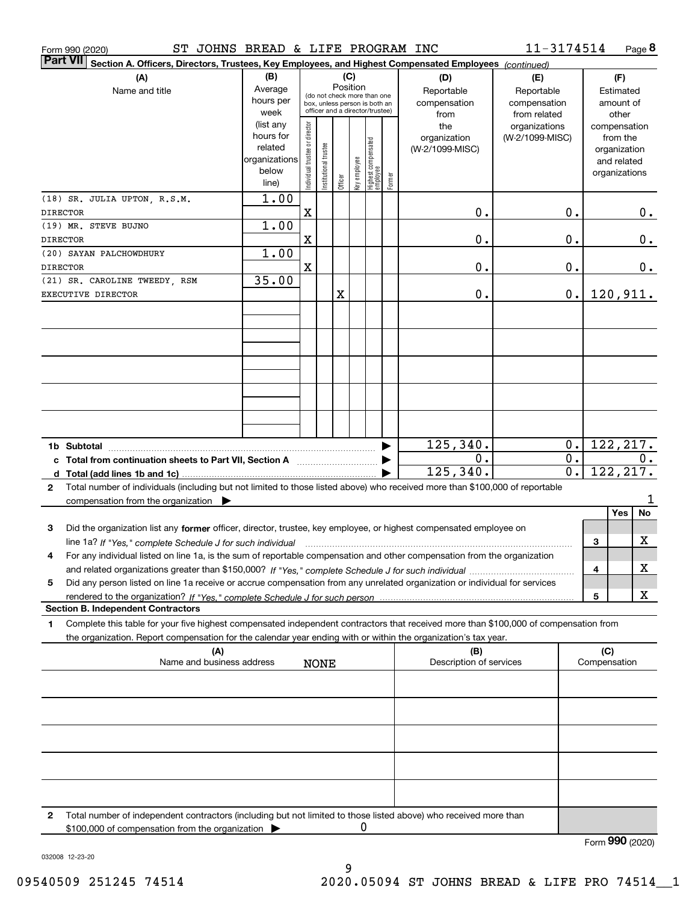Form 990 (2020) ST JOHNS BREAD & LIFE PROGRAM INC 11-3174514 Page **8**

**Part VII** **Section A. Officers, Directors, Trustees, Key Employees, and Highest Compensated Employees** *(continued)*

| (A) Name and title | (B) Average hours per week (list any hours for related organizations below line) | (C) Position: Individual trustee or director | Institutional trustee | Officer | Key employee | Highest compensated employee | Former | (D) Reportable compensation from the organization (W-2/1099-MISC) | (E) Reportable compensation from related organizations (W-2/1099-MISC) | (F) Estimated amount of other compensation from the organization and related organizations |
|---|---|---|---|---|---|---|---|---|---|---|
| (18) SR. JULIA UPTON, R.S.M. DIRECTOR | 1.00 | X | | | | | | 0. | 0. | 0. |
| (19) MR. STEVE BUJNO DIRECTOR | 1.00 | X | | | | | | 0. | 0. | 0. |
| (20) SAYAN PALCHOWDHURY DIRECTOR | 1.00 | X | | | | | | 0. | 0. | 0. |
| (21) SR. CAROLINE TWEEDY, RSM EXECUTIVE DIRECTOR | 35.00 | | | X | | | | 0. | 0. | 120,911. |
| **1b Subtotal** | | | | | | | | 125,340. | 0. | 122,217. |
| **c Total from continuation sheets to Part VII, Section A** | | | | | | | | 0. | 0. | 0. |
| **d Total (add lines 1b and 1c)** | | | | | | | | 125,340. | 0. | 122,217. |

**2** Total number of individuals (including but not limited to those listed above) who received more than $100,000 of reportable compensation from the organization ▶ 1

| | | Yes | No |
|---|---|---|---|
| **3** Did the organization list any **former** officer, director, trustee, key employee, or highest compensated employee on line 1a? *If "Yes," complete Schedule J for such individual* | 3 | | X |
| **4** For any individual listed on line 1a, is the sum of reportable compensation and other compensation from the organization and related organizations greater than $150,000? *If "Yes," complete Schedule J for such individual* | 4 | | X |
| **5** Did any person listed on line 1a receive or accrue compensation from any unrelated organization or individual for services rendered to the organization? *If "Yes," complete Schedule J for such person* | 5 | | X |

**Section B. Independent Contractors**

**1** Complete this table for your five highest compensated independent contractors that received more than $100,000 of compensation from the organization. Report compensation for the calendar year ending with or within the organization's tax year.

| (A) Name and business address | (B) Description of services | (C) Compensation |
|---|---|---|
| NONE | | |
| | | |
| | | |
| | | |
| | | |

**2** Total number of independent contractors (including but not limited to those listed above) who received more than $100,000 of compensation from the organization ▶ 0

Form **990** (2020)

032008 12-23-20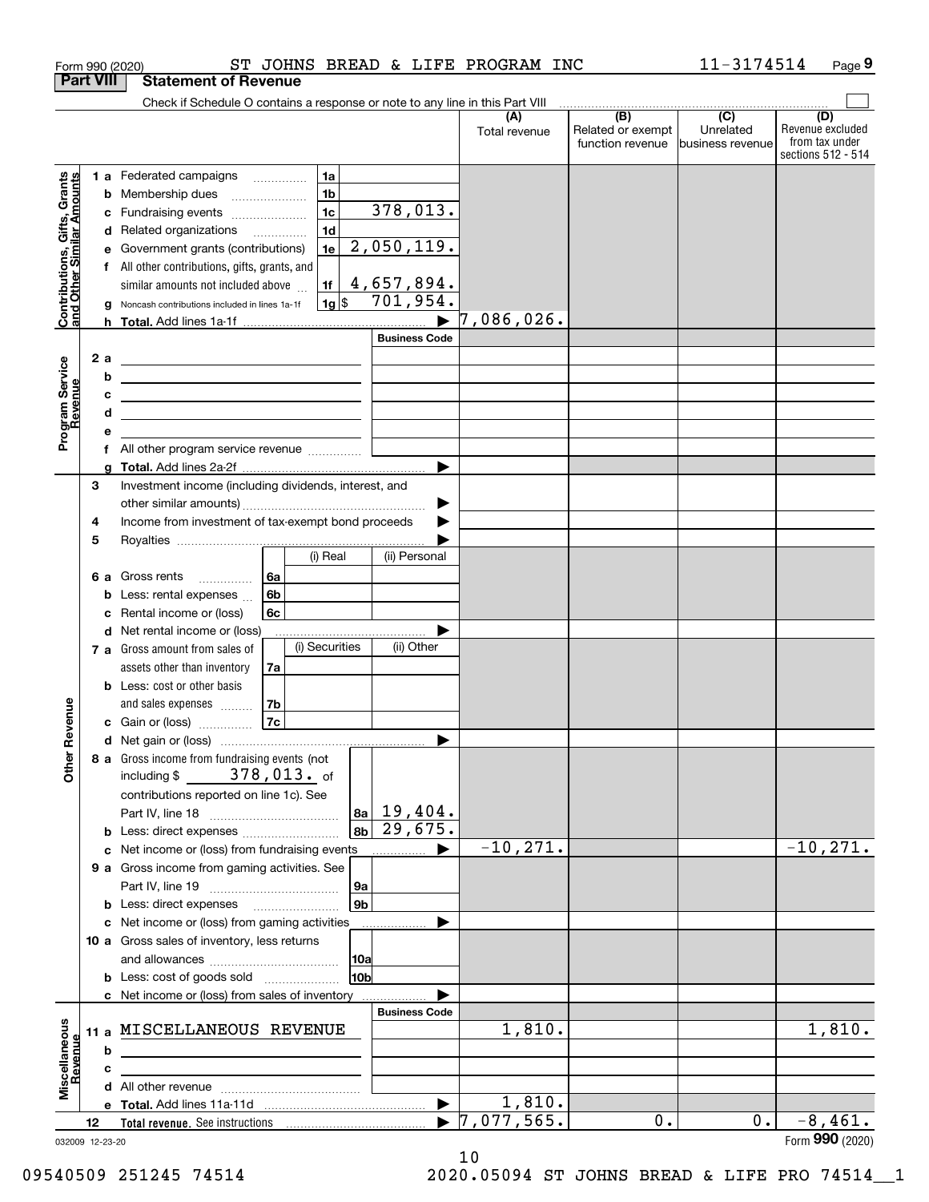Form 990 (2020) ST JOHNS BREAD & LIFE PROGRAM INC 11-3174514 Page 9

**Part VIII Statement of Revenue**

Check if Schedule O contains a response or note to any line in this Part VIII

| | | | | (A) Total revenue | (B) Related or exempt function revenue | (C) Unrelated business revenue | (D) Revenue excluded from tax under sections 512 - 514 |
|---|---|---|---|---|---|---|---|
| **Contributions, Gifts, Grants and Other Similar Amounts** | 1 a | Federated campaigns | 1a | | | | |
| | b | Membership dues | 1b | | | | |
| | c | Fundraising events | 1c 378,013. | | | | |
| | d | Related organizations | 1d | | | | |
| | e | Government grants (contributions) | 1e 2,050,119. | | | | |
| | f | All other contributions, gifts, grants, and similar amounts not included above | 1f 4,657,894. | | | | |
| | g | Noncash contributions included in lines 1a-1f | 1g $ 701,954. | | | | |
| | h | **Total.** Add lines 1a-1f | | 7,086,026. | | | |
| **Program Service Revenue** | | | Business Code | | | | |
| | 2 a | | | | | | |
| | b | | | | | | |
| | c | | | | | | |
| | d | | | | | | |
| | e | | | | | | |
| | f | All other program service revenue | | | | | |
| | g | **Total.** Add lines 2a-2f | | | | | |
| **Other Revenue** | 3 | Investment income (including dividends, interest, and other similar amounts) | | | | | |
| | 4 | Income from investment of tax-exempt bond proceeds | | | | | |
| | 5 | Royalties | | | | | |
| | | | (i) Real / (ii) Personal | | | | |
| | 6 a | Gross rents | 6a | | | | |
| | b | Less: rental expenses | 6b | | | | |
| | c | Rental income or (loss) | 6c | | | | |
| | d | Net rental income or (loss) | | | | | |
| | | | (i) Securities / (ii) Other | | | | |
| | 7 a | Gross amount from sales of assets other than inventory | 7a | | | | |
| | b | Less: cost or other basis and sales expenses | 7b | | | | |
| | c | Gain or (loss) | 7c | | | | |
| | d | Net gain or (loss) | | | | | |
| | 8 a | Gross income from fundraising events (not including $ 378,013. of contributions reported on line 1c). See Part IV, line 18 | 8a 19,404. | | | | |
| | b | Less: direct expenses | 8b 29,675. | | | | |
| | c | Net income or (loss) from fundraising events | | -10,271. | | | -10,271. |
| | 9 a | Gross income from gaming activities. See Part IV, line 19 | 9a | | | | |
| | b | Less: direct expenses | 9b | | | | |
| | c | Net income or (loss) from gaming activities | | | | | |
| | 10 a | Gross sales of inventory, less returns and allowances | 10a | | | | |
| | b | Less: cost of goods sold | 10b | | | | |
| | c | Net income or (loss) from sales of inventory | | | | | |
| **Miscellaneous Revenue** | | | Business Code | | | | |
| | 11 a | MISCELLANEOUS REVENUE | | 1,810. | | | 1,810. |
| | b | | | | | | |
| | c | | | | | | |
| | d | All other revenue | | | | | |
| | e | **Total.** Add lines 11a-11d | | 1,810. | | | |
| | 12 | **Total revenue.** See instructions | | 7,077,565. | 0. | 0. | -8,461. |

032009 12-23-20 Form **990** (2020)

09540509 251245 74514 2020.05094 ST JOHNS BREAD & LIFE PRO 74514__1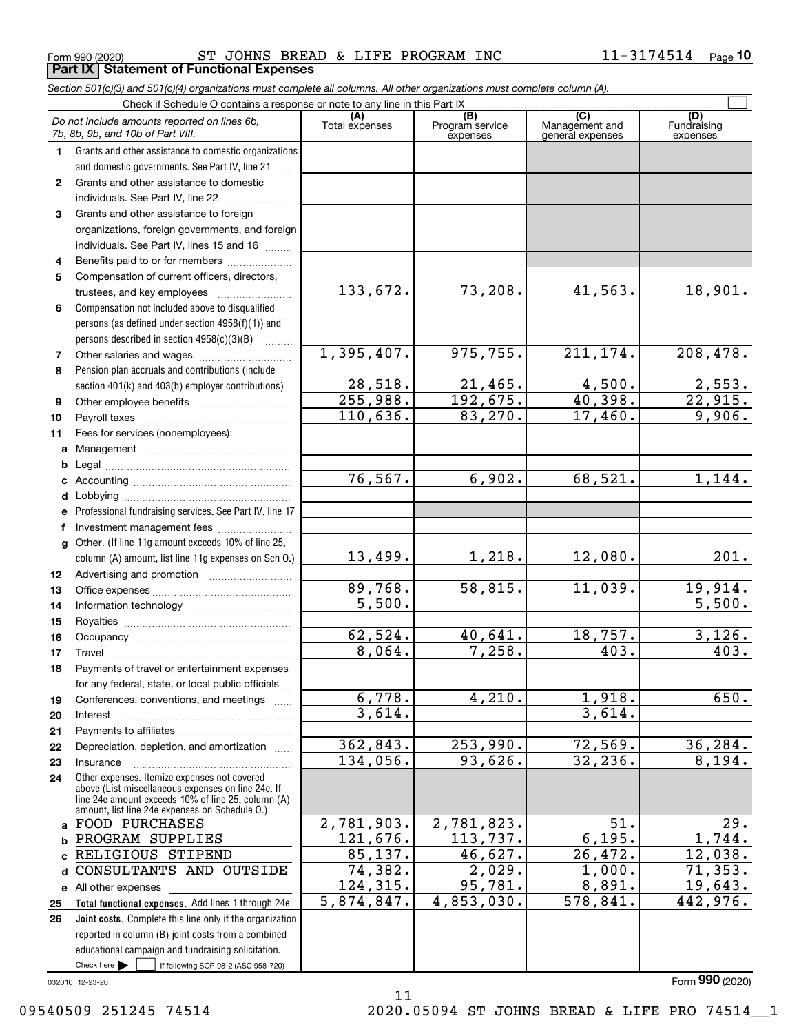Form 990 (2020) ST JOHNS BREAD & LIFE PROGRAM INC 11-3174514 Page 10

**Part IX Statement of Functional Expenses**

*Section 501(c)(3) and 501(c)(4) organizations must complete all columns. All other organizations must complete column (A).*

Check if Schedule O contains a response or note to any line in this Part IX

| *Do not include amounts reported on lines 6b, 7b, 8b, 9b, and 10b of Part VIII.* | (A) Total expenses | (B) Program service expenses | (C) Management and general expenses | (D) Fundraising expenses |
|---|---|---|---|---|
| **1** Grants and other assistance to domestic organizations and domestic governments. See Part IV, line 21 | | | | |
| **2** Grants and other assistance to domestic individuals. See Part IV, line 22 | | | | |
| **3** Grants and other assistance to foreign organizations, foreign governments, and foreign individuals. See Part IV, lines 15 and 16 | | | | |
| **4** Benefits paid to or for members | | | | |
| **5** Compensation of current officers, directors, trustees, and key employees | 133,672. | 73,208. | 41,563. | 18,901. |
| **6** Compensation not included above to disqualified persons (as defined under section 4958(f)(1)) and persons described in section 4958(c)(3)(B) | | | | |
| **7** Other salaries and wages | 1,395,407. | 975,755. | 211,174. | 208,478. |
| **8** Pension plan accruals and contributions (include section 401(k) and 403(b) employer contributions) | 28,518. | 21,465. | 4,500. | 2,553. |
| **9** Other employee benefits | 255,988. | 192,675. | 40,398. | 22,915. |
| **10** Payroll taxes | 110,636. | 83,270. | 17,460. | 9,906. |
| **11** Fees for services (nonemployees): | | | | |
| **a** Management | | | | |
| **b** Legal | | | | |
| **c** Accounting | 76,567. | 6,902. | 68,521. | 1,144. |
| **d** Lobbying | | | | |
| **e** Professional fundraising services. See Part IV, line 17 | | | | |
| **f** Investment management fees | | | | |
| **g** Other. (If line 11g amount exceeds 10% of line 25, column (A) amount, list line 11g expenses on Sch O.) | 13,499. | 1,218. | 12,080. | 201. |
| **12** Advertising and promotion | | | | |
| **13** Office expenses | 89,768. | 58,815. | 11,039. | 19,914. |
| **14** Information technology | 5,500. | | | 5,500. |
| **15** Royalties | | | | |
| **16** Occupancy | 62,524. | 40,641. | 18,757. | 3,126. |
| **17** Travel | 8,064. | 7,258. | 403. | 403. |
| **18** Payments of travel or entertainment expenses for any federal, state, or local public officials | | | | |
| **19** Conferences, conventions, and meetings | 6,778. | 4,210. | 1,918. | 650. |
| **20** Interest | 3,614. | | 3,614. | |
| **21** Payments to affiliates | | | | |
| **22** Depreciation, depletion, and amortization | 362,843. | 253,990. | 72,569. | 36,284. |
| **23** Insurance | 134,056. | 93,626. | 32,236. | 8,194. |
| **24** Other expenses. Itemize expenses not covered above (List miscellaneous expenses on line 24e. If line 24e amount exceeds 10% of line 25, column (A) amount, list line 24e expenses on Schedule O.) | | | | |
| **a** FOOD PURCHASES | 2,781,903. | 2,781,823. | 51. | 29. |
| **b** PROGRAM SUPPLIES | 121,676. | 113,737. | 6,195. | 1,744. |
| **c** RELIGIOUS STIPEND | 85,137. | 46,627. | 26,472. | 12,038. |
| **d** CONSULTANTS AND OUTSIDE | 74,382. | 2,029. | 1,000. | 71,353. |
| **e** All other expenses | 124,315. | 95,781. | 8,891. | 19,643. |
| **25** **Total functional expenses.** Add lines 1 through 24e | 5,874,847. | 4,853,030. | 578,841. | 442,976. |
| **26** **Joint costs.** Complete this line only if the organization reported in column (B) joint costs from a combined educational campaign and fundraising solicitation. Check here ☐ if following SOP 98-2 (ASC 958-720) | | | | |

032010 12-23-20

Form **990** (2020)

09540509 251245 74514 2020.05094 ST JOHNS BREAD & LIFE PRO 74514__1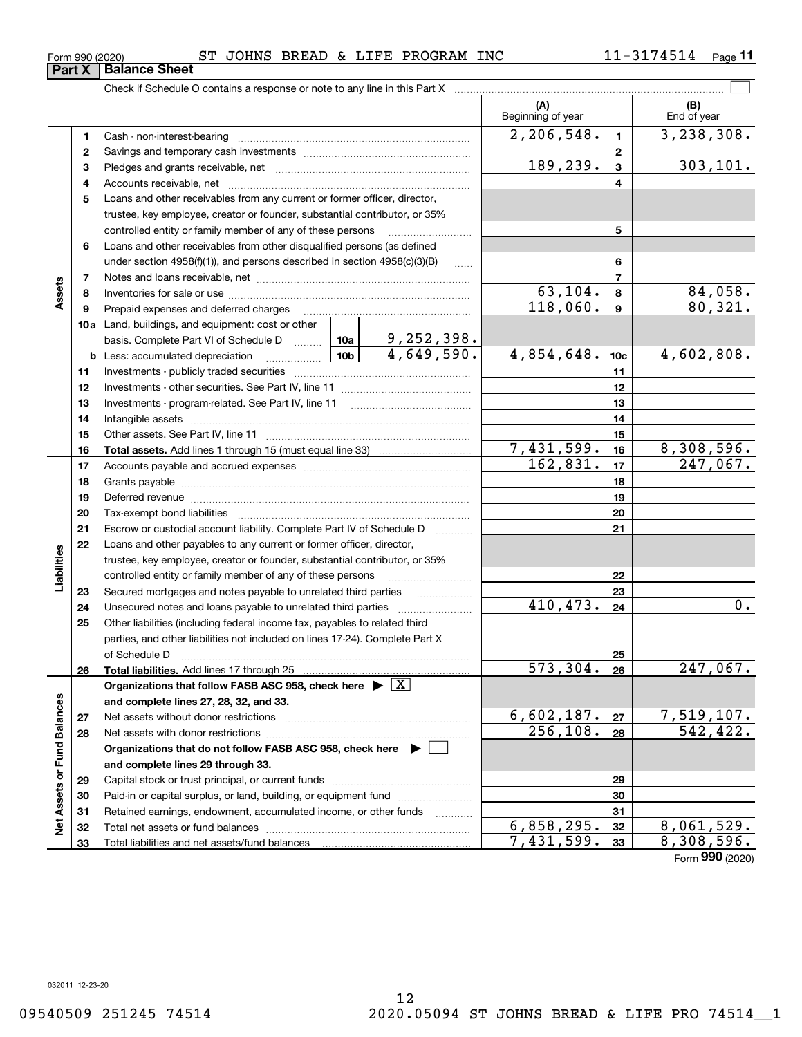Form 990 (2020) ST JOHNS BREAD & LIFE PROGRAM INC 11-3174514

## Part X Balance Sheet

Check if Schedule O contains a response or note to any line in this Part X ☐

| | | | | (A) Beginning of year | | (B) End of year |
|---|---|---|---|---|---|---|
| Assets | 1 | Cash - non-interest-bearing | | 2,206,548. | 1 | 3,238,308. |
| | 2 | Savings and temporary cash investments | | | 2 | |
| | 3 | Pledges and grants receivable, net | | 189,239. | 3 | 303,101. |
| | 4 | Accounts receivable, net | | | 4 | |
| | 5 | Loans and other receivables from any current or former officer, director, trustee, key employee, creator or founder, substantial contributor, or 35% controlled entity or family member of any of these persons | | | 5 | |
| | 6 | Loans and other receivables from other disqualified persons (as defined under section 4958(f)(1)), and persons described in section 4958(c)(3)(B) | | | 6 | |
| | 7 | Notes and loans receivable, net | | | 7 | |
| | 8 | Inventories for sale or use | | 63,104. | 8 | 84,058. |
| | 9 | Prepaid expenses and deferred charges | | 118,060. | 9 | 80,321. |
| | 10a | Land, buildings, and equipment: cost or other basis. Complete Part VI of Schedule D | 10a 9,252,398. | | | |
| | b | Less: accumulated depreciation | 10b 4,649,590. | 4,854,648. | 10c | 4,602,808. |
| | 11 | Investments - publicly traded securities | | | 11 | |
| | 12 | Investments - other securities. See Part IV, line 11 | | | 12 | |
| | 13 | Investments - program-related. See Part IV, line 11 | | | 13 | |
| | 14 | Intangible assets | | | 14 | |
| | 15 | Other assets. See Part IV, line 11 | | | 15 | |
| | 16 | **Total assets.** Add lines 1 through 15 (must equal line 33) | | 7,431,599. | 16 | 8,308,596. |
| Liabilities | 17 | Accounts payable and accrued expenses | | 162,831. | 17 | 247,067. |
| | 18 | Grants payable | | | 18 | |
| | 19 | Deferred revenue | | | 19 | |
| | 20 | Tax-exempt bond liabilities | | | 20 | |
| | 21 | Escrow or custodial account liability. Complete Part IV of Schedule D | | | 21 | |
| | 22 | Loans and other payables to any current or former officer, director, trustee, key employee, creator or founder, substantial contributor, or 35% controlled entity or family member of any of these persons | | | 22 | |
| | 23 | Secured mortgages and notes payable to unrelated third parties | | | 23 | |
| | 24 | Unsecured notes and loans payable to unrelated third parties | | 410,473. | 24 | 0. |
| | 25 | Other liabilities (including federal income tax, payables to related third parties, and other liabilities not included on lines 17-24). Complete Part X of Schedule D | | | 25 | |
| | 26 | **Total liabilities.** Add lines 17 through 25 | | 573,304. | 26 | 247,067. |
| Net Assets or Fund Balances | | **Organizations that follow FASB ASC 958, check here** ☒ **and complete lines 27, 28, 32, and 33.** | | | | |
| | 27 | Net assets without donor restrictions | | 6,602,187. | 27 | 7,519,107. |
| | 28 | Net assets with donor restrictions | | 256,108. | 28 | 542,422. |
| | | **Organizations that do not follow FASB ASC 958, check here** ☐ **and complete lines 29 through 33.** | | | | |
| | 29 | Capital stock or trust principal, or current funds | | | 29 | |
| | 30 | Paid-in or capital surplus, or land, building, or equipment fund | | | 30 | |
| | 31 | Retained earnings, endowment, accumulated income, or other funds | | | 31 | |
| | 32 | Total net assets or fund balances | | 6,858,295. | 32 | 8,061,529. |
| | 33 | Total liabilities and net assets/fund balances | | 7,431,599. | 33 | 8,308,596. |

Form **990** (2020)

032011 12-23-20

09540509 251245 74514 2020.05094 ST JOHNS BREAD & LIFE PRO 74514__1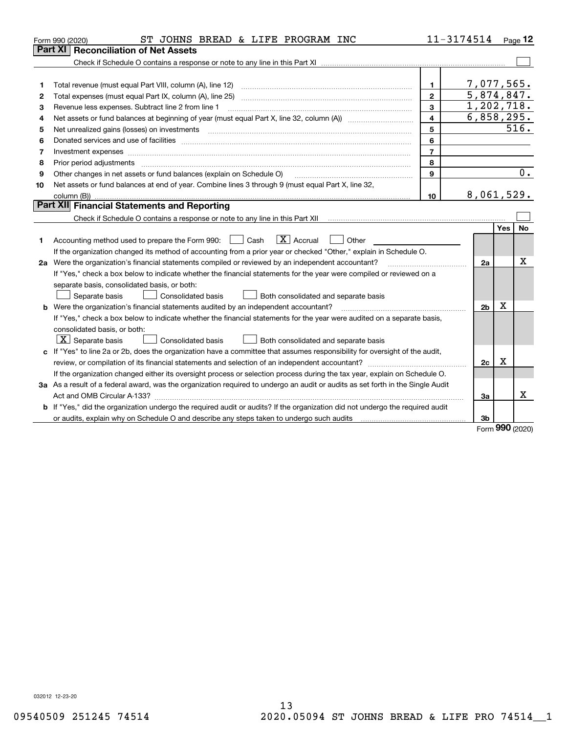Form 990 (2020) ST JOHNS BREAD & LIFE PROGRAM INC 11-3174514 Page 12

## Part XI Reconciliation of Net Assets

Check if Schedule O contains a response or note to any line in this Part XI ☐

| | | | |
|---|---|---|---|
| 1 | Total revenue (must equal Part VIII, column (A), line 12) | 1 | 7,077,565. |
| 2 | Total expenses (must equal Part IX, column (A), line 25) | 2 | 5,874,847. |
| 3 | Revenue less expenses. Subtract line 2 from line 1 | 3 | 1,202,718. |
| 4 | Net assets or fund balances at beginning of year (must equal Part X, line 32, column (A)) | 4 | 6,858,295. |
| 5 | Net unrealized gains (losses) on investments | 5 | 516. |
| 6 | Donated services and use of facilities | 6 | |
| 7 | Investment expenses | 7 | |
| 8 | Prior period adjustments | 8 | |
| 9 | Other changes in net assets or fund balances (explain on Schedule O) | 9 | 0. |
| 10 | Net assets or fund balances at end of year. Combine lines 3 through 9 (must equal Part X, line 32, column (B)) | 10 | 8,061,529. |

## Part XII Financial Statements and Reporting

Check if Schedule O contains a response or note to any line in this Part XII ☐

| | | | Yes | No |
|---|---|---|---|---|
| 1 | Accounting method used to prepare the Form 990: ☐ Cash ☒ Accrual ☐ Other<br>If the organization changed its method of accounting from a prior year or checked "Other," explain in Schedule O. | | | |
| 2a | Were the organization's financial statements compiled or reviewed by an independent accountant?<br>If "Yes," check a box below to indicate whether the financial statements for the year were compiled or reviewed on a separate basis, consolidated basis, or both:<br>☐ Separate basis ☐ Consolidated basis ☐ Both consolidated and separate basis | 2a | | X |
| b | Were the organization's financial statements audited by an independent accountant?<br>If "Yes," check a box below to indicate whether the financial statements for the year were audited on a separate basis, consolidated basis, or both:<br>☒ Separate basis ☐ Consolidated basis ☐ Both consolidated and separate basis | 2b | X | |
| c | If "Yes" to line 2a or 2b, does the organization have a committee that assumes responsibility for oversight of the audit, review, or compilation of its financial statements and selection of an independent accountant?<br>If the organization changed either its oversight process or selection process during the tax year, explain on Schedule O. | 2c | X | |
| 3a | As a result of a federal award, was the organization required to undergo an audit or audits as set forth in the Single Audit Act and OMB Circular A-133? | 3a | | X |
| b | If "Yes," did the organization undergo the required audit or audits? If the organization did not undergo the required audit or audits, explain why on Schedule O and describe any steps taken to undergo such audits | 3b | | |

Form 990 (2020)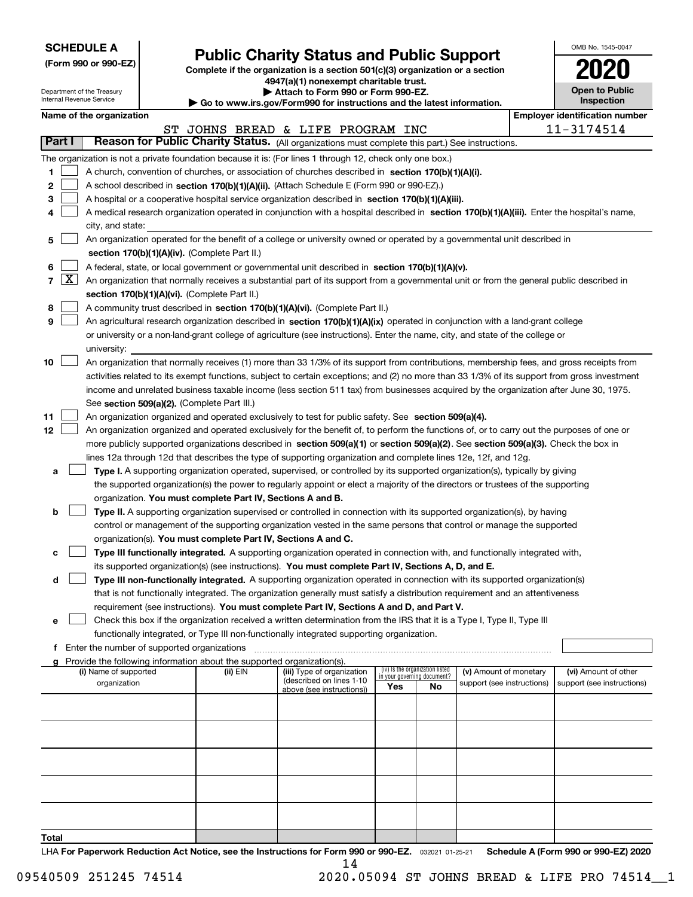**SCHEDULE A**
**(Form 990 or 990-EZ)**

Department of the Treasury
Internal Revenue Service

# Public Charity Status and Public Support

**Complete if the organization is a section 501(c)(3) organization or a section 4947(a)(1) nonexempt charitable trust.**
**▶ Attach to Form 990 or Form 990-EZ.**
**▶ Go to www.irs.gov/Form990 for instructions and the latest information.**

OMB No. 1545-0047

**2020**

**Open to Public Inspection**

**Name of the organization**
ST JOHNS BREAD & LIFE PROGRAM INC

**Employer identification number**
11-3174514

**Part I** **Reason for Public Charity Status.** (All organizations must complete this part.) See instructions.

The organization is not a private foundation because it is: (For lines 1 through 12, check only one box.)

1 ☐ A church, convention of churches, or association of churches described in **section 170(b)(1)(A)(i).**
2 ☐ A school described in **section 170(b)(1)(A)(ii).** (Attach Schedule E (Form 990 or 990-EZ).)
3 ☐ A hospital or a cooperative hospital service organization described in **section 170(b)(1)(A)(iii).**
4 ☐ A medical research organization operated in conjunction with a hospital described in **section 170(b)(1)(A)(iii).** Enter the hospital's name, city, and state:
5 ☐ An organization operated for the benefit of a college or university owned or operated by a governmental unit described in **section 170(b)(1)(A)(iv).** (Complete Part II.)
6 ☐ A federal, state, or local government or governmental unit described in **section 170(b)(1)(A)(v).**
7 ☒ An organization that normally receives a substantial part of its support from a governmental unit or from the general public described in **section 170(b)(1)(A)(vi).** (Complete Part II.)
8 ☐ A community trust described in **section 170(b)(1)(A)(vi).** (Complete Part II.)
9 ☐ An agricultural research organization described in **section 170(b)(1)(A)(ix)** operated in conjunction with a land-grant college or university or a non-land-grant college of agriculture (see instructions). Enter the name, city, and state of the college or university:
10 ☐ An organization that normally receives (1) more than 33 1/3% of its support from contributions, membership fees, and gross receipts from activities related to its exempt functions, subject to certain exceptions; and (2) no more than 33 1/3% of its support from gross investment income and unrelated business taxable income (less section 511 tax) from businesses acquired by the organization after June 30, 1975. See **section 509(a)(2).** (Complete Part III.)
11 ☐ An organization organized and operated exclusively to test for public safety. See **section 509(a)(4).**
12 ☐ An organization organized and operated exclusively for the benefit of, to perform the functions of, or to carry out the purposes of one or more publicly supported organizations described in **section 509(a)(1)** or **section 509(a)(2)**. See **section 509(a)(3).** Check the box in lines 12a through 12d that describes the type of supporting organization and complete lines 12e, 12f, and 12g.

a ☐ **Type I.** A supporting organization operated, supervised, or controlled by its supported organization(s), typically by giving the supported organization(s) the power to regularly appoint or elect a majority of the directors or trustees of the supporting organization. **You must complete Part IV, Sections A and B.**

b ☐ **Type II.** A supporting organization supervised or controlled in connection with its supported organization(s), by having control or management of the supporting organization vested in the same persons that control or manage the supported organization(s). **You must complete Part IV, Sections A and C.**

c ☐ **Type III functionally integrated.** A supporting organization operated in connection with, and functionally integrated with, its supported organization(s) (see instructions). **You must complete Part IV, Sections A, D, and E.**

d ☐ **Type III non-functionally integrated.** A supporting organization operated in connection with its supported organization(s) that is not functionally integrated. The organization generally must satisfy a distribution requirement and an attentiveness requirement (see instructions). **You must complete Part IV, Sections A and D, and Part V.**

e ☐ Check this box if the organization received a written determination from the IRS that it is a Type I, Type II, Type III functionally integrated, or Type III non-functionally integrated supporting organization.

f Enter the number of supported organizations

g Provide the following information about the supported organization(s).

| (i) Name of supported organization | (ii) EIN | (iii) Type of organization (described on lines 1-10 above (see instructions)) | (iv) Is the organization listed in your governing document? Yes | No | (v) Amount of monetary support (see instructions) | (vi) Amount of other support (see instructions) |
|---|---|---|---|---|---|---|
| | | | | | | |
| | | | | | | |
| | | | | | | |
| | | | | | | |
| | | | | | | |
| **Total** | | | | | | |

LHA **For Paperwork Reduction Act Notice, see the Instructions for Form 990 or 990-EZ.** 032021 01-25-21 **Schedule A (Form 990 or 990-EZ) 2020**

09540509 251245 74514 2020.05094 ST JOHNS BREAD & LIFE PRO 74514__1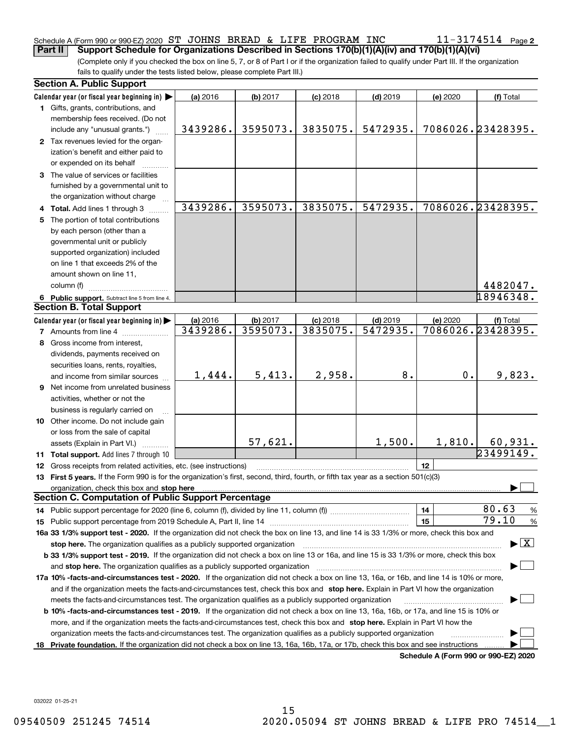Schedule A (Form 990 or 990-EZ) 2020 ST JOHNS BREAD & LIFE PROGRAM INC 11-3174514 Page 2

**Part II** **Support Schedule for Organizations Described in Sections 170(b)(1)(A)(iv) and 170(b)(1)(A)(vi)**

(Complete only if you checked the box on line 5, 7, or 8 of Part I or if the organization failed to qualify under Part III. If the organization fails to qualify under the tests listed below, please complete Part III.)

## Section A. Public Support

| Calendar year (or fiscal year beginning in) ▶ | (a) 2016 | (b) 2017 | (c) 2018 | (d) 2019 | (e) 2020 | (f) Total |
|---|---|---|---|---|---|---|
| **1** Gifts, grants, contributions, and membership fees received. (Do not include any "unusual grants.") | 3439286. | 3595073. | 3835075. | 5472935. | 7086026. | 23428395. |
| **2** Tax revenues levied for the organization's benefit and either paid to or expended on its behalf | | | | | | |
| **3** The value of services or facilities furnished by a governmental unit to the organization without charge | | | | | | |
| **4 Total.** Add lines 1 through 3 | 3439286. | 3595073. | 3835075. | 5472935. | 7086026. | 23428395. |
| **5** The portion of total contributions by each person (other than a governmental unit or publicly supported organization) included on line 1 that exceeds 2% of the amount shown on line 11, column (f) | | | | | | 4482047. |
| **6 Public support.** Subtract line 5 from line 4. | | | | | | 18946348. |

## Section B. Total Support

| Calendar year (or fiscal year beginning in) ▶ | (a) 2016 | (b) 2017 | (c) 2018 | (d) 2019 | (e) 2020 | (f) Total |
|---|---|---|---|---|---|---|
| **7** Amounts from line 4 | 3439286. | 3595073. | 3835075. | 5472935. | 7086026. | 23428395. |
| **8** Gross income from interest, dividends, payments received on securities loans, rents, royalties, and income from similar sources | 1,444. | 5,413. | 2,958. | 8. | 0. | 9,823. |
| **9** Net income from unrelated business activities, whether or not the business is regularly carried on | | | | | | |
| **10** Other income. Do not include gain or loss from the sale of capital assets (Explain in Part VI.) | | 57,621. | | 1,500. | 1,810. | 60,931. |
| **11 Total support.** Add lines 7 through 10 | | | | | | 23499149. |

**12** Gross receipts from related activities, etc. (see instructions) | **12** |

**13 First 5 years.** If the Form 990 is for the organization's first, second, third, fourth, or fifth tax year as a section 501(c)(3) organization, check this box and **stop here** ▶ ☐

## Section C. Computation of Public Support Percentage

**14** Public support percentage for 2020 (line 6, column (f), divided by line 11, column (f)) | **14** | 80.63 %

**15** Public support percentage from 2019 Schedule A, Part II, line 14 | **15** | 79.10 %

**16a 33 1/3% support test - 2020.** If the organization did not check the box on line 13, and line 14 is 33 1/3% or more, check this box and **stop here.** The organization qualifies as a publicly supported organization ▶ ☒

**b 33 1/3% support test - 2019.** If the organization did not check a box on line 13 or 16a, and line 15 is 33 1/3% or more, check this box and **stop here.** The organization qualifies as a publicly supported organization ▶ ☐

**17a 10% -facts-and-circumstances test - 2020.** If the organization did not check a box on line 13, 16a, or 16b, and line 14 is 10% or more, and if the organization meets the facts-and-circumstances test, check this box and **stop here.** Explain in Part VI how the organization meets the facts-and-circumstances test. The organization qualifies as a publicly supported organization ▶ ☐

**b 10% -facts-and-circumstances test - 2019.** If the organization did not check a box on line 13, 16a, 16b, or 17a, and line 15 is 10% or more, and if the organization meets the facts-and-circumstances test, check this box and **stop here.** Explain in Part VI how the organization meets the facts-and-circumstances test. The organization qualifies as a publicly supported organization ▶ ☐

**18 Private foundation.** If the organization did not check a box on line 13, 16a, 16b, 17a, or 17b, check this box and see instructions ▶ ☐

**Schedule A (Form 990 or 990-EZ) 2020**

032022 01-25-21

09540509 251245 74514 2020.05094 ST JOHNS BREAD & LIFE PRO 74514__1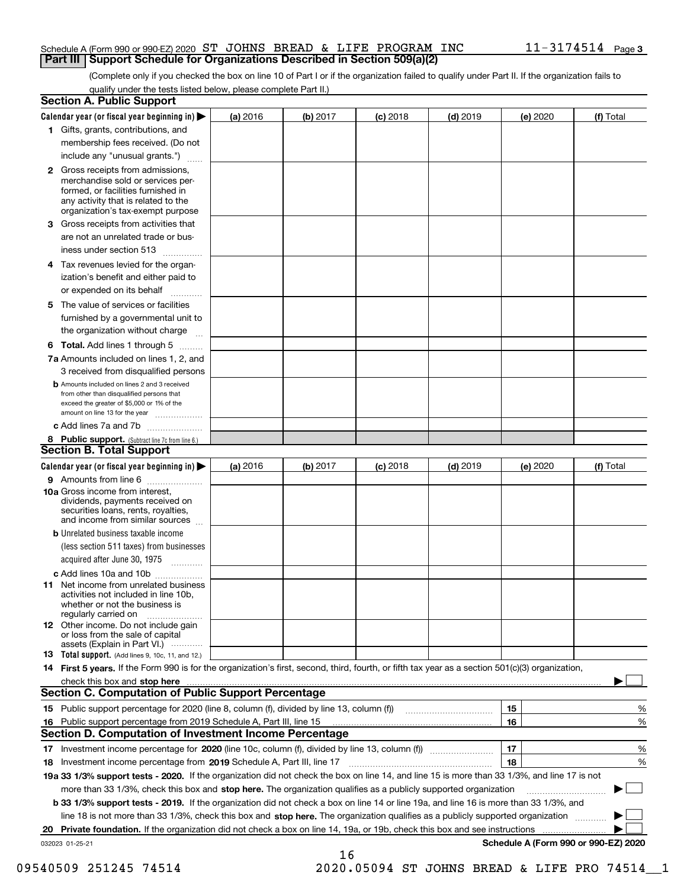Schedule A (Form 990 or 990-EZ) 2020 ST JOHNS BREAD & LIFE PROGRAM INC 11-3174514 Page 3

## Part III Support Schedule for Organizations Described in Section 509(a)(2)

(Complete only if you checked the box on line 10 of Part I or if the organization failed to qualify under Part II. If the organization fails to qualify under the tests listed below, please complete Part II.)

### Section A. Public Support

| Calendar year (or fiscal year beginning in) ▶ | (a) 2016 | (b) 2017 | (c) 2018 | (d) 2019 | (e) 2020 | (f) Total |
|---|---|---|---|---|---|---|
| 1 Gifts, grants, contributions, and membership fees received. (Do not include any "unusual grants.") | | | | | | |
| 2 Gross receipts from admissions, merchandise sold or services performed, or facilities furnished in any activity that is related to the organization's tax-exempt purpose | | | | | | |
| 3 Gross receipts from activities that are not an unrelated trade or business under section 513 | | | | | | |
| 4 Tax revenues levied for the organization's benefit and either paid to or expended on its behalf | | | | | | |
| 5 The value of services or facilities furnished by a governmental unit to the organization without charge | | | | | | |
| 6 **Total.** Add lines 1 through 5 | | | | | | |
| 7a Amounts included on lines 1, 2, and 3 received from disqualified persons | | | | | | |
| b Amounts included on lines 2 and 3 received from other than disqualified persons that exceed the greater of $5,000 or 1% of the amount on line 13 for the year | | | | | | |
| c Add lines 7a and 7b | | | | | | |
| 8 **Public support.** (Subtract line 7c from line 6.) | | | | | | |

### Section B. Total Support

| Calendar year (or fiscal year beginning in) ▶ | (a) 2016 | (b) 2017 | (c) 2018 | (d) 2019 | (e) 2020 | (f) Total |
|---|---|---|---|---|---|---|
| 9 Amounts from line 6 | | | | | | |
| 10a Gross income from interest, dividends, payments received on securities loans, rents, royalties, and income from similar sources | | | | | | |
| b Unrelated business taxable income (less section 511 taxes) from businesses acquired after June 30, 1975 | | | | | | |
| c Add lines 10a and 10b | | | | | | |
| 11 Net income from unrelated business activities not included in line 10b, whether or not the business is regularly carried on | | | | | | |
| 12 Other income. Do not include gain or loss from the sale of capital assets (Explain in Part VI.) | | | | | | |
| 13 **Total support.** (Add lines 9, 10c, 11, and 12.) | | | | | | |

14 **First 5 years.** If the Form 990 is for the organization's first, second, third, fourth, or fifth tax year as a section 501(c)(3) organization, check this box and **stop here** ▶ ☐

### Section C. Computation of Public Support Percentage

| | | | |
|---|---|---|---|
| 15 | Public support percentage for 2020 (line 8, column (f), divided by line 13, column (f)) | 15 | % |
| 16 | Public support percentage from 2019 Schedule A, Part III, line 15 | 16 | % |

### Section D. Computation of Investment Income Percentage

| | | | |
|---|---|---|---|
| 17 | Investment income percentage for **2020** (line 10c, column (f), divided by line 13, column (f)) | 17 | % |
| 18 | Investment income percentage from **2019** Schedule A, Part III, line 17 | 18 | % |

**19a 33 1/3% support tests - 2020.** If the organization did not check the box on line 14, and line 15 is more than 33 1/3%, and line 17 is not more than 33 1/3%, check this box and **stop here.** The organization qualifies as a publicly supported organization ▶ ☐

**b 33 1/3% support tests - 2019.** If the organization did not check a box on line 14 or line 19a, and line 16 is more than 33 1/3%, and line 18 is not more than 33 1/3%, check this box and **stop here.** The organization qualifies as a publicly supported organization ▶ ☐

**20 Private foundation.** If the organization did not check a box on line 14, 19a, or 19b, check this box and see instructions ▶ ☐

032023 01-25-21 **Schedule A (Form 990 or 990-EZ) 2020**

09540509 251245 74514 2020.05094 ST JOHNS BREAD & LIFE PRO 74514__1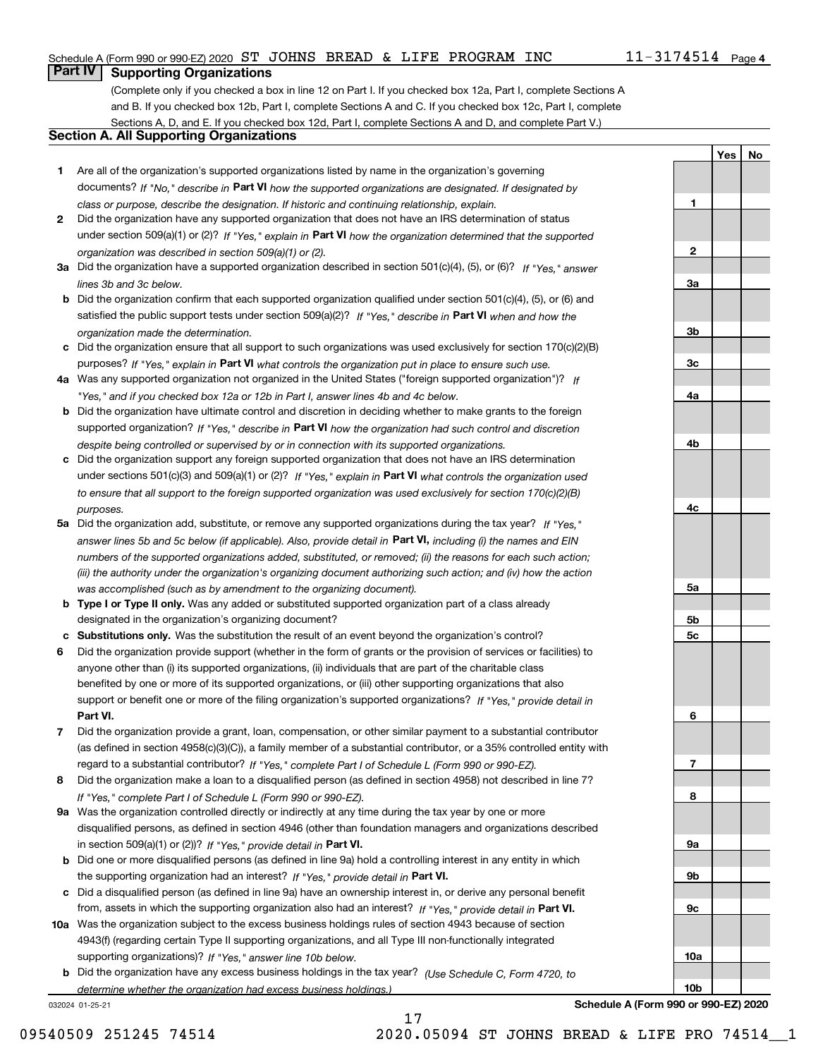Schedule A (Form 990 or 990-EZ) 2020 ST JOHNS BREAD & LIFE PROGRAM INC 11-3174514 Page 4

## Part IV Supporting Organizations

(Complete only if you checked a box in line 12 on Part I. If you checked box 12a, Part I, complete Sections A and B. If you checked box 12b, Part I, complete Sections A and C. If you checked box 12c, Part I, complete Sections A, D, and E. If you checked box 12d, Part I, complete Sections A and D, and complete Part V.)

### Section A. All Supporting Organizations

| | | | Yes | No |
|---|---|---|---|---|
| 1 | Are all of the organization's supported organizations listed by name in the organization's governing documents? *If "No," describe in* **Part VI** *how the supported organizations are designated. If designated by class or purpose, describe the designation. If historic and continuing relationship, explain.* | 1 | | |
| 2 | Did the organization have any supported organization that does not have an IRS determination of status under section 509(a)(1) or (2)? *If "Yes," explain in* **Part VI** *how the organization determined that the supported organization was described in section 509(a)(1) or (2).* | 2 | | |
| 3a | Did the organization have a supported organization described in section 501(c)(4), (5), or (6)? *If "Yes," answer lines 3b and 3c below.* | 3a | | |
| b | Did the organization confirm that each supported organization qualified under section 501(c)(4), (5), or (6) and satisfied the public support tests under section 509(a)(2)? *If "Yes," describe in* **Part VI** *when and how the organization made the determination.* | 3b | | |
| c | Did the organization ensure that all support to such organizations was used exclusively for section 170(c)(2)(B) purposes? *If "Yes," explain in* **Part VI** *what controls the organization put in place to ensure such use.* | 3c | | |
| 4a | Was any supported organization not organized in the United States ("foreign supported organization")? *If "Yes," and if you checked box 12a or 12b in Part I, answer lines 4b and 4c below.* | 4a | | |
| b | Did the organization have ultimate control and discretion in deciding whether to make grants to the foreign supported organization? *If "Yes," describe in* **Part VI** *how the organization had such control and discretion despite being controlled or supervised by or in connection with its supported organizations.* | 4b | | |
| c | Did the organization support any foreign supported organization that does not have an IRS determination under sections 501(c)(3) and 509(a)(1) or (2)? *If "Yes," explain in* **Part VI** *what controls the organization used to ensure that all support to the foreign supported organization was used exclusively for section 170(c)(2)(B) purposes.* | 4c | | |
| 5a | Did the organization add, substitute, or remove any supported organizations during the tax year? *If "Yes," answer lines 5b and 5c below (if applicable). Also, provide detail in* **Part VI,** *including (i) the names and EIN numbers of the supported organizations added, substituted, or removed; (ii) the reasons for each such action; (iii) the authority under the organization's organizing document authorizing such action; and (iv) how the action was accomplished (such as by amendment to the organizing document).* | 5a | | |
| b | **Type I or Type II only.** Was any added or substituted supported organization part of a class already designated in the organization's organizing document? | 5b | | |
| c | **Substitutions only.** Was the substitution the result of an event beyond the organization's control? | 5c | | |
| 6 | Did the organization provide support (whether in the form of grants or the provision of services or facilities) to anyone other than (i) its supported organizations, (ii) individuals that are part of the charitable class benefited by one or more of its supported organizations, or (iii) other supporting organizations that also support or benefit one or more of the filing organization's supported organizations? *If "Yes," provide detail in* **Part VI.** | 6 | | |
| 7 | Did the organization provide a grant, loan, compensation, or other similar payment to a substantial contributor (as defined in section 4958(c)(3)(C)), a family member of a substantial contributor, or a 35% controlled entity with regard to a substantial contributor? *If "Yes," complete Part I of Schedule L (Form 990 or 990-EZ).* | 7 | | |
| 8 | Did the organization make a loan to a disqualified person (as defined in section 4958) not described in line 7? *If "Yes," complete Part I of Schedule L (Form 990 or 990-EZ).* | 8 | | |
| 9a | Was the organization controlled directly or indirectly at any time during the tax year by one or more disqualified persons, as defined in section 4946 (other than foundation managers and organizations described in section 509(a)(1) or (2))? *If "Yes," provide detail in* **Part VI.** | 9a | | |
| b | Did one or more disqualified persons (as defined in line 9a) hold a controlling interest in any entity in which the supporting organization had an interest? *If "Yes," provide detail in* **Part VI.** | 9b | | |
| c | Did a disqualified person (as defined in line 9a) have an ownership interest in, or derive any personal benefit from, assets in which the supporting organization also had an interest? *If "Yes," provide detail in* **Part VI.** | 9c | | |
| 10a | Was the organization subject to the excess business holdings rules of section 4943 because of section 4943(f) (regarding certain Type II supporting organizations, and all Type III non-functionally integrated supporting organizations)? *If "Yes," answer line 10b below.* | 10a | | |
| b | Did the organization have any excess business holdings in the tax year? *(Use Schedule C, Form 4720, to determine whether the organization had excess business holdings.)* | 10b | | |

032024 01-25-21 **Schedule A (Form 990 or 990-EZ) 2020**

09540509 251245 74514 2020.05094 ST JOHNS BREAD & LIFE PRO 74514__1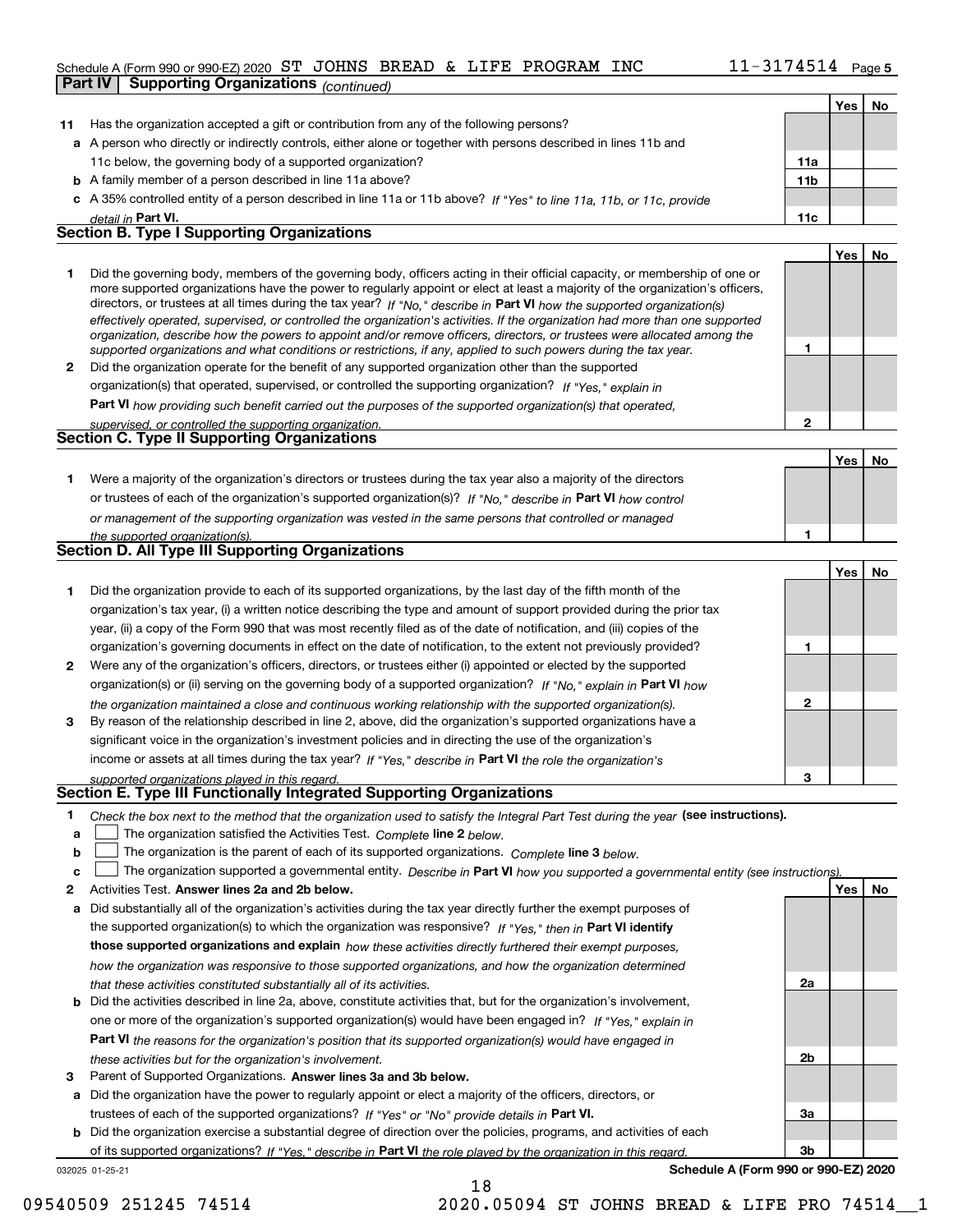Schedule A (Form 990 or 990-EZ) 2020 ST JOHNS BREAD & LIFE PROGRAM INC 11-3174514

**Part IV | Supporting Organizations** *(continued)*

| | | | Yes | No |
|---|---|---|---|---|
| **11** | Has the organization accepted a gift or contribution from any of the following persons? | | | |
| **a** | A person who directly or indirectly controls, either alone or together with persons described in lines 11b and 11c below, the governing body of a supported organization? | **11a** | | |
| **b** | A family member of a person described in line 11a above? | **11b** | | |
| **c** | A 35% controlled entity of a person described in line 11a or 11b above? *If "Yes" to line 11a, 11b, or 11c, provide detail in* **Part VI.** | **11c** | | |

## Section B. Type I Supporting Organizations

| | | | Yes | No |
|---|---|---|---|---|
| **1** | Did the governing body, members of the governing body, officers acting in their official capacity, or membership of one or more supported organizations have the power to regularly appoint or elect at least a majority of the organization's officers, directors, or trustees at all times during the tax year? *If "No," describe in* **Part VI** *how the supported organization(s) effectively operated, supervised, or controlled the organization's activities. If the organization had more than one supported organization, describe how the powers to appoint and/or remove officers, directors, or trustees were allocated among the supported organizations and what conditions or restrictions, if any, applied to such powers during the tax year.* | **1** | | |
| **2** | Did the organization operate for the benefit of any supported organization other than the supported organization(s) that operated, supervised, or controlled the supporting organization? *If "Yes," explain in* **Part VI** *how providing such benefit carried out the purposes of the supported organization(s) that operated, supervised, or controlled the supporting organization.* | **2** | | |

## Section C. Type II Supporting Organizations

| | | | Yes | No |
|---|---|---|---|---|
| **1** | Were a majority of the organization's directors or trustees during the tax year also a majority of the directors or trustees of each of the organization's supported organization(s)? *If "No," describe in* **Part VI** *how control or management of the supporting organization was vested in the same persons that controlled or managed the supported organization(s).* | **1** | | |

## Section D. All Type III Supporting Organizations

| | | | Yes | No |
|---|---|---|---|---|
| **1** | Did the organization provide to each of its supported organizations, by the last day of the fifth month of the organization's tax year, (i) a written notice describing the type and amount of support provided during the prior tax year, (ii) a copy of the Form 990 that was most recently filed as of the date of notification, and (iii) copies of the organization's governing documents in effect on the date of notification, to the extent not previously provided? | **1** | | |
| **2** | Were any of the organization's officers, directors, or trustees either (i) appointed or elected by the supported organization(s) or (ii) serving on the governing body of a supported organization? *If "No," explain in* **Part VI** *how the organization maintained a close and continuous working relationship with the supported organization(s).* | **2** | | |
| **3** | By reason of the relationship described in line 2, above, did the organization's supported organizations have a significant voice in the organization's investment policies and in directing the use of the organization's income or assets at all times during the tax year? *If "Yes," describe in* **Part VI** *the role the organization's supported organizations played in this regard.* | **3** | | |

## Section E. Type III Functionally Integrated Supporting Organizations

**1** *Check the box next to the method that the organization used to satisfy the Integral Part Test during the year* **(see instructions).**

**a** ☐ The organization satisfied the Activities Test. *Complete* **line 2** *below.*

**b** ☐ The organization is the parent of each of its supported organizations. *Complete* **line 3** *below.*

**c** ☐ The organization supported a governmental entity. *Describe in* **Part VI** *how you supported a governmental entity (see instructions).*

| | | | Yes | No |
|---|---|---|---|---|
| **2** | Activities Test. **Answer lines 2a and 2b below.** | | | |
| **a** | Did substantially all of the organization's activities during the tax year directly further the exempt purposes of the supported organization(s) to which the organization was responsive? *If "Yes," then in* **Part VI identify those supported organizations and explain** *how these activities directly furthered their exempt purposes, how the organization was responsive to those supported organizations, and how the organization determined that these activities constituted substantially all of its activities.* | **2a** | | |
| **b** | Did the activities described in line 2a, above, constitute activities that, but for the organization's involvement, one or more of the organization's supported organization(s) would have been engaged in? *If "Yes," explain in* **Part VI** *the reasons for the organization's position that its supported organization(s) would have engaged in these activities but for the organization's involvement.* | **2b** | | |
| **3** | Parent of Supported Organizations. **Answer lines 3a and 3b below.** | | | |
| **a** | Did the organization have the power to regularly appoint or elect a majority of the officers, directors, or trustees of each of the supported organizations? *If "Yes" or "No" provide details in* **Part VI.** | **3a** | | |
| **b** | Did the organization exercise a substantial degree of direction over the policies, programs, and activities of each of its supported organizations? *If "Yes," describe in* **Part VI** *the role played by the organization in this regard.* | **3b** | | |

032025 01-25-21 **Schedule A (Form 990 or 990-EZ) 2020**

09540509 251245 74514 2020.05094 ST JOHNS BREAD & LIFE PRO 74514__1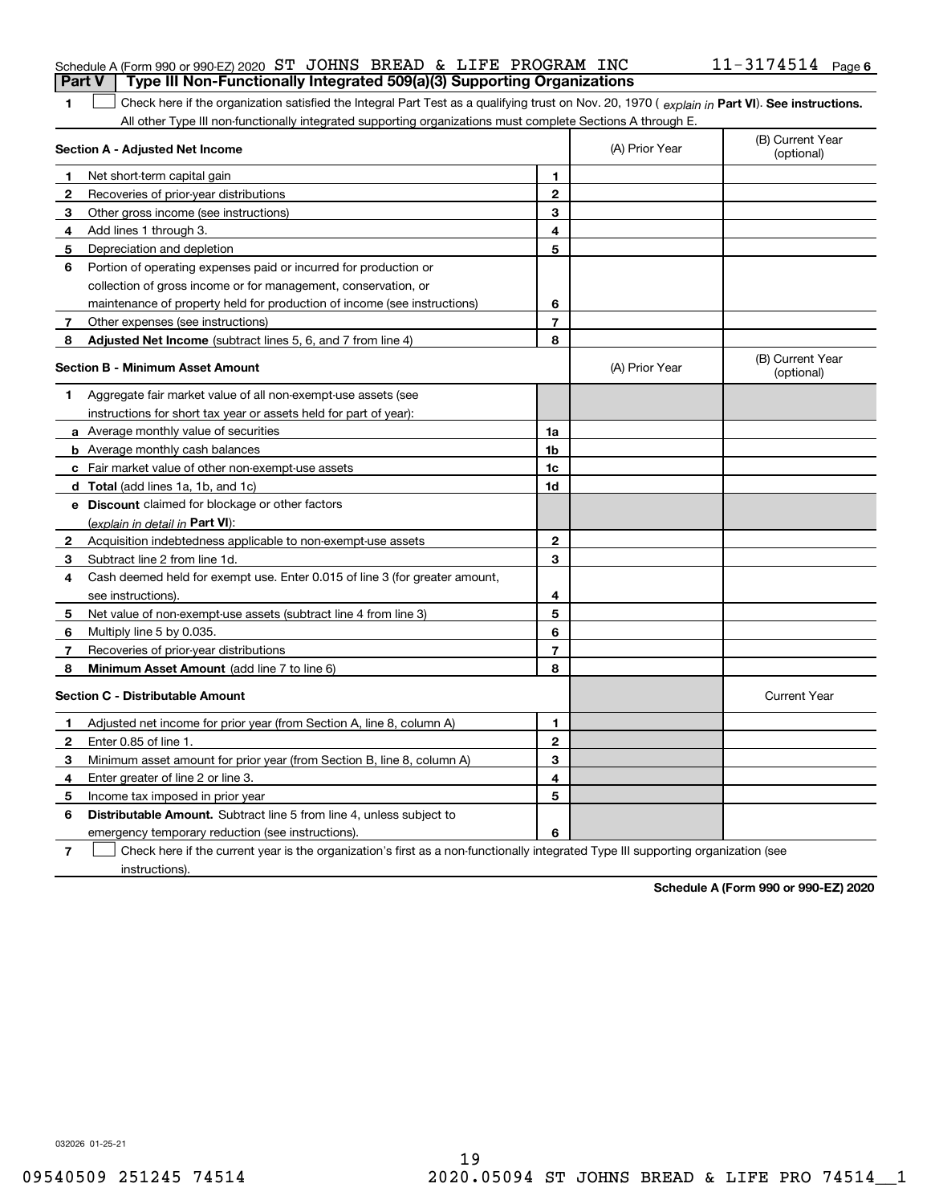Schedule A (Form 990 or 990-EZ) 2020 ST JOHNS BREAD & LIFE PROGRAM INC 11-3174514 Page 6

**Part V | Type III Non-Functionally Integrated 509(a)(3) Supporting Organizations**

**1** ☐ Check here if the organization satisfied the Integral Part Test as a qualifying trust on Nov. 20, 1970 ( *explain in* **Part VI**). **See instructions.** All other Type III non-functionally integrated supporting organizations must complete Sections A through E.

| **Section A - Adjusted Net Income** | | | (A) Prior Year | (B) Current Year (optional) |
|---|---|---|---|---|
| 1 | Net short-term capital gain | 1 | | |
| 2 | Recoveries of prior-year distributions | 2 | | |
| 3 | Other gross income (see instructions) | 3 | | |
| 4 | Add lines 1 through 3. | 4 | | |
| 5 | Depreciation and depletion | 5 | | |
| 6 | Portion of operating expenses paid or incurred for production or collection of gross income or for management, conservation, or maintenance of property held for production of income (see instructions) | 6 | | |
| 7 | Other expenses (see instructions) | 7 | | |
| 8 | **Adjusted Net Income** (subtract lines 5, 6, and 7 from line 4) | 8 | | |

| **Section B - Minimum Asset Amount** | | | (A) Prior Year | (B) Current Year (optional) |
|---|---|---|---|---|
| 1 | Aggregate fair market value of all non-exempt-use assets (see instructions for short tax year or assets held for part of year): | | | |
| a | Average monthly value of securities | 1a | | |
| b | Average monthly cash balances | 1b | | |
| c | Fair market value of other non-exempt-use assets | 1c | | |
| d | **Total** (add lines 1a, 1b, and 1c) | 1d | | |
| e | **Discount** claimed for blockage or other factors (*explain in detail in* **Part VI**): | | | |
| 2 | Acquisition indebtedness applicable to non-exempt-use assets | 2 | | |
| 3 | Subtract line 2 from line 1d. | 3 | | |
| 4 | Cash deemed held for exempt use. Enter 0.015 of line 3 (for greater amount, see instructions). | 4 | | |
| 5 | Net value of non-exempt-use assets (subtract line 4 from line 3) | 5 | | |
| 6 | Multiply line 5 by 0.035. | 6 | | |
| 7 | Recoveries of prior-year distributions | 7 | | |
| 8 | **Minimum Asset Amount** (add line 7 to line 6) | 8 | | |

| **Section C - Distributable Amount** | | | | Current Year |
|---|---|---|---|---|
| 1 | Adjusted net income for prior year (from Section A, line 8, column A) | 1 | | |
| 2 | Enter 0.85 of line 1. | 2 | | |
| 3 | Minimum asset amount for prior year (from Section B, line 8, column A) | 3 | | |
| 4 | Enter greater of line 2 or line 3. | 4 | | |
| 5 | Income tax imposed in prior year | 5 | | |
| 6 | **Distributable Amount.** Subtract line 5 from line 4, unless subject to emergency temporary reduction (see instructions). | 6 | | |

**7** ☐ Check here if the current year is the organization's first as a non-functionally integrated Type III supporting organization (see instructions).

**Schedule A (Form 990 or 990-EZ) 2020**

032026 01-25-21

09540509 251245 74514 2020.05094 ST JOHNS BREAD & LIFE PRO 74514__1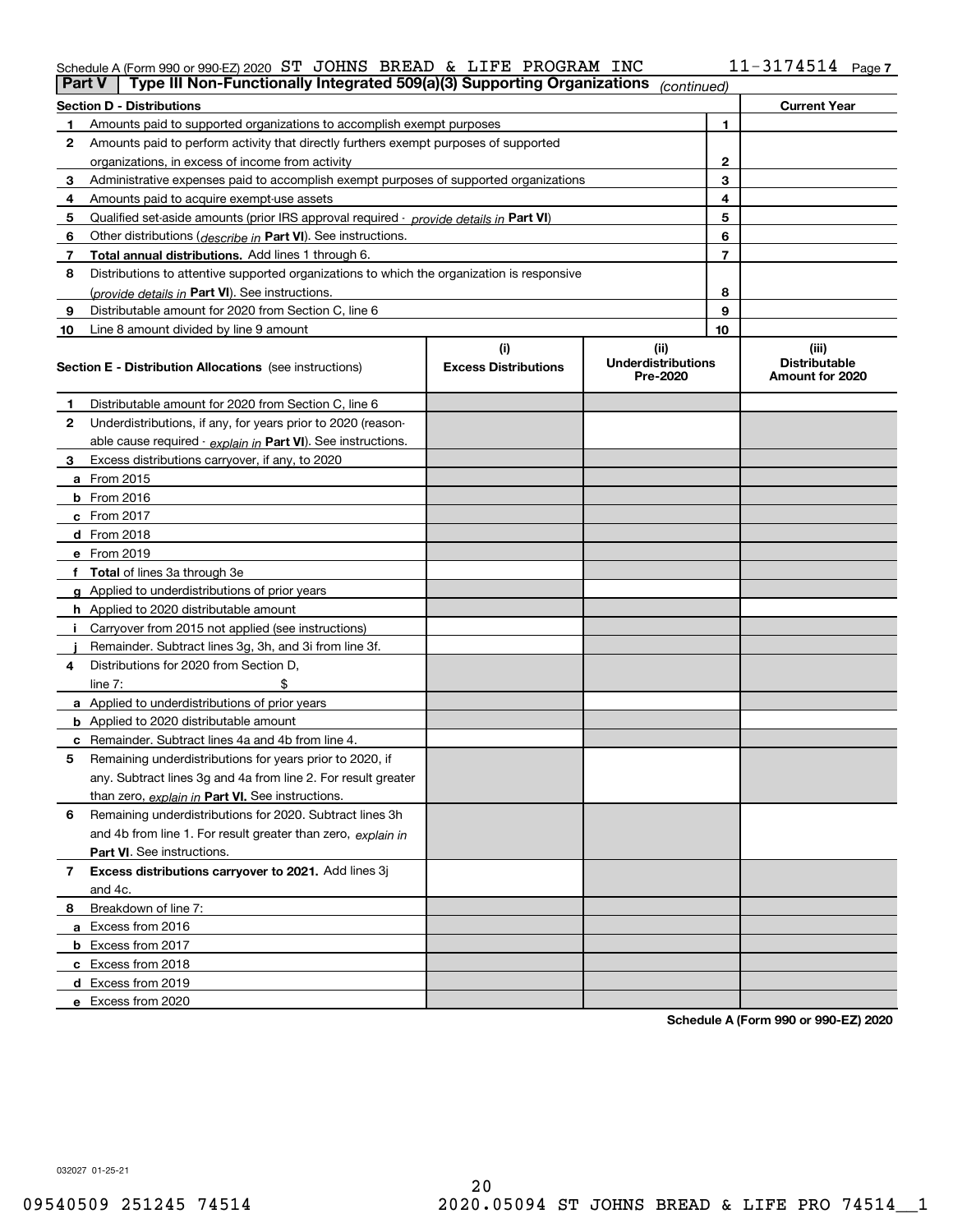Schedule A (Form 990 or 990-EZ) 2020 ST JOHNS BREAD & LIFE PROGRAM INC 11-3174514 Page 7

**Part V | Type III Non-Functionally Integrated 509(a)(3) Supporting Organizations** *(continued)*

| Section D - Distributions | | | Current Year |
|---|---|---|---|
| 1 | Amounts paid to supported organizations to accomplish exempt purposes | 1 | |
| 2 | Amounts paid to perform activity that directly furthers exempt purposes of supported organizations, in excess of income from activity | 2 | |
| 3 | Administrative expenses paid to accomplish exempt purposes of supported organizations | 3 | |
| 4 | Amounts paid to acquire exempt-use assets | 4 | |
| 5 | Qualified set-aside amounts (prior IRS approval required - *provide details in* **Part VI**) | 5 | |
| 6 | Other distributions (*describe in* **Part VI**). See instructions. | 6 | |
| 7 | **Total annual distributions.** Add lines 1 through 6. | 7 | |
| 8 | Distributions to attentive supported organizations to which the organization is responsive (*provide details in* **Part VI**). See instructions. | 8 | |
| 9 | Distributable amount for 2020 from Section C, line 6 | 9 | |
| 10 | Line 8 amount divided by line 9 amount | 10 | |

| **Section E - Distribution Allocations** (see instructions) | (i) Excess Distributions | (ii) Underdistributions Pre-2020 | (iii) Distributable Amount for 2020 |
|---|---|---|---|
| **1** Distributable amount for 2020 from Section C, line 6 | | | |
| **2** Underdistributions, if any, for years prior to 2020 (reasonable cause required - *explain in* **Part VI**). See instructions. | | | |
| **3** Excess distributions carryover, if any, to 2020 | | | |
| **a** From 2015 | | | |
| **b** From 2016 | | | |
| **c** From 2017 | | | |
| **d** From 2018 | | | |
| **e** From 2019 | | | |
| **f Total** of lines 3a through 3e | | | |
| **g** Applied to underdistributions of prior years | | | |
| **h** Applied to 2020 distributable amount | | | |
| **i** Carryover from 2015 not applied (see instructions) | | | |
| **j** Remainder. Subtract lines 3g, 3h, and 3i from line 3f. | | | |
| **4** Distributions for 2020 from Section D, line 7: $ | | | |
| **a** Applied to underdistributions of prior years | | | |
| **b** Applied to 2020 distributable amount | | | |
| **c** Remainder. Subtract lines 4a and 4b from line 4. | | | |
| **5** Remaining underdistributions for years prior to 2020, if any. Subtract lines 3g and 4a from line 2. For result greater than zero, *explain in* **Part VI.** See instructions. | | | |
| **6** Remaining underdistributions for 2020. Subtract lines 3h and 4b from line 1. For result greater than zero, *explain in* **Part VI**. See instructions. | | | |
| **7 Excess distributions carryover to 2021.** Add lines 3j and 4c. | | | |
| **8** Breakdown of line 7: | | | |
| **a** Excess from 2016 | | | |
| **b** Excess from 2017 | | | |
| **c** Excess from 2018 | | | |
| **d** Excess from 2019 | | | |
| **e** Excess from 2020 | | | |

**Schedule A (Form 990 or 990-EZ) 2020**

032027 01-25-21

09540509 251245 74514 2020.05094 ST JOHNS BREAD & LIFE PRO 74514__1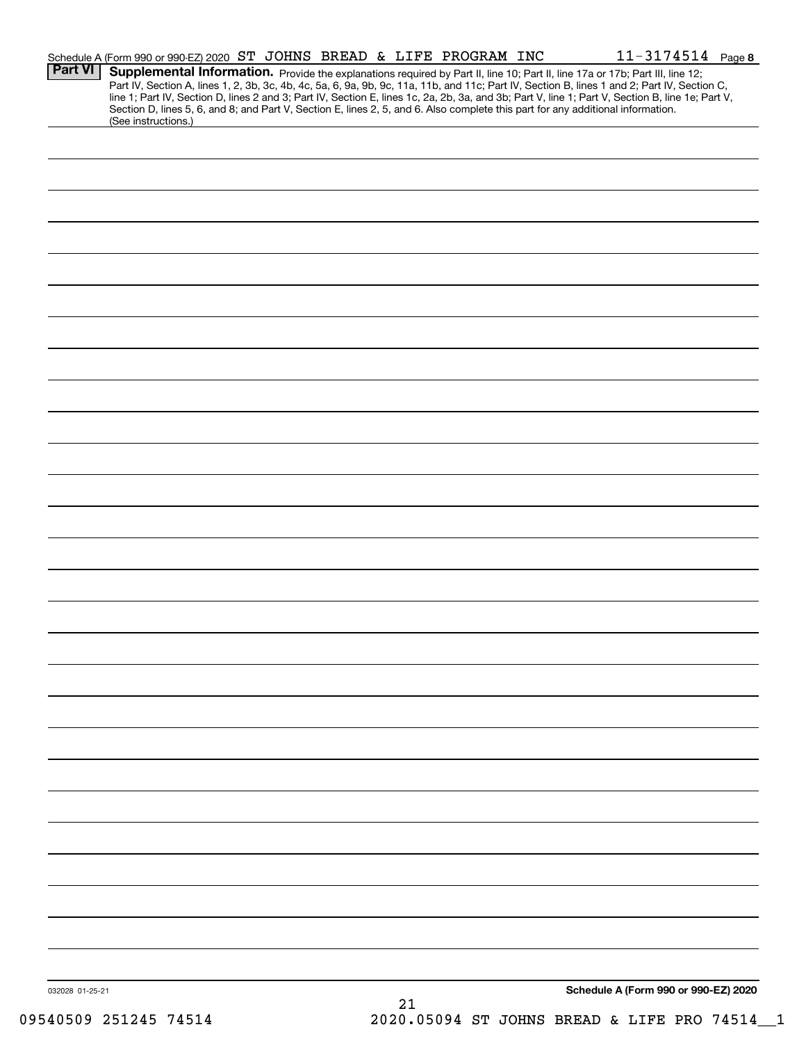Schedule A (Form 990 or 990-EZ) 2020 ST JOHNS BREAD & LIFE PROGRAM INC 11-3174514 Page 8

**Part VI** **Supplemental Information.** Provide the explanations required by Part II, line 10; Part II, line 17a or 17b; Part III, line 12; Part IV, Section A, lines 1, 2, 3b, 3c, 4b, 4c, 5a, 6, 9a, 9b, 9c, 11a, 11b, and 11c; Part IV, Section B, lines 1 and 2; Part IV, Section C, line 1; Part IV, Section D, lines 2 and 3; Part IV, Section E, lines 1c, 2a, 2b, 3a, and 3b; Part V, line 1; Part V, Section B, line 1e; Part V, Section D, lines 5, 6, and 8; and Part V, Section E, lines 2, 5, and 6. Also complete this part for any additional information. (See instructions.)

032028 01-25-21

**Schedule A (Form 990 or 990-EZ) 2020**

09540509 251245 74514 2020.05094 ST JOHNS BREAD & LIFE PRO 74514__1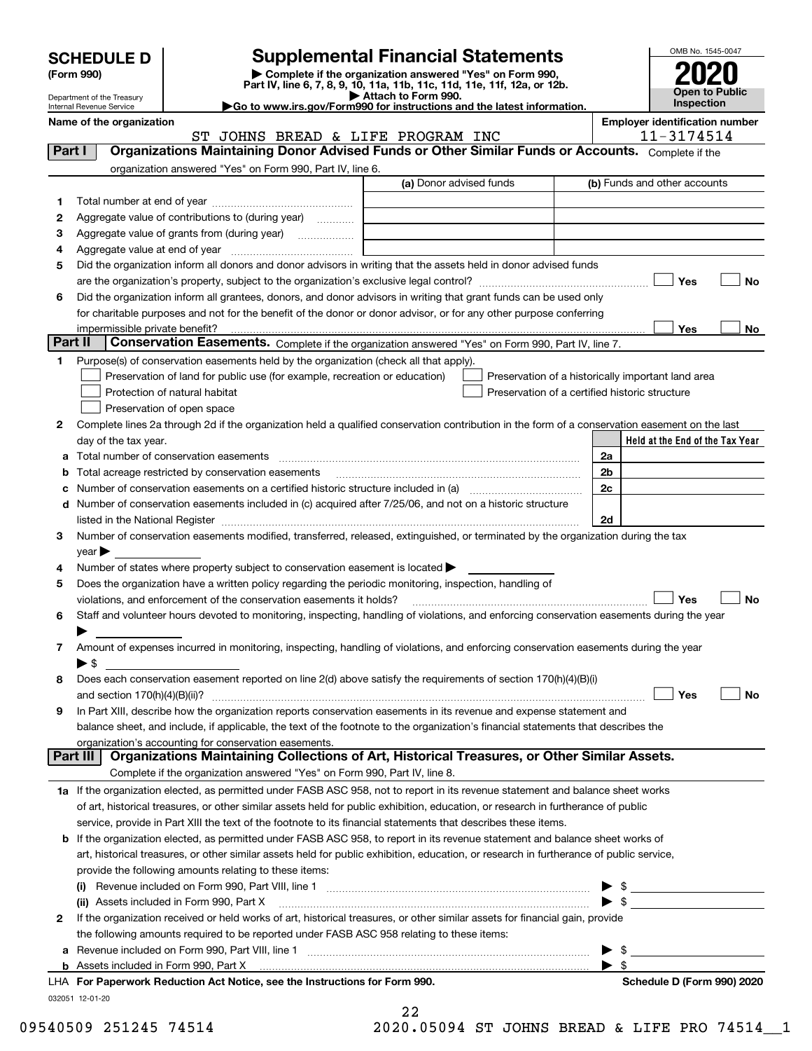# SCHEDULE D (Form 990)

Department of the Treasury
Internal Revenue Service

## Supplemental Financial Statements

▶ Complete if the organization answered "Yes" on Form 990, Part IV, line 6, 7, 8, 9, 10, 11a, 11b, 11c, 11d, 11e, 11f, 12a, or 12b.
▶ Attach to Form 990.
▶Go to www.irs.gov/Form990 for instructions and the latest information.

OMB No. 1545-0047

**2020**

**Open to Public Inspection**

**Name of the organization**
ST JOHNS BREAD & LIFE PROGRAM INC

**Employer identification number**
11-3174514

## Part I Organizations Maintaining Donor Advised Funds or Other Similar Funds or Accounts.

Complete if the organization answered "Yes" on Form 990, Part IV, line 6.

| | | (a) Donor advised funds | (b) Funds and other accounts |
|---|---|---|---|
| 1 | Total number at end of year | | |
| 2 | Aggregate value of contributions to (during year) | | |
| 3 | Aggregate value of grants from (during year) | | |
| 4 | Aggregate value at end of year | | |

5 Did the organization inform all donors and donor advisors in writing that the assets held in donor advised funds are the organization's property, subject to the organization's exclusive legal control? ☐ Yes ☐ No

6 Did the organization inform all grantees, donors, and donor advisors in writing that grant funds can be used only for charitable purposes and not for the benefit of the donor or donor advisor, or for any other purpose conferring impermissible private benefit? ☐ Yes ☐ No

## Part II Conservation Easements.

Complete if the organization answered "Yes" on Form 990, Part IV, line 7.

1 Purpose(s) of conservation easements held by the organization (check all that apply).

- ☐ Preservation of land for public use (for example, recreation or education)
- ☐ Protection of natural habitat
- ☐ Preservation of open space
- ☐ Preservation of a historically important land area
- ☐ Preservation of a certified historic structure

2 Complete lines 2a through 2d if the organization held a qualified conservation contribution in the form of a conservation easement on the last day of the tax year.

| | | | Held at the End of the Tax Year |
|---|---|---|---|
| a | Total number of conservation easements | 2a | |
| b | Total acreage restricted by conservation easements | 2b | |
| c | Number of conservation easements on a certified historic structure included in (a) | 2c | |
| d | Number of conservation easements included in (c) acquired after 7/25/06, and not on a historic structure listed in the National Register | 2d | |

3 Number of conservation easements modified, transferred, released, extinguished, or terminated by the organization during the tax year ▶

4 Number of states where property subject to conservation easement is located ▶

5 Does the organization have a written policy regarding the periodic monitoring, inspection, handling of violations, and enforcement of the conservation easements it holds? ☐ Yes ☐ No

6 Staff and volunteer hours devoted to monitoring, inspecting, handling of violations, and enforcing conservation easements during the year ▶

7 Amount of expenses incurred in monitoring, inspecting, handling of violations, and enforcing conservation easements during the year ▶ $

8 Does each conservation easement reported on line 2(d) above satisfy the requirements of section 170(h)(4)(B)(i) and section 170(h)(4)(B)(ii)? ☐ Yes ☐ No

9 In Part XIII, describe how the organization reports conservation easements in its revenue and expense statement and balance sheet, and include, if applicable, the text of the footnote to the organization's financial statements that describes the organization's accounting for conservation easements.

## Part III Organizations Maintaining Collections of Art, Historical Treasures, or Other Similar Assets.

Complete if the organization answered "Yes" on Form 990, Part IV, line 8.

1a If the organization elected, as permitted under FASB ASC 958, not to report in its revenue statement and balance sheet works of art, historical treasures, or other similar assets held for public exhibition, education, or research in furtherance of public service, provide in Part XIII the text of the footnote to its financial statements that describes these items.

b If the organization elected, as permitted under FASB ASC 958, to report in its revenue statement and balance sheet works of art, historical treasures, or other similar assets held for public exhibition, education, or research in furtherance of public service, provide the following amounts relating to these items:

(i) Revenue included on Form 990, Part VIII, line 1 ▶ $

(ii) Assets included in Form 990, Part X ▶ $

2 If the organization received or held works of art, historical treasures, or other similar assets for financial gain, provide the following amounts required to be reported under FASB ASC 958 relating to these items:

a Revenue included on Form 990, Part VIII, line 1 ▶ $

b Assets included in Form 990, Part X ▶ $

LHA For Paperwork Reduction Act Notice, see the Instructions for Form 990. Schedule D (Form 990) 2020

032051 12-01-20

09540509 251245 74514 2020.05094 ST JOHNS BREAD & LIFE PRO 74514__1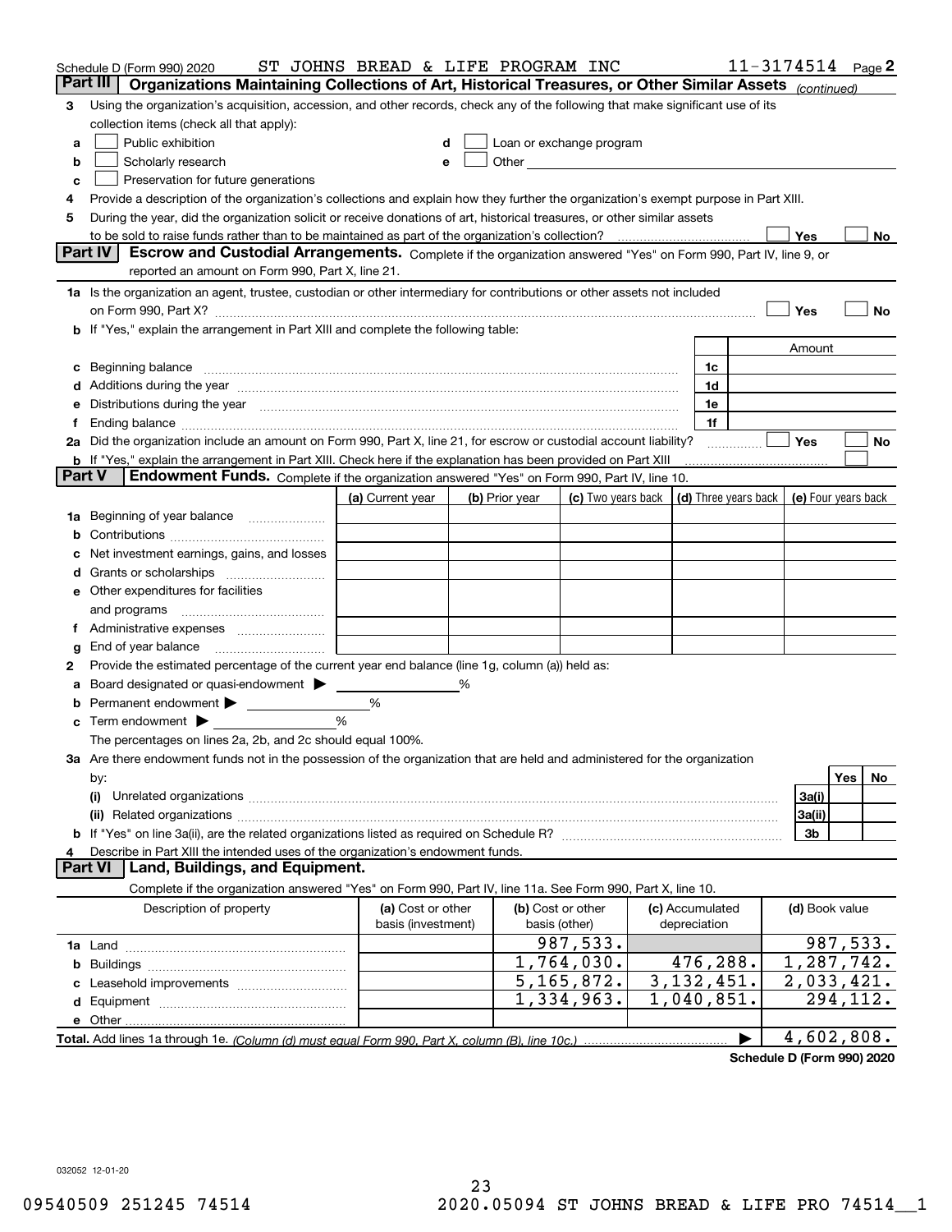Schedule D (Form 990) 2020 ST JOHNS BREAD & LIFE PROGRAM INC 11-3174514 Page 2

## Part III Organizations Maintaining Collections of Art, Historical Treasures, or Other Similar Assets *(continued)*

3 Using the organization's acquisition, accession, and other records, check any of the following that make significant use of its collection items (check all that apply):

- a ☐ Public exhibition
- b ☐ Scholarly research
- c ☐ Preservation for future generations
- d ☐ Loan or exchange program
- e ☐ Other

4 Provide a description of the organization's collections and explain how they further the organization's exempt purpose in Part XIII.

5 During the year, did the organization solicit or receive donations of art, historical treasures, or other similar assets to be sold to raise funds rather than to be maintained as part of the organization's collection? ☐ Yes ☐ No

## Part IV Escrow and Custodial Arrangements.

Complete if the organization answered "Yes" on Form 990, Part IV, line 9, or reported an amount on Form 990, Part X, line 21.

1a Is the organization an agent, trustee, custodian or other intermediary for contributions or other assets not included on Form 990, Part X? ☐ Yes ☐ No

b If "Yes," explain the arrangement in Part XIII and complete the following table:

| | | Amount |
|---|---|---|
| c Beginning balance | 1c | |
| d Additions during the year | 1d | |
| e Distributions during the year | 1e | |
| f Ending balance | 1f | |

2a Did the organization include an amount on Form 990, Part X, line 21, for escrow or custodial account liability? ☐ Yes ☐ No

b If "Yes," explain the arrangement in Part XIII. Check here if the explanation has been provided on Part XIII ☐

## Part V Endowment Funds.

Complete if the organization answered "Yes" on Form 990, Part IV, line 10.

| | (a) Current year | (b) Prior year | (c) Two years back | (d) Three years back | (e) Four years back |
|---|---|---|---|---|---|
| 1a Beginning of year balance | | | | | |
| b Contributions | | | | | |
| c Net investment earnings, gains, and losses | | | | | |
| d Grants or scholarships | | | | | |
| e Other expenditures for facilities and programs | | | | | |
| f Administrative expenses | | | | | |
| g End of year balance | | | | | |

2 Provide the estimated percentage of the current year end balance (line 1g, column (a)) held as:

a Board designated or quasi-endowment ▶ ______ %

b Permanent endowment ▶ ______ %

c Term endowment ▶ ______ %

The percentages on lines 2a, 2b, and 2c should equal 100%.

3a Are there endowment funds not in the possession of the organization that are held and administered for the organization by:

| | | Yes | No |
|---|---|---|---|
| (i) Unrelated organizations | 3a(i) | | |
| (ii) Related organizations | 3a(ii) | | |
| b If "Yes" on line 3a(ii), are the related organizations listed as required on Schedule R? | 3b | | |

4 Describe in Part XIII the intended uses of the organization's endowment funds.

## Part VI Land, Buildings, and Equipment.

Complete if the organization answered "Yes" on Form 990, Part IV, line 11a. See Form 990, Part X, line 10.

| Description of property | (a) Cost or other basis (investment) | (b) Cost or other basis (other) | (c) Accumulated depreciation | (d) Book value |
|---|---|---|---|---|
| 1a Land | | 987,533. | | 987,533. |
| b Buildings | | 1,764,030. | 476,288. | 1,287,742. |
| c Leasehold improvements | | 5,165,872. | 3,132,451. | 2,033,421. |
| d Equipment | | 1,334,963. | 1,040,851. | 294,112. |
| e Other | | | | |
| **Total.** Add lines 1a through 1e. *(Column (d) must equal Form 990, Part X, column (B), line 10c.)* ▶ | | | | 4,602,808. |

**Schedule D (Form 990) 2020**

032052 12-01-20

09540509 251245 74514 2020.05094 ST JOHNS BREAD & LIFE PRO 74514__1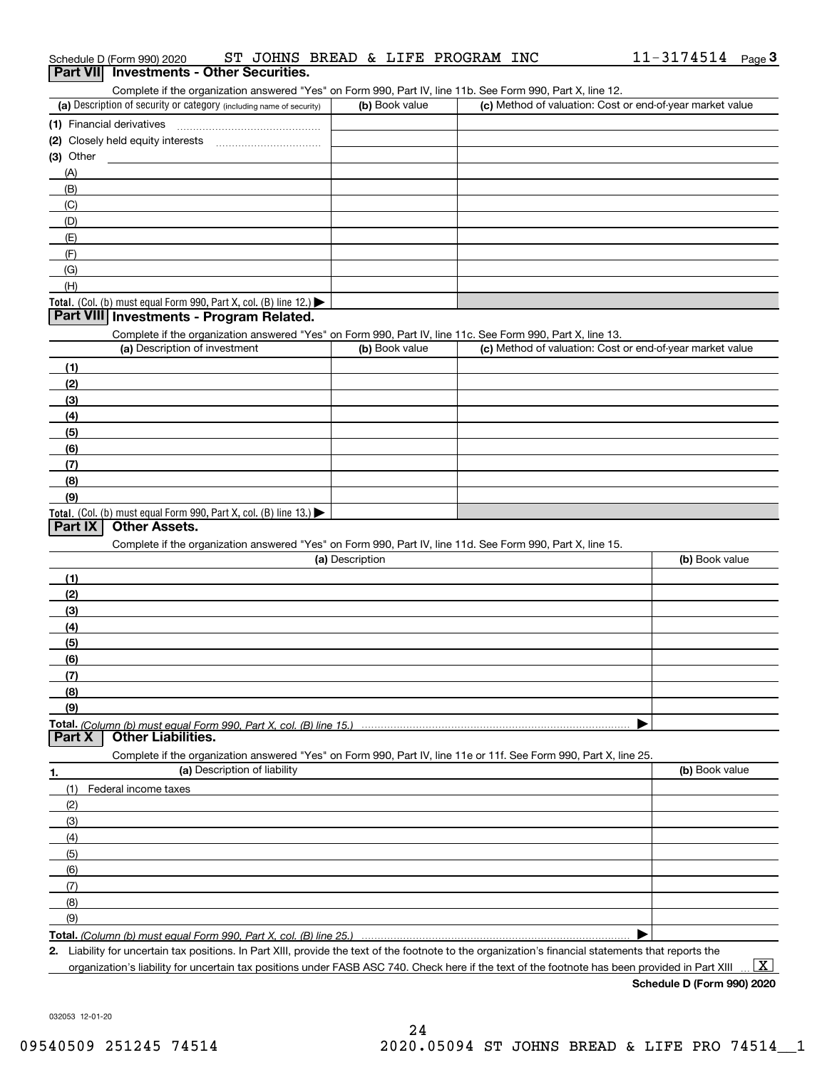Schedule D (Form 990) 2020 ST JOHNS BREAD & LIFE PROGRAM INC 11-3174514 Page 3

## Part VII Investments - Other Securities.

Complete if the organization answered "Yes" on Form 990, Part IV, line 11b. See Form 990, Part X, line 12.

| (a) Description of security or category (including name of security) | (b) Book value | (c) Method of valuation: Cost or end-of-year market value |
|---|---|---|
| (1) Financial derivatives | | |
| (2) Closely held equity interests | | |
| (3) Other | | |
| (A) | | |
| (B) | | |
| (C) | | |
| (D) | | |
| (E) | | |
| (F) | | |
| (G) | | |
| (H) | | |
| Total. (Col. (b) must equal Form 990, Part X, col. (B) line 12.) ▶ | | |

## Part VIII Investments - Program Related.

Complete if the organization answered "Yes" on Form 990, Part IV, line 11c. See Form 990, Part X, line 13.

| (a) Description of investment | (b) Book value | (c) Method of valuation: Cost or end-of-year market value |
|---|---|---|
| (1) | | |
| (2) | | |
| (3) | | |
| (4) | | |
| (5) | | |
| (6) | | |
| (7) | | |
| (8) | | |
| (9) | | |
| Total. (Col. (b) must equal Form 990, Part X, col. (B) line 13.) ▶ | | |

## Part IX Other Assets.

Complete if the organization answered "Yes" on Form 990, Part IV, line 11d. See Form 990, Part X, line 15.

| (a) Description | (b) Book value |
|---|---|
| (1) | |
| (2) | |
| (3) | |
| (4) | |
| (5) | |
| (6) | |
| (7) | |
| (8) | |
| (9) | |
| Total. (Column (b) must equal Form 990, Part X, col. (B) line 15.) ▶ | |

## Part X Other Liabilities.

Complete if the organization answered "Yes" on Form 990, Part IV, line 11e or 11f. See Form 990, Part X, line 25.

| 1. (a) Description of liability | (b) Book value |
|---|---|
| (1) Federal income taxes | |
| (2) | |
| (3) | |
| (4) | |
| (5) | |
| (6) | |
| (7) | |
| (8) | |
| (9) | |
| Total. (Column (b) must equal Form 990, Part X, col. (B) line 25.) ▶ | |

2. Liability for uncertain tax positions. In Part XIII, provide the text of the footnote to the organization's financial statements that reports the organization's liability for uncertain tax positions under FASB ASC 740. Check here if the text of the footnote has been provided in Part XIII ... [X]

Schedule D (Form 990) 2020

032053 12-01-20

09540509 251245 74514 2020.05094 ST JOHNS BREAD & LIFE PRO 74514__1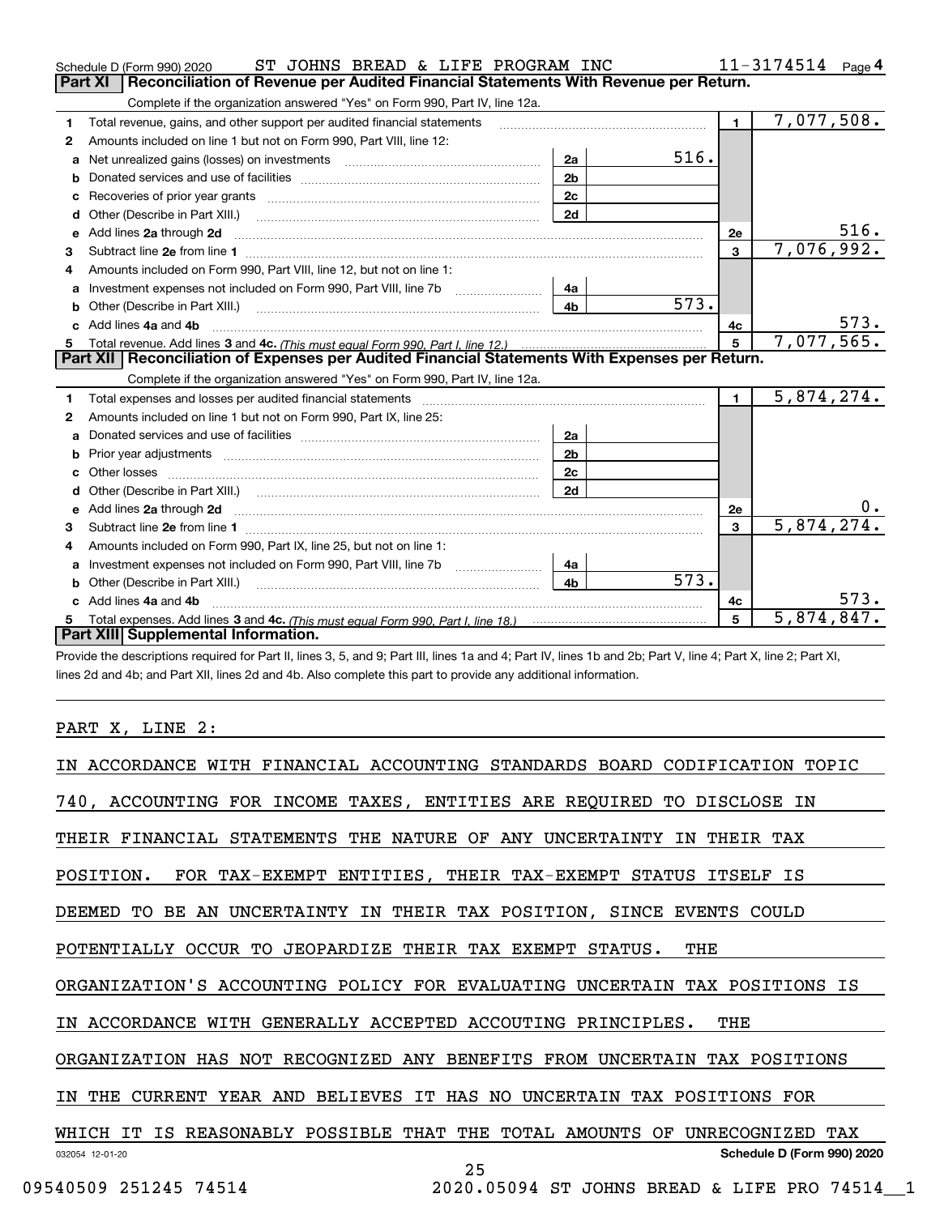Schedule D (Form 990) 2020 ST JOHNS BREAD & LIFE PROGRAM INC 11-3174514 Page 4

## Part XI Reconciliation of Revenue per Audited Financial Statements With Revenue per Return.

Complete if the organization answered "Yes" on Form 990, Part IV, line 12a.

| | | | | | |
|---|---|---|---|---|---|
| 1 | Total revenue, gains, and other support per audited financial statements | | | 1 | 7,077,508. |
| 2 | Amounts included on line 1 but not on Form 990, Part VIII, line 12: | | | | |
| a | Net unrealized gains (losses) on investments | 2a | 516. | | |
| b | Donated services and use of facilities | 2b | | | |
| c | Recoveries of prior year grants | 2c | | | |
| d | Other (Describe in Part XIII.) | 2d | | | |
| e | Add lines 2a through 2d | | | 2e | 516. |
| 3 | Subtract line 2e from line 1 | | | 3 | 7,076,992. |
| 4 | Amounts included on Form 990, Part VIII, line 12, but not on line 1: | | | | |
| a | Investment expenses not included on Form 990, Part VIII, line 7b | 4a | | | |
| b | Other (Describe in Part XIII.) | 4b | 573. | | |
| c | Add lines 4a and 4b | | | 4c | 573. |
| 5 | Total revenue. Add lines 3 and 4c. *(This must equal Form 990, Part I, line 12.)* | | | 5 | 7,077,565. |

## Part XII Reconciliation of Expenses per Audited Financial Statements With Expenses per Return.

Complete if the organization answered "Yes" on Form 990, Part IV, line 12a.

| | | | | | |
|---|---|---|---|---|---|
| 1 | Total expenses and losses per audited financial statements | | | 1 | 5,874,274. |
| 2 | Amounts included on line 1 but not on Form 990, Part IX, line 25: | | | | |
| a | Donated services and use of facilities | 2a | | | |
| b | Prior year adjustments | 2b | | | |
| c | Other losses | 2c | | | |
| d | Other (Describe in Part XIII.) | 2d | | | |
| e | Add lines 2a through 2d | | | 2e | 0. |
| 3 | Subtract line 2e from line 1 | | | 3 | 5,874,274. |
| 4 | Amounts included on Form 990, Part IX, line 25, but not on line 1: | | | | |
| a | Investment expenses not included on Form 990, Part VIII, line 7b | 4a | | | |
| b | Other (Describe in Part XIII.) | 4b | 573. | | |
| c | Add lines 4a and 4b | | | 4c | 573. |
| 5 | Total expenses. Add lines 3 and 4c. *(This must equal Form 990, Part I, line 18.)* | | | 5 | 5,874,847. |

## Part XIII Supplemental Information.

Provide the descriptions required for Part II, lines 3, 5, and 9; Part III, lines 1a and 4; Part IV, lines 1b and 2b; Part V, line 4; Part X, line 2; Part XI, lines 2d and 4b; and Part XII, lines 2d and 4b. Also complete this part to provide any additional information.

PART X, LINE 2:

IN ACCORDANCE WITH FINANCIAL ACCOUNTING STANDARDS BOARD CODIFICATION TOPIC 740, ACCOUNTING FOR INCOME TAXES, ENTITIES ARE REQUIRED TO DISCLOSE IN THEIR FINANCIAL STATEMENTS THE NATURE OF ANY UNCERTAINTY IN THEIR TAX POSITION. FOR TAX-EXEMPT ENTITIES, THEIR TAX-EXEMPT STATUS ITSELF IS DEEMED TO BE AN UNCERTAINTY IN THEIR TAX POSITION, SINCE EVENTS COULD POTENTIALLY OCCUR TO JEOPARDIZE THEIR TAX EXEMPT STATUS. THE ORGANIZATION'S ACCOUNTING POLICY FOR EVALUATING UNCERTAIN TAX POSITIONS IS IN ACCORDANCE WITH GENERALLY ACCEPTED ACCOUTING PRINCIPLES. THE ORGANIZATION HAS NOT RECOGNIZED ANY BENEFITS FROM UNCERTAIN TAX POSITIONS IN THE CURRENT YEAR AND BELIEVES IT HAS NO UNCERTAIN TAX POSITIONS FOR WHICH IT IS REASONABLY POSSIBLE THAT THE TOTAL AMOUNTS OF UNRECOGNIZED TAX

032054 12-01-20 Schedule D (Form 990) 2020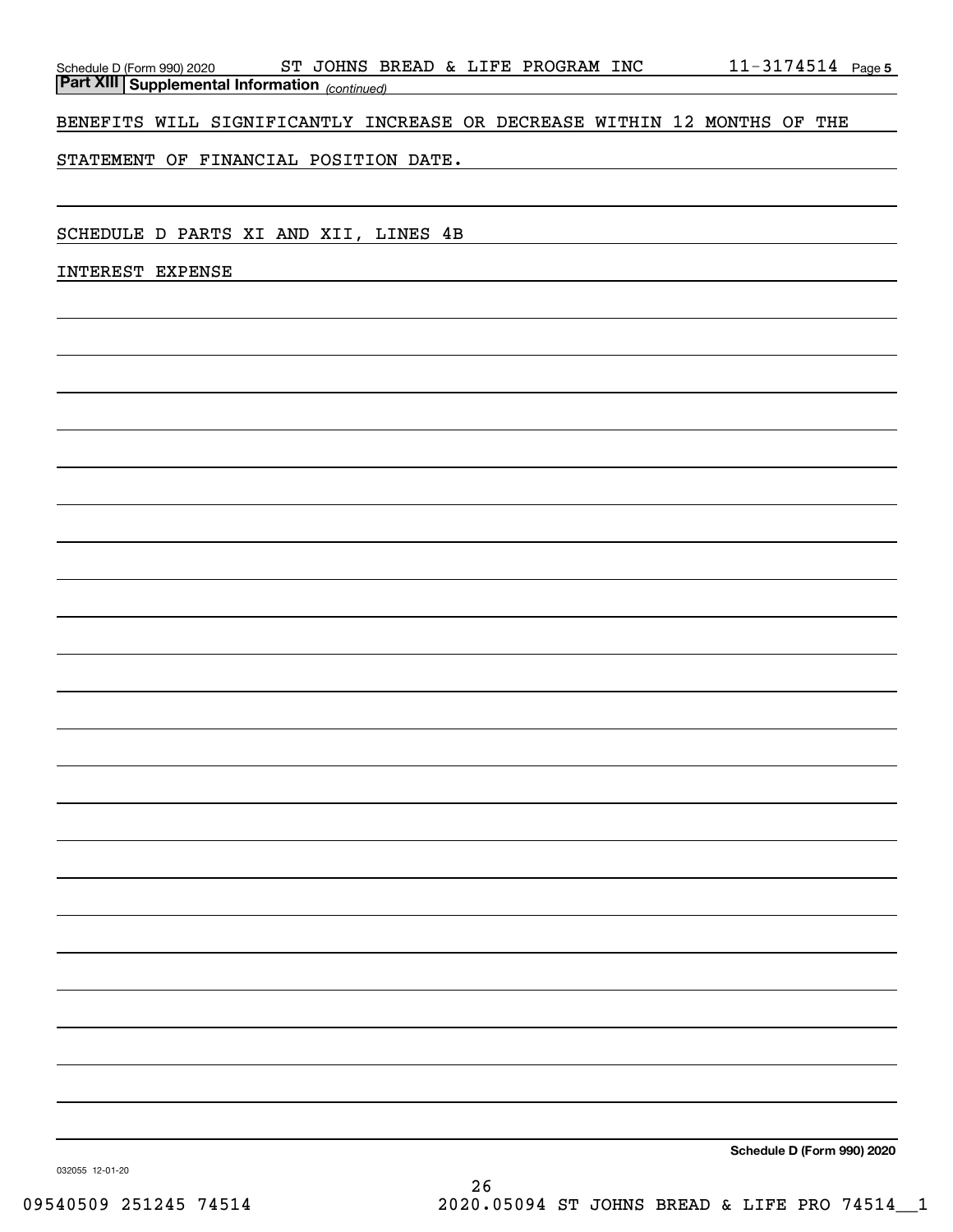**Part XIII** **Supplemental Information** *(continued)*

BENEFITS WILL SIGNIFICANTLY INCREASE OR DECREASE WITHIN 12 MONTHS OF THE

STATEMENT OF FINANCIAL POSITION DATE.

SCHEDULE D PARTS XI AND XII, LINES 4B

INTEREST EXPENSE

**Schedule D (Form 990) 2020**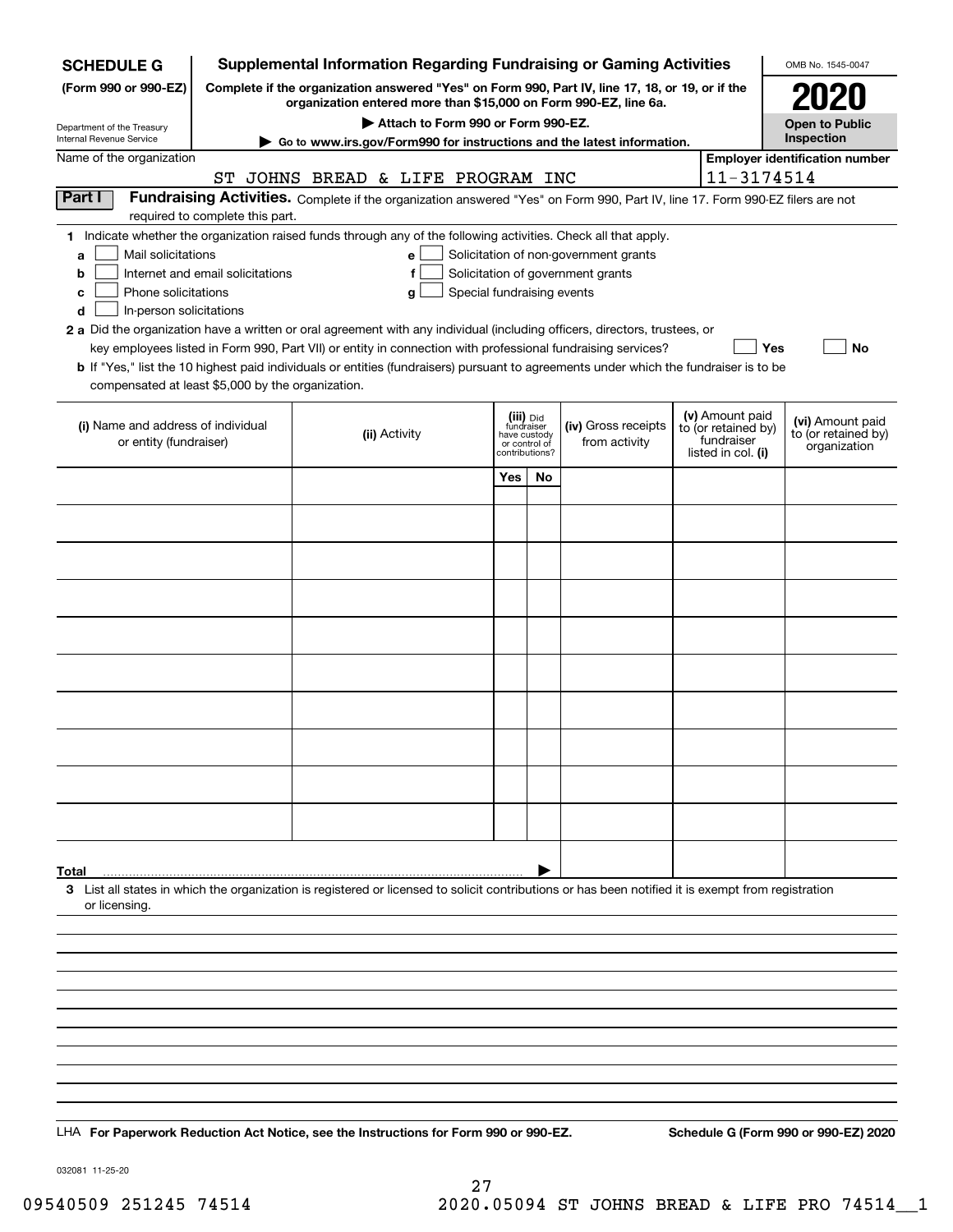**SCHEDULE G**
**(Form 990 or 990-EZ)**

Department of the Treasury
Internal Revenue Service

# Supplemental Information Regarding Fundraising or Gaming Activities

**Complete if the organization answered "Yes" on Form 990, Part IV, line 17, 18, or 19, or if the organization entered more than $15,000 on Form 990-EZ, line 6a.**

**▶ Attach to Form 990 or Form 990-EZ.**

**▶ Go to www.irs.gov/Form990 for instructions and the latest information.**

OMB No. 1545-0047

**2020**

**Open to Public Inspection**

Name of the organization: ST JOHNS BREAD & LIFE PROGRAM INC

Employer identification number: 11-3174514

## Part I Fundraising Activities.

Complete if the organization answered "Yes" on Form 990, Part IV, line 17. Form 990-EZ filers are not required to complete this part.

**1** Indicate whether the organization raised funds through any of the following activities. Check all that apply.

- **a** ☐ Mail solicitations
- **b** ☐ Internet and email solicitations
- **c** ☐ Phone solicitations
- **d** ☐ In-person solicitations
- **e** ☐ Solicitation of non-government grants
- **f** ☐ Solicitation of government grants
- **g** ☐ Special fundraising events

**2 a** Did the organization have a written or oral agreement with any individual (including officers, directors, trustees, or key employees listed in Form 990, Part VII) or entity in connection with professional fundraising services? ☐ Yes ☐ No

**b** If "Yes," list the 10 highest paid individuals or entities (fundraisers) pursuant to agreements under which the fundraiser is to be compensated at least $5,000 by the organization.

| (i) Name and address of individual or entity (fundraiser) | (ii) Activity | (iii) Did fundraiser have custody or control of contributions? Yes | No | (iv) Gross receipts from activity | (v) Amount paid to (or retained by) fundraiser listed in col. (i) | (vi) Amount paid to (or retained by) organization |
|---|---|---|---|---|---|---|
| | | | | | | |
| | | | | | | |
| | | | | | | |
| | | | | | | |
| | | | | | | |
| | | | | | | |
| | | | | | | |
| | | | | | | |
| | | | | | | |
| | | | | | | |
| **Total** ▶ | | | | | | |

**3** List all states in which the organization is registered or licensed to solicit contributions or has been notified it is exempt from registration or licensing.

LHA **For Paperwork Reduction Act Notice, see the Instructions for Form 990 or 990-EZ.** **Schedule G (Form 990 or 990-EZ) 2020**

032081 11-25-20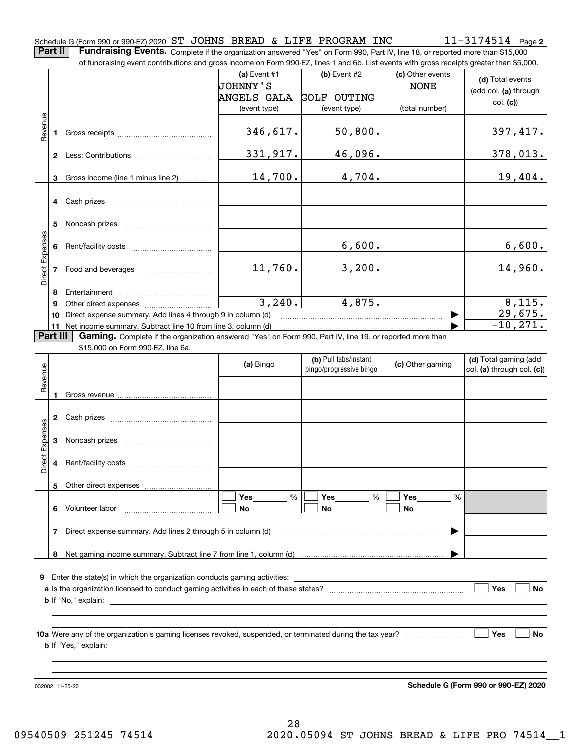Schedule G (Form 990 or 990-EZ) 2020 ST JOHNS BREAD & LIFE PROGRAM INC 11-3174514 Page **2**

**Part II** **Fundraising Events.** Complete if the organization answered "Yes" on Form 990, Part IV, line 18, or reported more than $15,000 of fundraising event contributions and gross income on Form 990-EZ, lines 1 and 6b. List events with gross receipts greater than $5,000.

| | | (a) Event #1 JOHNNY'S ANGELS GALA (event type) | (b) Event #2 GOLF OUTING (event type) | (c) Other events NONE (total number) | (d) Total events (add col. (a) through col. (c)) |
|---|---|---|---|---|---|
| Revenue | 1 Gross receipts | 346,617. | 50,800. | | 397,417. |
| | 2 Less: Contributions | 331,917. | 46,096. | | 378,013. |
| | 3 Gross income (line 1 minus line 2) | 14,700. | 4,704. | | 19,404. |
| Direct Expenses | 4 Cash prizes | | | | |
| | 5 Noncash prizes | | | | |
| | 6 Rent/facility costs | | 6,600. | | 6,600. |
| | 7 Food and beverages | 11,760. | 3,200. | | 14,960. |
| | 8 Entertainment | | | | |
| | 9 Other direct expenses | 3,240. | 4,875. | | 8,115. |
| | 10 Direct expense summary. Add lines 4 through 9 in column (d) | | | | 29,675. |
| | 11 Net income summary. Subtract line 10 from line 3, column (d) | | | | -10,271. |

**Part III** **Gaming.** Complete if the organization answered "Yes" on Form 990, Part IV, line 19, or reported more than $15,000 on Form 990-EZ, line 6a.

| | | (a) Bingo | (b) Pull tabs/instant bingo/progressive bingo | (c) Other gaming | (d) Total gaming (add col. (a) through col. (c)) |
|---|---|---|---|---|---|
| Revenue | 1 Gross revenue | | | | |
| Direct Expenses | 2 Cash prizes | | | | |
| | 3 Noncash prizes | | | | |
| | 4 Rent/facility costs | | | | |
| | 5 Other direct expenses | | | | |
| | 6 Volunteer labor | ☐ Yes ____ % ☐ No | ☐ Yes ____ % ☐ No | ☐ Yes ____ % ☐ No | |
| | 7 Direct expense summary. Add lines 2 through 5 in column (d) | | | | |
| | 8 Net gaming income summary. Subtract line 7 from line 1, column (d) | | | | |

**9** Enter the state(s) in which the organization conducts gaming activities: ____________

**a** Is the organization licensed to conduct gaming activities in each of these states? ☐ Yes ☐ No

**b** If "No," explain: ____________

**10a** Were any of the organization's gaming licenses revoked, suspended, or terminated during the tax year? ☐ Yes ☐ No

**b** If "Yes," explain: ____________

032082 11-25-20

**Schedule G (Form 990 or 990-EZ) 2020**

09540509 251245 74514 2020.05094 ST JOHNS BREAD & LIFE PRO 74514__1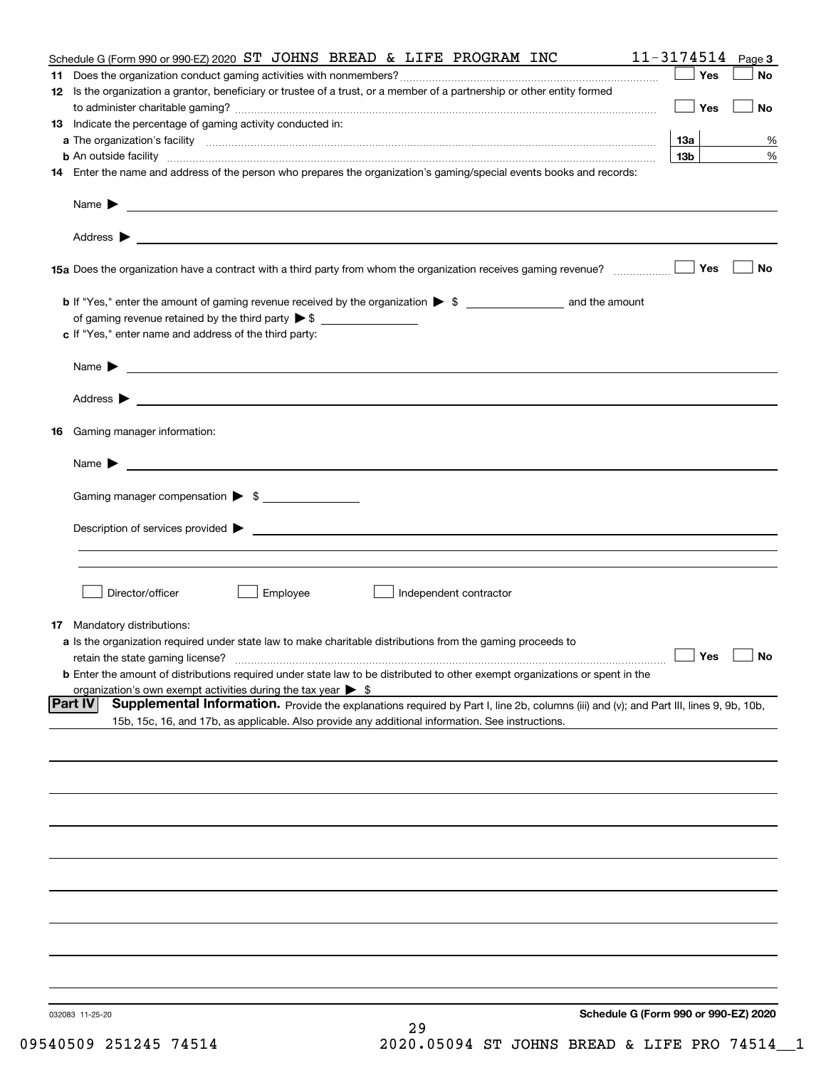Schedule G (Form 990 or 990-EZ) 2020 ST JOHNS BREAD & LIFE PROGRAM INC 11-3174514 Page 3

**11** Does the organization conduct gaming activities with nonmembers? ☐ Yes ☐ No

**12** Is the organization a grantor, beneficiary or trustee of a trust, or a member of a partnership or other entity formed to administer charitable gaming? ☐ Yes ☐ No

**13** Indicate the percentage of gaming activity conducted in:

**a** The organization's facility **13a** %

**b** An outside facility **13b** %

**14** Enter the name and address of the person who prepares the organization's gaming/special events books and records:

Name ▶

Address ▶

**15a** Does the organization have a contract with a third party from whom the organization receives gaming revenue? ☐ Yes ☐ No

**b** If "Yes," enter the amount of gaming revenue received by the organization ▶ $ and the amount of gaming revenue retained by the third party ▶ $

**c** If "Yes," enter name and address of the third party:

Name ▶

Address ▶

**16** Gaming manager information:

Name ▶

Gaming manager compensation ▶ $

Description of services provided ▶

☐ Director/officer ☐ Employee ☐ Independent contractor

**17** Mandatory distributions:

**a** Is the organization required under state law to make charitable distributions from the gaming proceeds to retain the state gaming license? ☐ Yes ☐ No

**b** Enter the amount of distributions required under state law to be distributed to other exempt organizations or spent in the organization's own exempt activities during the tax year ▶ $

**Part IV** **Supplemental Information.** Provide the explanations required by Part I, line 2b, columns (iii) and (v); and Part III, lines 9, 9b, 10b, 15b, 15c, 16, and 17b, as applicable. Also provide any additional information. See instructions.

032083 11-25-20

**Schedule G (Form 990 or 990-EZ) 2020**

09540509 251245 74514 2020.05094 ST JOHNS BREAD & LIFE PRO 74514__1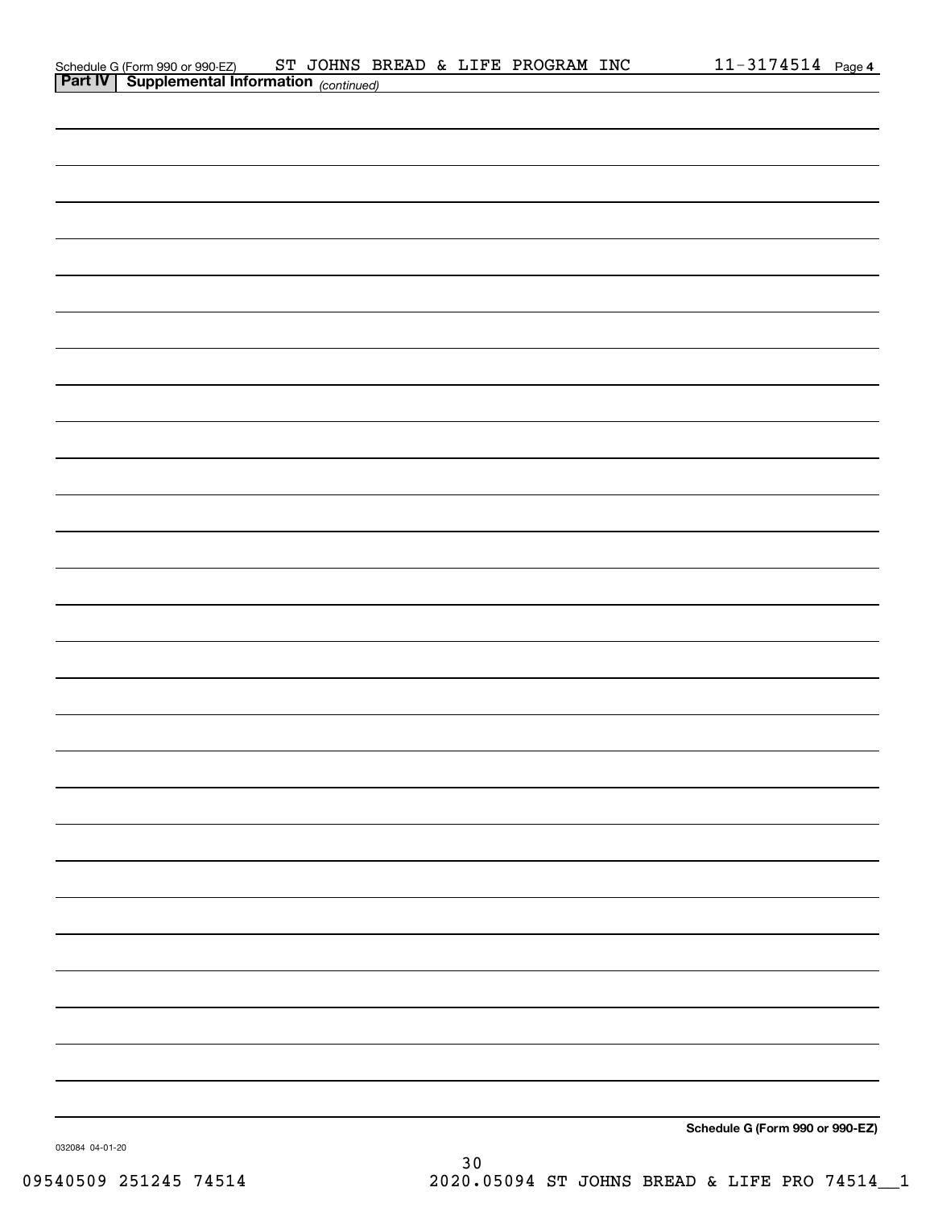Schedule G (Form 990 or 990-EZ) ST JOHNS BREAD & LIFE PROGRAM INC 11-3174514 Page 4

**Part IV | Supplemental Information** *(continued)*

**Schedule G (Form 990 or 990-EZ)**

032084 04-01-20

09540509 251245 74514 2020.05094 ST JOHNS BREAD & LIFE PRO 74514__1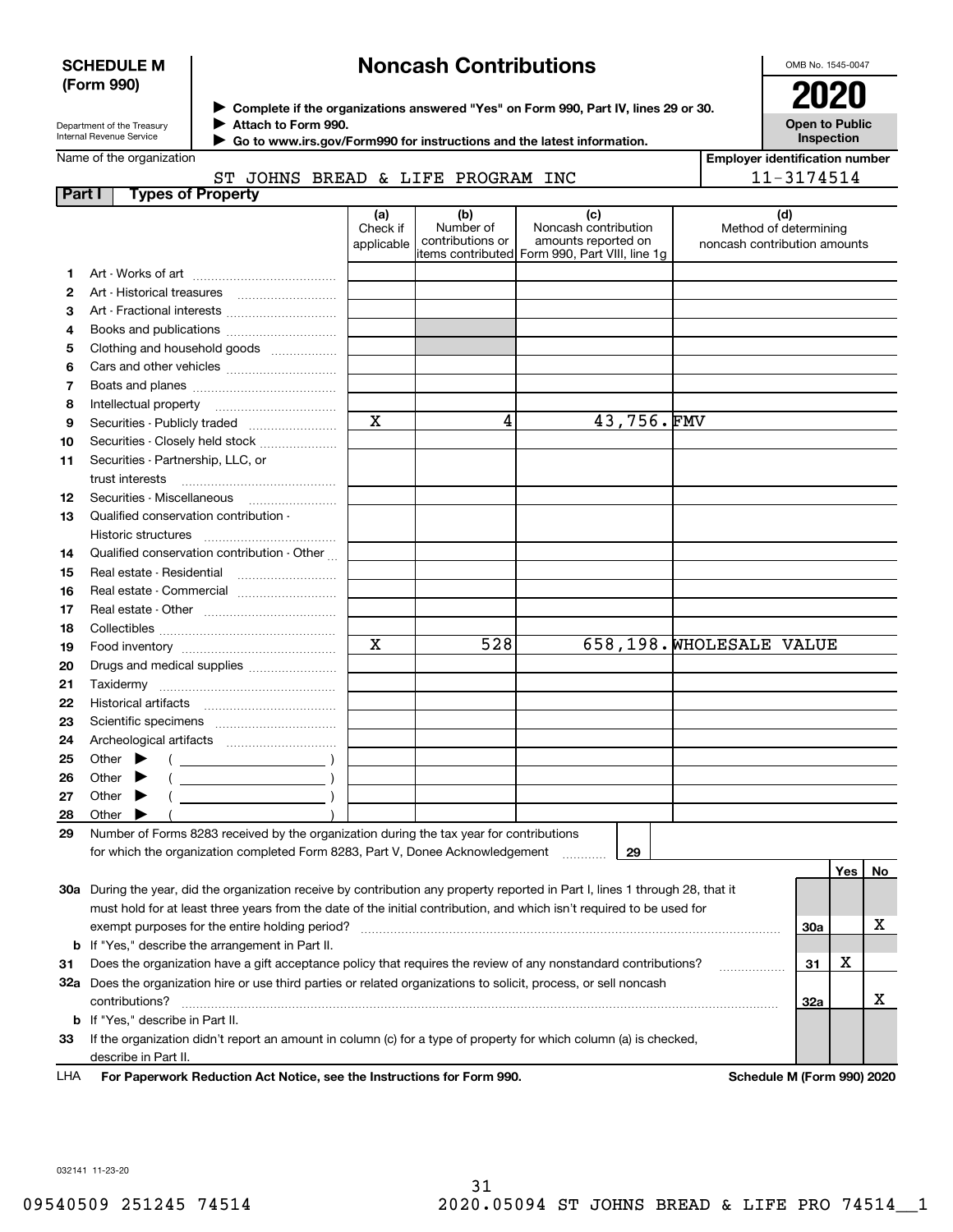**SCHEDULE M (Form 990)**

Department of the Treasury
Internal Revenue Service

# Noncash Contributions

▶ Complete if the organizations answered "Yes" on Form 990, Part IV, lines 29 or 30.
▶ Attach to Form 990.
▶ Go to www.irs.gov/Form990 for instructions and the latest information.

OMB No. 1545-0047

**2020**

**Open to Public Inspection**

Name of the organization: ST JOHNS BREAD & LIFE PROGRAM INC

Employer identification number: 11-3174514

**Part I — Types of Property**

| | | (a) Check if applicable | (b) Number of contributions or items contributed | (c) Noncash contribution amounts reported on Form 990, Part VIII, line 1g | (d) Method of determining noncash contribution amounts |
|---|---|---|---|---|---|
| 1 | Art - Works of art | | | | |
| 2 | Art - Historical treasures | | | | |
| 3 | Art - Fractional interests | | | | |
| 4 | Books and publications | | | | |
| 5 | Clothing and household goods | | | | |
| 6 | Cars and other vehicles | | | | |
| 7 | Boats and planes | | | | |
| 8 | Intellectual property | | | | |
| 9 | Securities - Publicly traded | X | 4 | 43,756. | FMV |
| 10 | Securities - Closely held stock | | | | |
| 11 | Securities - Partnership, LLC, or trust interests | | | | |
| 12 | Securities - Miscellaneous | | | | |
| 13 | Qualified conservation contribution - Historic structures | | | | |
| 14 | Qualified conservation contribution - Other | | | | |
| 15 | Real estate - Residential | | | | |
| 16 | Real estate - Commercial | | | | |
| 17 | Real estate - Other | | | | |
| 18 | Collectibles | | | | |
| 19 | Food inventory | X | 528 | 658,198. | WHOLESALE VALUE |
| 20 | Drugs and medical supplies | | | | |
| 21 | Taxidermy | | | | |
| 22 | Historical artifacts | | | | |
| 23 | Scientific specimens | | | | |
| 24 | Archeological artifacts | | | | |
| 25 | Other ▶ ( ) | | | | |
| 26 | Other ▶ ( ) | | | | |
| 27 | Other ▶ ( ) | | | | |
| 28 | Other ▶ ( ) | | | | |

29 Number of Forms 8283 received by the organization during the tax year for contributions for which the organization completed Form 8283, Part V, Donee Acknowledgement ........ **29**

| | | | Yes | No |
|---|---|---|---|---|
| 30a | During the year, did the organization receive by contribution any property reported in Part I, lines 1 through 28, that it must hold for at least three years from the date of the initial contribution, and which isn't required to be used for exempt purposes for the entire holding period? | 30a | | X |
| b | If "Yes," describe the arrangement in Part II. | | | |
| 31 | Does the organization have a gift acceptance policy that requires the review of any nonstandard contributions? | 31 | X | |
| 32a | Does the organization hire or use third parties or related organizations to solicit, process, or sell noncash contributions? | 32a | | X |
| b | If "Yes," describe in Part II. | | | |
| 33 | If the organization didn't report an amount in column (c) for a type of property for which column (a) is checked, describe in Part II. | | | |

LHA **For Paperwork Reduction Act Notice, see the Instructions for Form 990.** **Schedule M (Form 990) 2020**

032141 11-23-20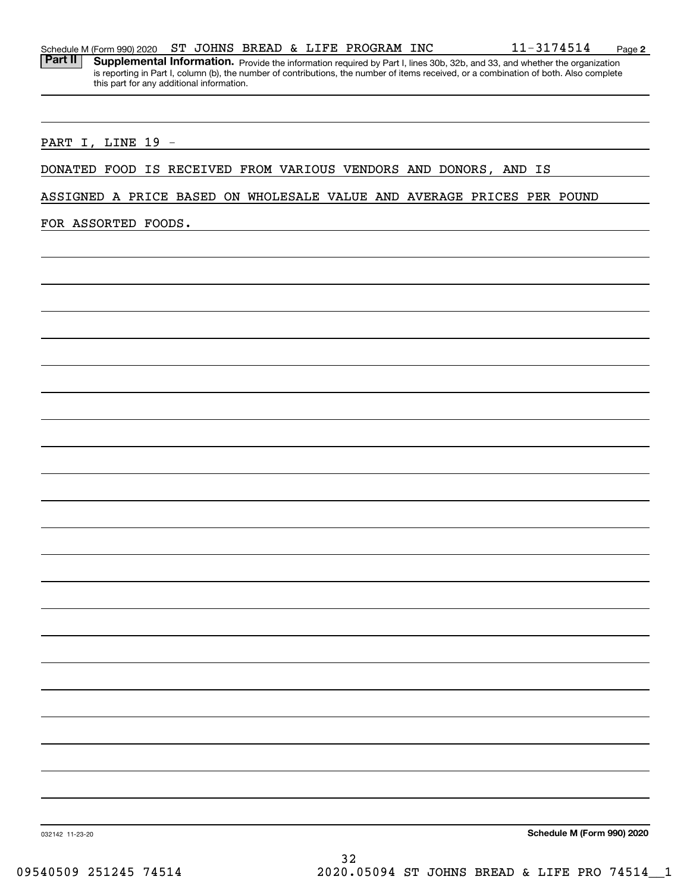Schedule M (Form 990) 2020 ST JOHNS BREAD & LIFE PROGRAM INC 11-3174514 Page **2**

**Part II** **Supplemental Information.** Provide the information required by Part I, lines 30b, 32b, and 33, and whether the organization is reporting in Part I, column (b), the number of contributions, the number of items received, or a combination of both. Also complete this part for any additional information.

PART I, LINE 19 -

DONATED FOOD IS RECEIVED FROM VARIOUS VENDORS AND DONORS, AND IS ASSIGNED A PRICE BASED ON WHOLESALE VALUE AND AVERAGE PRICES PER POUND FOR ASSORTED FOODS.

032142 11-23-20 **Schedule M (Form 990) 2020**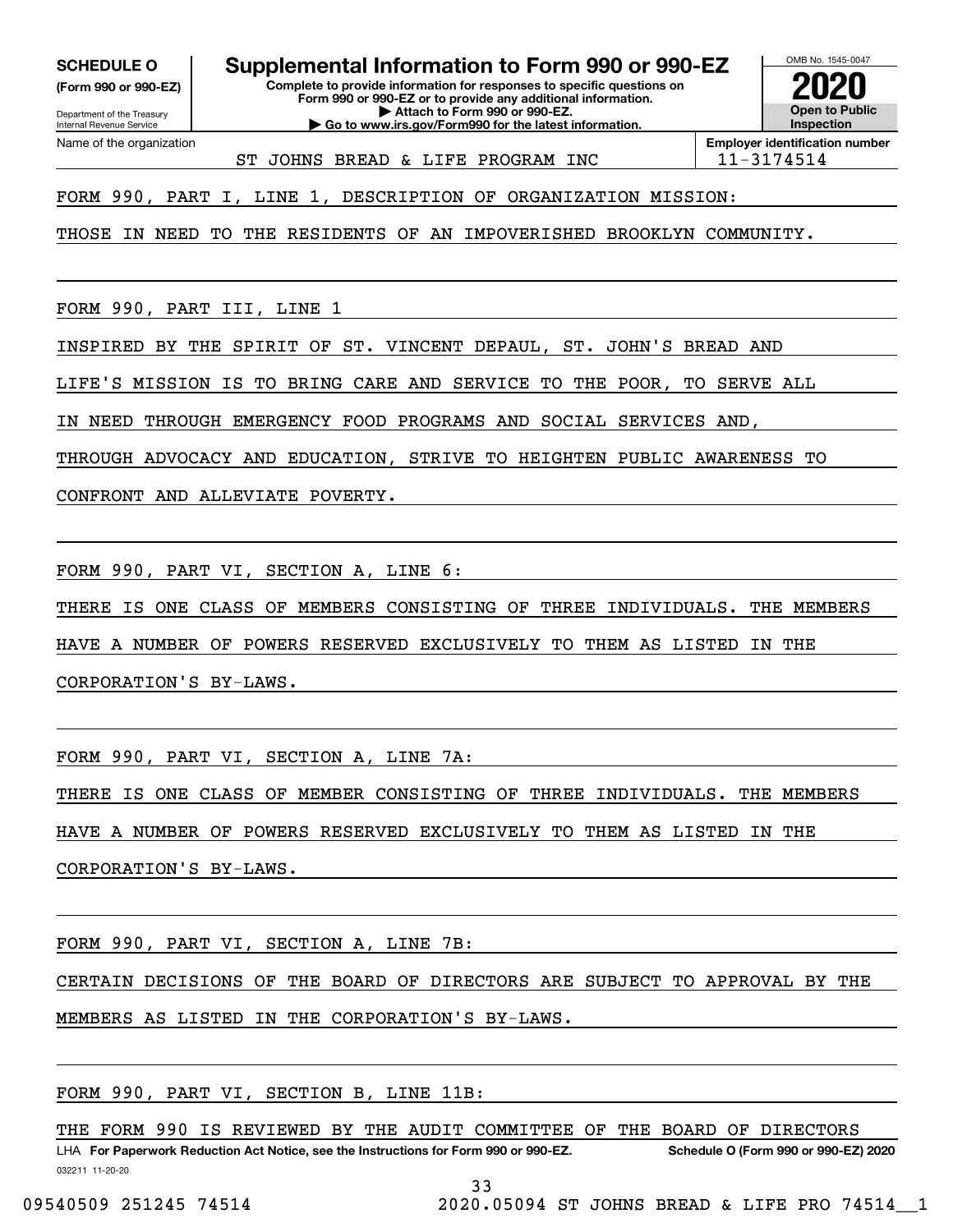**SCHEDULE O**
**(Form 990 or 990-EZ)**

Department of the Treasury
Internal Revenue Service

# Supplemental Information to Form 990 or 990-EZ

**Complete to provide information for responses to specific questions on Form 990 or 990-EZ or to provide any additional information.**
**▶ Attach to Form 990 or 990-EZ.**
**▶ Go to www.irs.gov/Form990 for the latest information.**

OMB No. 1545-0047
**2020**
**Open to Public Inspection**

Name of the organization: ST JOHNS BREAD & LIFE PROGRAM INC
**Employer identification number**: 11-3174514

FORM 990, PART I, LINE 1, DESCRIPTION OF ORGANIZATION MISSION:

THOSE IN NEED TO THE RESIDENTS OF AN IMPOVERISHED BROOKLYN COMMUNITY.

FORM 990, PART III, LINE 1

INSPIRED BY THE SPIRIT OF ST. VINCENT DEPAUL, ST. JOHN'S BREAD AND LIFE'S MISSION IS TO BRING CARE AND SERVICE TO THE POOR, TO SERVE ALL IN NEED THROUGH EMERGENCY FOOD PROGRAMS AND SOCIAL SERVICES AND, THROUGH ADVOCACY AND EDUCATION, STRIVE TO HEIGHTEN PUBLIC AWARENESS TO CONFRONT AND ALLEVIATE POVERTY.

FORM 990, PART VI, SECTION A, LINE 6:

THERE IS ONE CLASS OF MEMBERS CONSISTING OF THREE INDIVIDUALS. THE MEMBERS HAVE A NUMBER OF POWERS RESERVED EXCLUSIVELY TO THEM AS LISTED IN THE CORPORATION'S BY-LAWS.

FORM 990, PART VI, SECTION A, LINE 7A:

THERE IS ONE CLASS OF MEMBER CONSISTING OF THREE INDIVIDUALS. THE MEMBERS HAVE A NUMBER OF POWERS RESERVED EXCLUSIVELY TO THEM AS LISTED IN THE CORPORATION'S BY-LAWS.

FORM 990, PART VI, SECTION A, LINE 7B:

CERTAIN DECISIONS OF THE BOARD OF DIRECTORS ARE SUBJECT TO APPROVAL BY THE MEMBERS AS LISTED IN THE CORPORATION'S BY-LAWS.

FORM 990, PART VI, SECTION B, LINE 11B:

THE FORM 990 IS REVIEWED BY THE AUDIT COMMITTEE OF THE BOARD OF DIRECTORS

LHA **For Paperwork Reduction Act Notice, see the Instructions for Form 990 or 990-EZ.** **Schedule O (Form 990 or 990-EZ) 2020**

032211 11-20-20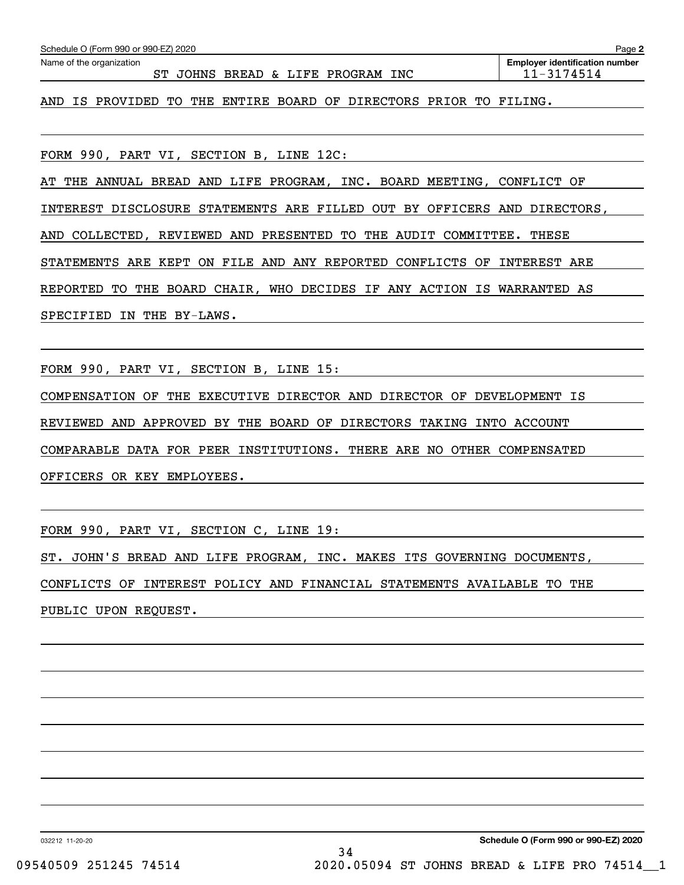Schedule O (Form 990 or 990-EZ) 2020

Name of the organization: ST JOHNS BREAD & LIFE PROGRAM INC

Employer identification number: 11-3174514

AND IS PROVIDED TO THE ENTIRE BOARD OF DIRECTORS PRIOR TO FILING.

FORM 990, PART VI, SECTION B, LINE 12C:

AT THE ANNUAL BREAD AND LIFE PROGRAM, INC. BOARD MEETING, CONFLICT OF INTEREST DISCLOSURE STATEMENTS ARE FILLED OUT BY OFFICERS AND DIRECTORS, AND COLLECTED, REVIEWED AND PRESENTED TO THE AUDIT COMMITTEE. THESE STATEMENTS ARE KEPT ON FILE AND ANY REPORTED CONFLICTS OF INTEREST ARE REPORTED TO THE BOARD CHAIR, WHO DECIDES IF ANY ACTION IS WARRANTED AS SPECIFIED IN THE BY-LAWS.

FORM 990, PART VI, SECTION B, LINE 15:

COMPENSATION OF THE EXECUTIVE DIRECTOR AND DIRECTOR OF DEVELOPMENT IS REVIEWED AND APPROVED BY THE BOARD OF DIRECTORS TAKING INTO ACCOUNT COMPARABLE DATA FOR PEER INSTITUTIONS. THERE ARE NO OTHER COMPENSATED OFFICERS OR KEY EMPLOYEES.

FORM 990, PART VI, SECTION C, LINE 19:

ST. JOHN'S BREAD AND LIFE PROGRAM, INC. MAKES ITS GOVERNING DOCUMENTS, CONFLICTS OF INTEREST POLICY AND FINANCIAL STATEMENTS AVAILABLE TO THE PUBLIC UPON REQUEST.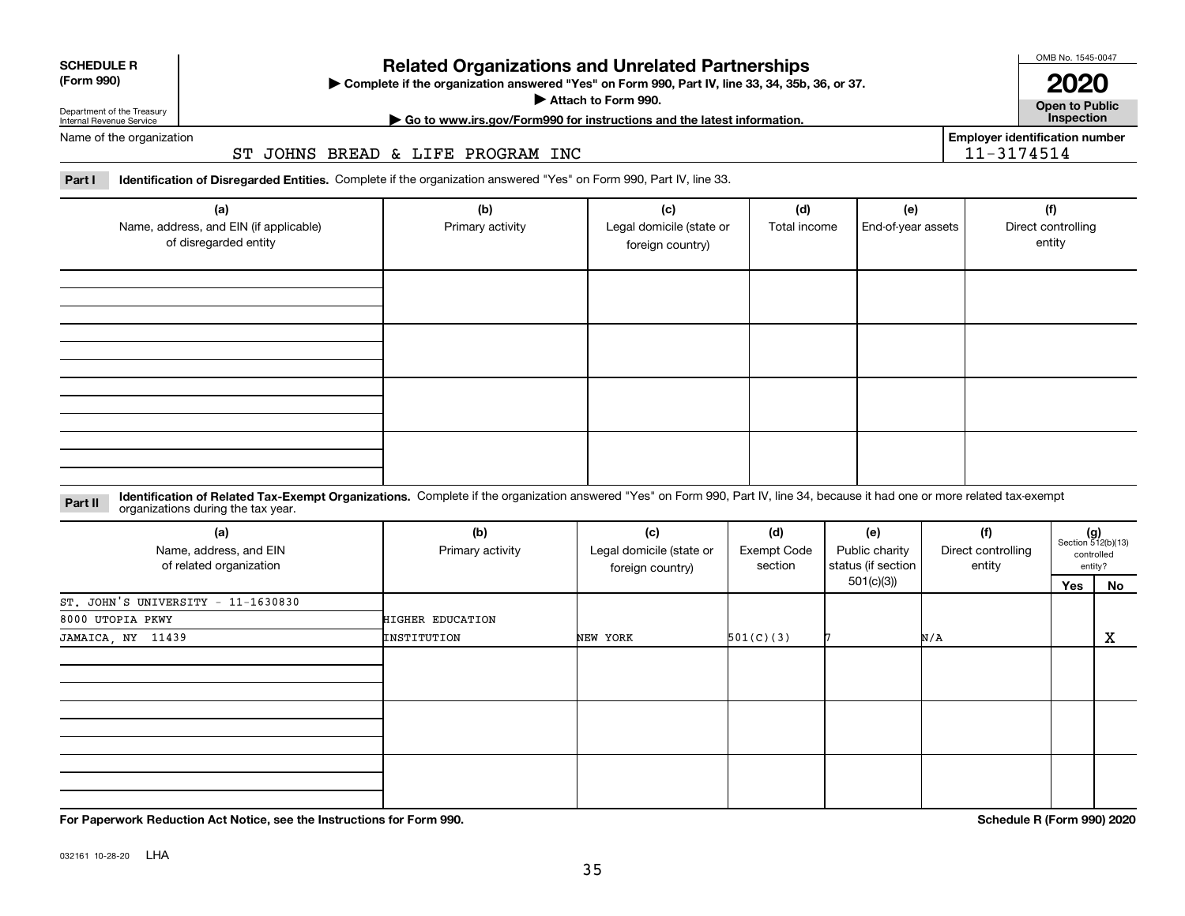**SCHEDULE R (Form 990)**

Department of the Treasury
Internal Revenue Service

# Related Organizations and Unrelated Partnerships

▶ Complete if the organization answered "Yes" on Form 990, Part IV, line 33, 34, 35b, 36, or 37.
▶ Attach to Form 990.
▶ Go to www.irs.gov/Form990 for instructions and the latest information.

OMB No. 1545-0047

**2020**

**Open to Public Inspection**

Name of the organization: ST JOHNS BREAD & LIFE PROGRAM INC

Employer identification number: 11-3174514

**Part I** **Identification of Disregarded Entities.** Complete if the organization answered "Yes" on Form 990, Part IV, line 33.

| (a) Name, address, and EIN (if applicable) of disregarded entity | (b) Primary activity | (c) Legal domicile (state or foreign country) | (d) Total income | (e) End-of-year assets | (f) Direct controlling entity |
|---|---|---|---|---|---|
| | | | | | |
| | | | | | |
| | | | | | |
| | | | | | |

**Part II** **Identification of Related Tax-Exempt Organizations.** Complete if the organization answered "Yes" on Form 990, Part IV, line 34, because it had one or more related tax-exempt organizations during the tax year.

| (a) Name, address, and EIN of related organization | (b) Primary activity | (c) Legal domicile (state or foreign country) | (d) Exempt Code section | (e) Public charity status (if section 501(c)(3)) | (f) Direct controlling entity | (g) Section 512(b)(13) controlled entity? Yes | No |
|---|---|---|---|---|---|---|---|
| ST. JOHN'S UNIVERSITY - 11-1630830<br>8000 UTOPIA PKWY<br>JAMAICA, NY 11439 | HIGHER EDUCATION INSTITUTION | NEW YORK | 501(C)(3) | 7 | N/A | | X |
| | | | | | | | |
| | | | | | | | |
| | | | | | | | |

**For Paperwork Reduction Act Notice, see the Instructions for Form 990.**

**Schedule R (Form 990) 2020**

032161 10-28-20 LHA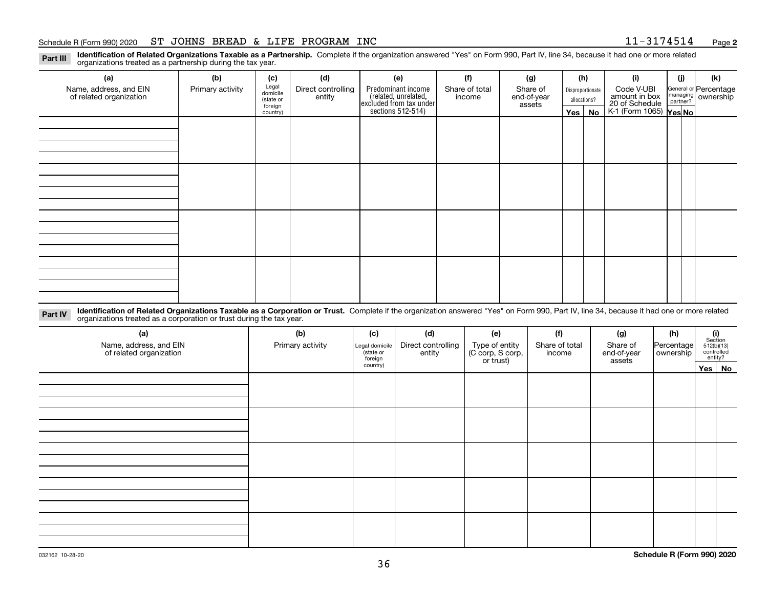Schedule R (Form 990) 2020 ST JOHNS BREAD & LIFE PROGRAM INC 11-3174514

**Part III** **Identification of Related Organizations Taxable as a Partnership.** Complete if the organization answered "Yes" on Form 990, Part IV, line 34, because it had one or more related organizations treated as a partnership during the tax year.

| (a) Name, address, and EIN of related organization | (b) Primary activity | (c) Legal domicile (state or foreign country) | (d) Direct controlling entity | (e) Predominant income (related, unrelated, excluded from tax under sections 512-514) | (f) Share of total income | (g) Share of end-of-year assets | (h) Disproportionate allocations? Yes | (h) No | (i) Code V-UBI amount in box 20 of Schedule K-1 (Form 1065) | (j) General or managing partner? Yes | (j) No | (k) Percentage ownership |
|---|---|---|---|---|---|---|---|---|---|---|---|---|
| | | | | | | | | | | | | |
| | | | | | | | | | | | | |
| | | | | | | | | | | | | |
| | | | | | | | | | | | | |

**Part IV** **Identification of Related Organizations Taxable as a Corporation or Trust.** Complete if the organization answered "Yes" on Form 990, Part IV, line 34, because it had one or more related organizations treated as a corporation or trust during the tax year.

| (a) Name, address, and EIN of related organization | (b) Primary activity | (c) Legal domicile (state or foreign country) | (d) Direct controlling entity | (e) Type of entity (C corp, S corp, or trust) | (f) Share of total income | (g) Share of end-of-year assets | (h) Percentage ownership | (i) Section 512(b)(13) controlled entity? Yes | (i) No |
|---|---|---|---|---|---|---|---|---|---|
| | | | | | | | | | |
| | | | | | | | | | |
| | | | | | | | | | |
| | | | | | | | | | |
| | | | | | | | | | |

032162 10-28-20 **Schedule R (Form 990) 2020**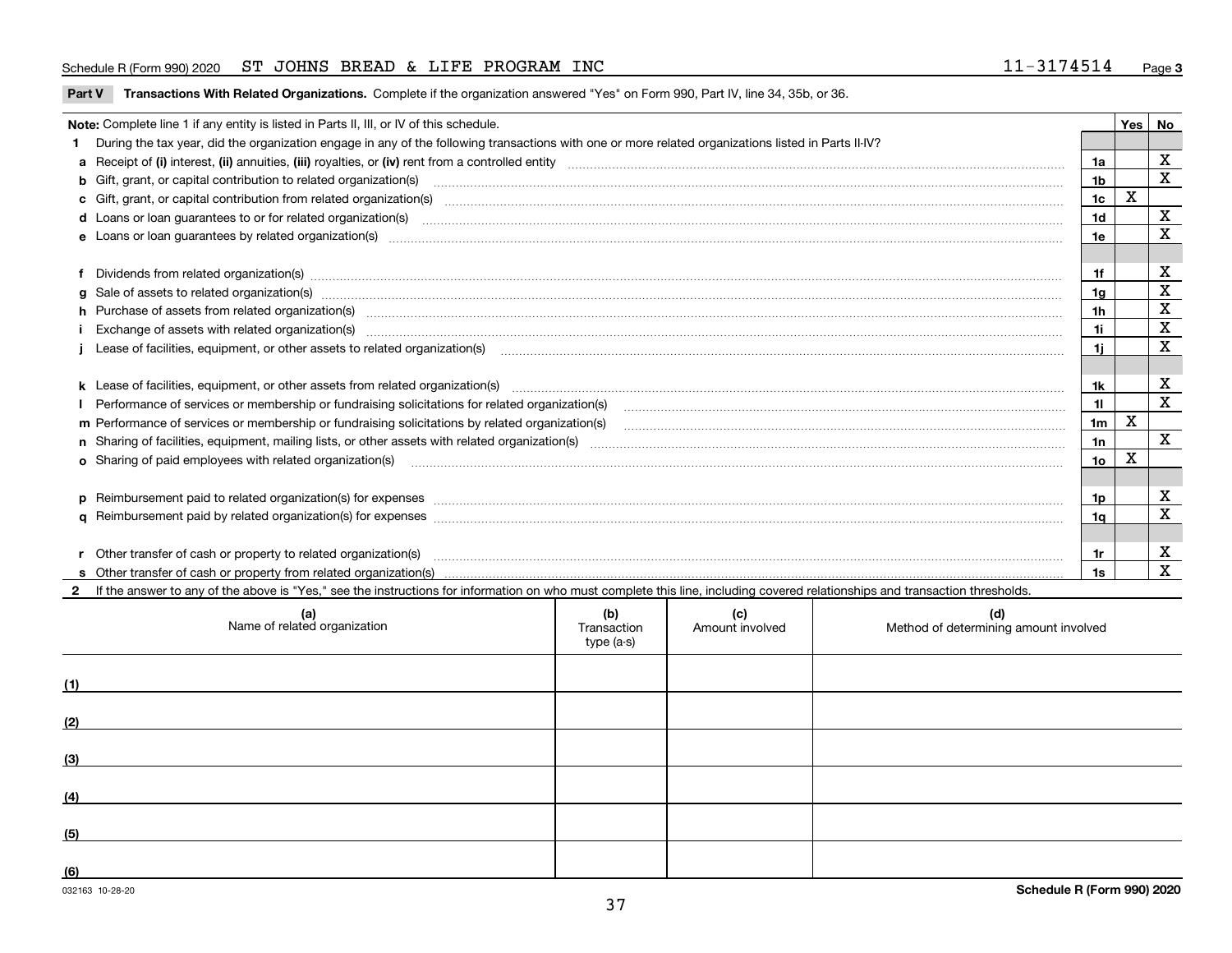Schedule R (Form 990) 2020 ST JOHNS BREAD & LIFE PROGRAM INC 11-3174514 Page 3

**Part V Transactions With Related Organizations.** Complete if the organization answered "Yes" on Form 990, Part IV, line 34, 35b, or 36.

| Note: Complete line 1 if any entity is listed in Parts II, III, or IV of this schedule. | | Yes | No |
|---|---|---|---|
| **1** During the tax year, did the organization engage in any of the following transactions with one or more related organizations listed in Parts II-IV? | | | |
| **a** Receipt of **(i)** interest, **(ii)** annuities, **(iii)** royalties, or **(iv)** rent from a controlled entity | 1a | | X |
| **b** Gift, grant, or capital contribution to related organization(s) | 1b | | X |
| **c** Gift, grant, or capital contribution from related organization(s) | 1c | X | |
| **d** Loans or loan guarantees to or for related organization(s) | 1d | | X |
| **e** Loans or loan guarantees by related organization(s) | 1e | | X |
| **f** Dividends from related organization(s) | 1f | | X |
| **g** Sale of assets to related organization(s) | 1g | | X |
| **h** Purchase of assets from related organization(s) | 1h | | X |
| **i** Exchange of assets with related organization(s) | 1i | | X |
| **j** Lease of facilities, equipment, or other assets to related organization(s) | 1j | | X |
| **k** Lease of facilities, equipment, or other assets from related organization(s) | 1k | | X |
| **l** Performance of services or membership or fundraising solicitations for related organization(s) | 1l | | X |
| **m** Performance of services or membership or fundraising solicitations by related organization(s) | 1m | X | |
| **n** Sharing of facilities, equipment, mailing lists, or other assets with related organization(s) | 1n | | X |
| **o** Sharing of paid employees with related organization(s) | 1o | X | |
| **p** Reimbursement paid to related organization(s) for expenses | 1p | | X |
| **q** Reimbursement paid by related organization(s) for expenses | 1q | | X |
| **r** Other transfer of cash or property to related organization(s) | 1r | | X |
| **s** Other transfer of cash or property from related organization(s) | 1s | | X |

**2** If the answer to any of the above is "Yes," see the instructions for information on who must complete this line, including covered relationships and transaction thresholds.

| | (a) Name of related organization | (b) Transaction type (a-s) | (c) Amount involved | (d) Method of determining amount involved |
|---|---|---|---|---|
| (1) | | | | |
| (2) | | | | |
| (3) | | | | |
| (4) | | | | |
| (5) | | | | |
| (6) | | | | |

032163 10-28-20 **Schedule R (Form 990) 2020**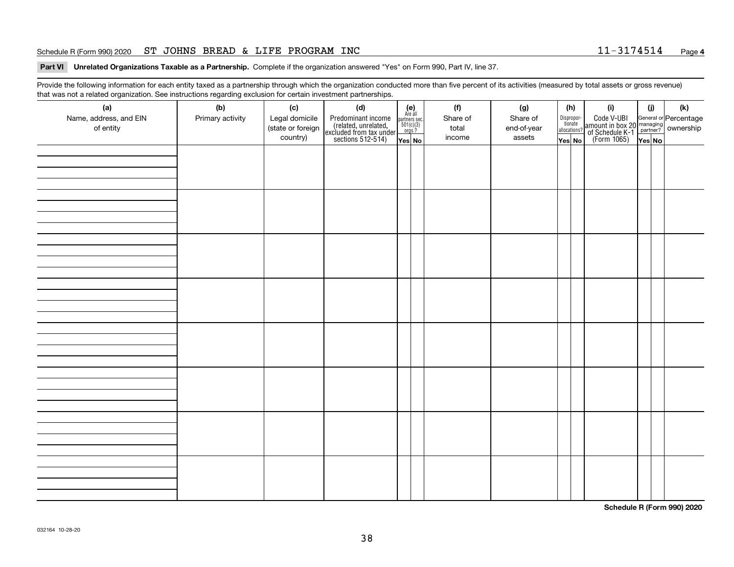Schedule R (Form 990) 2020 ST JOHNS BREAD & LIFE PROGRAM INC 11-3174514 Page **4**

**Part VI Unrelated Organizations Taxable as a Partnership.** Complete if the organization answered "Yes" on Form 990, Part IV, line 37.

Provide the following information for each entity taxed as a partnership through which the organization conducted more than five percent of its activities (measured by total assets or gross revenue) that was not a related organization. See instructions regarding exclusion for certain investment partnerships.

| (a) Name, address, and EIN of entity | (b) Primary activity | (c) Legal domicile (state or foreign country) | (d) Predominant income (related, unrelated, excluded from tax under sections 512-514) | (e) Are all partners sec. 501(c)(3) orgs.? Yes | No | (f) Share of total income | (g) Share of end-of-year assets | (h) Disproportionate allocations? Yes | No | (i) Code V-UBI amount in box 20 of Schedule K-1 (Form 1065) | (j) General or managing partner? Yes | No | (k) Percentage ownership |
|---|---|---|---|---|---|---|---|---|---|---|---|---|---|
| | | | | | | | | | | | | | |
| | | | | | | | | | | | | | |
| | | | | | | | | | | | | | |
| | | | | | | | | | | | | | |
| | | | | | | | | | | | | | |
| | | | | | | | | | | | | | |
| | | | | | | | | | | | | | |
| | | | | | | | | | | | | | |

**Schedule R (Form 990) 2020**

032164 10-28-20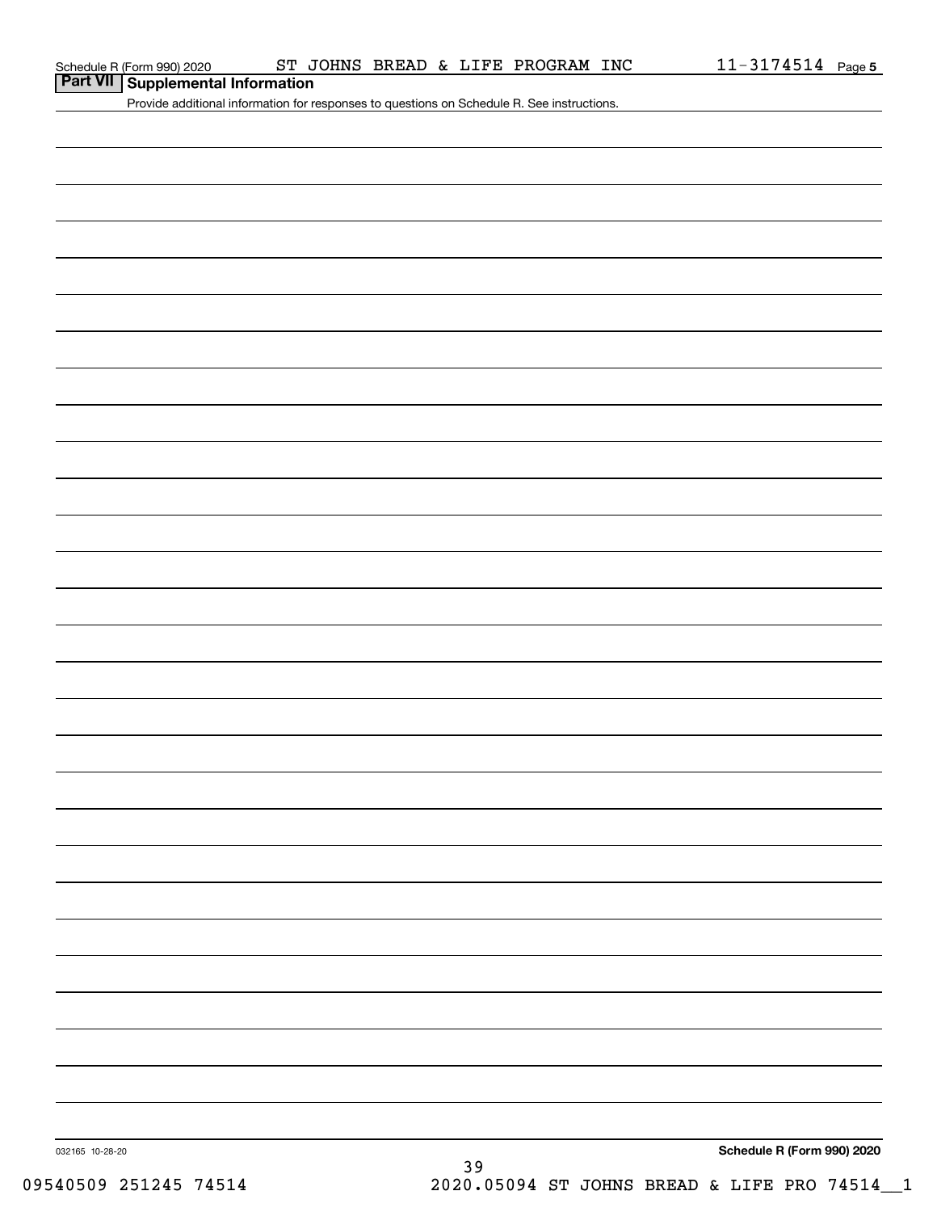Schedule R (Form 990) 2020 ST JOHNS BREAD & LIFE PROGRAM INC 11-3174514 Page 5

## Part VII Supplemental Information

Provide additional information for responses to questions on Schedule R. See instructions.

032165 10-28-20

**Schedule R (Form 990) 2020**

09540509 251245 74514 2020.05094 ST JOHNS BREAD & LIFE PRO 74514__1